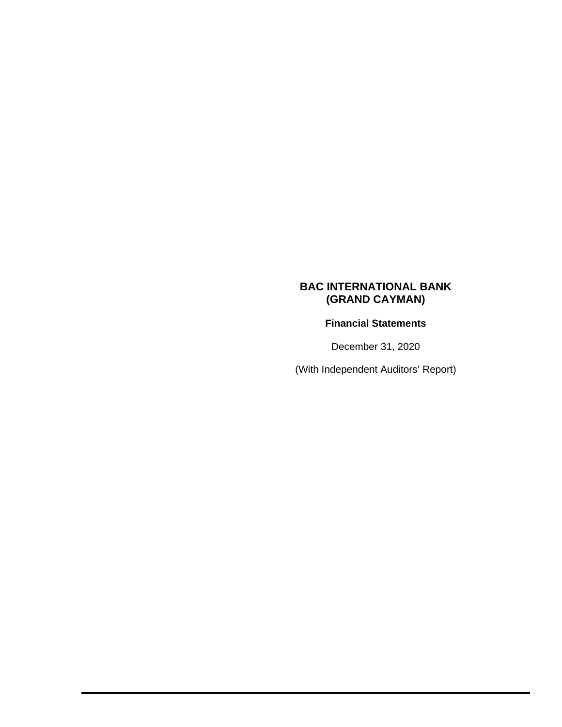# BAC INTERNATIONAL BANK
# (GRAND CAYMAN)

**Financial Statements**

December 31, 2020

(With Independent Auditors' Report)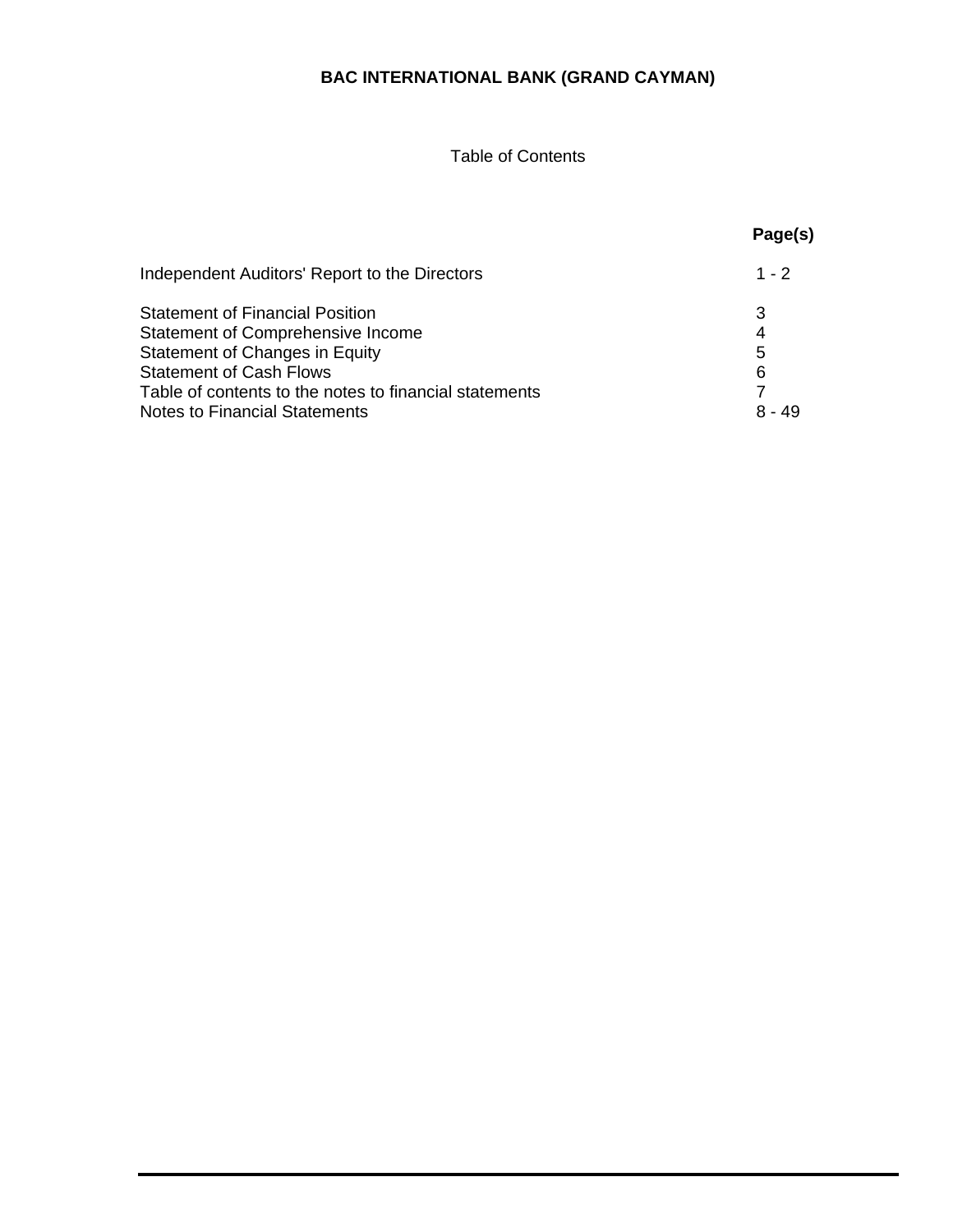# BAC INTERNATIONAL BANK (GRAND CAYMAN)

Table of Contents

| | Page(s) |
|---|---|
| Independent Auditors' Report to the Directors | 1 - 2 |
| Statement of Financial Position | 3 |
| Statement of Comprehensive Income | 4 |
| Statement of Changes in Equity | 5 |
| Statement of Cash Flows | 6 |
| Table of contents to the notes to financial statements | 7 |
| Notes to Financial Statements | 8 - 49 |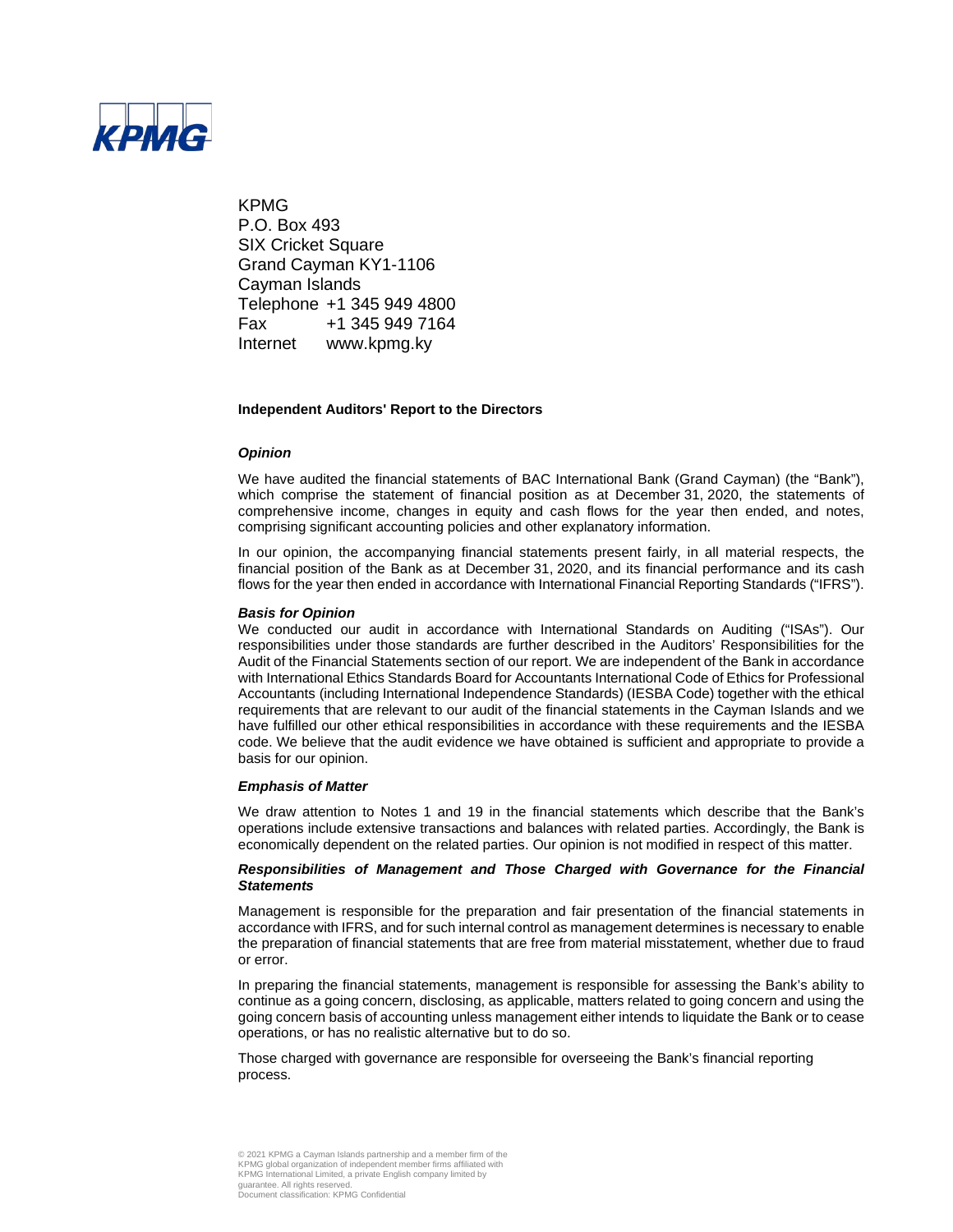KPMG
P.O. Box 493
SIX Cricket Square
Grand Cayman KY1-1106
Cayman Islands
Telephone +1 345 949 4800
Fax +1 345 949 7164
Internet www.kpmg.ky

## Independent Auditors' Report to the Directors

### *Opinion*

We have audited the financial statements of BAC International Bank (Grand Cayman) (the "Bank"), which comprise the statement of financial position as at December 31, 2020, the statements of comprehensive income, changes in equity and cash flows for the year then ended, and notes, comprising significant accounting policies and other explanatory information.

In our opinion, the accompanying financial statements present fairly, in all material respects, the financial position of the Bank as at December 31, 2020, and its financial performance and its cash flows for the year then ended in accordance with International Financial Reporting Standards ("IFRS").

### *Basis for Opinion*

We conducted our audit in accordance with International Standards on Auditing ("ISAs"). Our responsibilities under those standards are further described in the Auditors' Responsibilities for the Audit of the Financial Statements section of our report. We are independent of the Bank in accordance with International Ethics Standards Board for Accountants International Code of Ethics for Professional Accountants (including International Independence Standards) (IESBA Code) together with the ethical requirements that are relevant to our audit of the financial statements in the Cayman Islands and we have fulfilled our other ethical responsibilities in accordance with these requirements and the IESBA code. We believe that the audit evidence we have obtained is sufficient and appropriate to provide a basis for our opinion.

### *Emphasis of Matter*

We draw attention to Notes 1 and 19 in the financial statements which describe that the Bank's operations include extensive transactions and balances with related parties. Accordingly, the Bank is economically dependent on the related parties. Our opinion is not modified in respect of this matter.

### *Responsibilities of Management and Those Charged with Governance for the Financial Statements*

Management is responsible for the preparation and fair presentation of the financial statements in accordance with IFRS, and for such internal control as management determines is necessary to enable the preparation of financial statements that are free from material misstatement, whether due to fraud or error.

In preparing the financial statements, management is responsible for assessing the Bank's ability to continue as a going concern, disclosing, as applicable, matters related to going concern and using the going concern basis of accounting unless management either intends to liquidate the Bank or to cease operations, or has no realistic alternative but to do so.

Those charged with governance are responsible for overseeing the Bank's financial reporting process.

© 2021 KPMG a Cayman Islands partnership and a member firm of the KPMG global organization of independent member firms affiliated with KPMG International Limited, a private English company limited by guarantee. All rights reserved.
Document classification: KPMG Confidential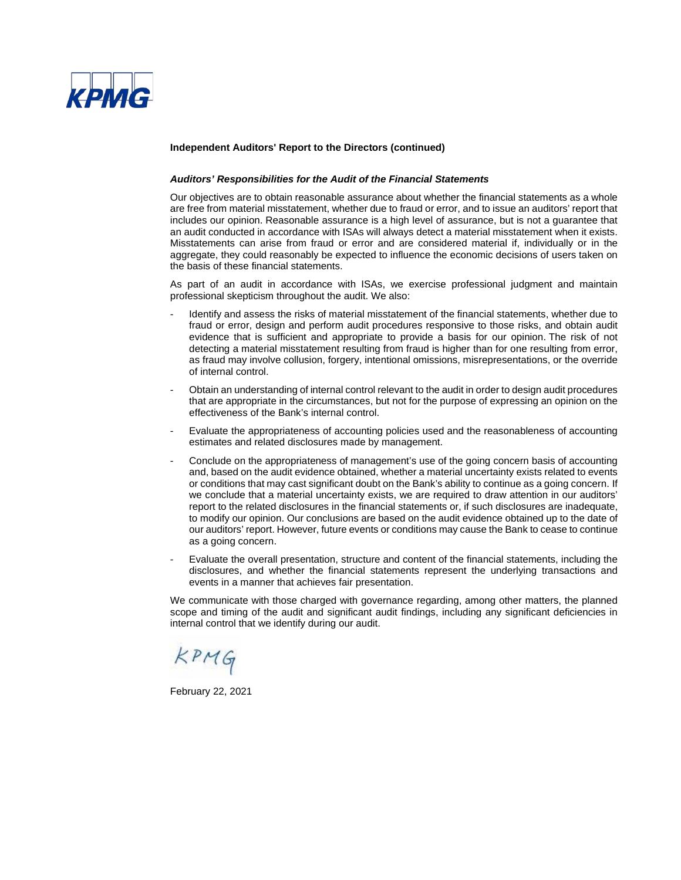**Independent Auditors' Report to the Directors (continued)**

***Auditors' Responsibilities for the Audit of the Financial Statements***

Our objectives are to obtain reasonable assurance about whether the financial statements as a whole are free from material misstatement, whether due to fraud or error, and to issue an auditors' report that includes our opinion. Reasonable assurance is a high level of assurance, but is not a guarantee that an audit conducted in accordance with ISAs will always detect a material misstatement when it exists. Misstatements can arise from fraud or error and are considered material if, individually or in the aggregate, they could reasonably be expected to influence the economic decisions of users taken on the basis of these financial statements.

As part of an audit in accordance with ISAs, we exercise professional judgment and maintain professional skepticism throughout the audit. We also:

- Identify and assess the risks of material misstatement of the financial statements, whether due to fraud or error, design and perform audit procedures responsive to those risks, and obtain audit evidence that is sufficient and appropriate to provide a basis for our opinion. The risk of not detecting a material misstatement resulting from fraud is higher than for one resulting from error, as fraud may involve collusion, forgery, intentional omissions, misrepresentations, or the override of internal control.
- Obtain an understanding of internal control relevant to the audit in order to design audit procedures that are appropriate in the circumstances, but not for the purpose of expressing an opinion on the effectiveness of the Bank's internal control.
- Evaluate the appropriateness of accounting policies used and the reasonableness of accounting estimates and related disclosures made by management.
- Conclude on the appropriateness of management's use of the going concern basis of accounting and, based on the audit evidence obtained, whether a material uncertainty exists related to events or conditions that may cast significant doubt on the Bank's ability to continue as a going concern. If we conclude that a material uncertainty exists, we are required to draw attention in our auditors' report to the related disclosures in the financial statements or, if such disclosures are inadequate, to modify our opinion. Our conclusions are based on the audit evidence obtained up to the date of our auditors' report. However, future events or conditions may cause the Bank to cease to continue as a going concern.
- Evaluate the overall presentation, structure and content of the financial statements, including the disclosures, and whether the financial statements represent the underlying transactions and events in a manner that achieves fair presentation.

We communicate with those charged with governance regarding, among other matters, the planned scope and timing of the audit and significant audit findings, including any significant deficiencies in internal control that we identify during our audit.

KPMG

February 22, 2021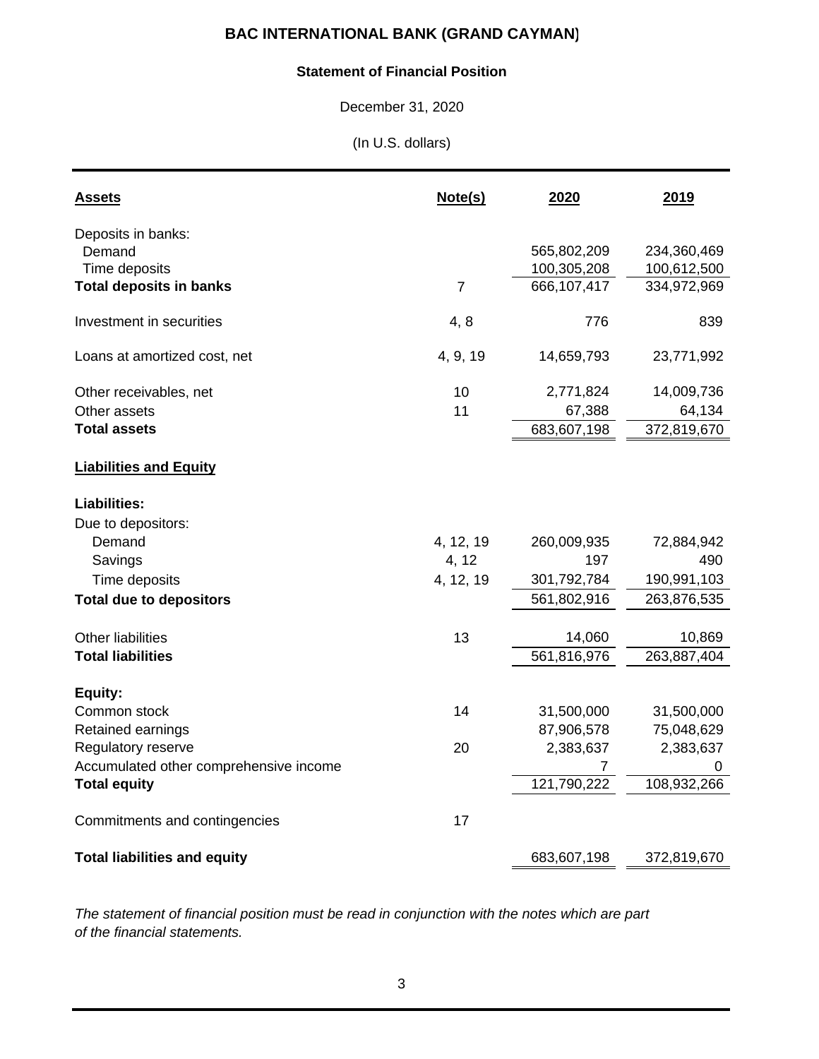# BAC INTERNATIONAL BANK (GRAND CAYMAN)

## Statement of Financial Position

December 31, 2020

(In U.S. dollars)

| Assets | Note(s) | 2020 | 2019 |
|---|---|---|---|
| Deposits in banks: | | | |
| Demand | | 565,802,209 | 234,360,469 |
| Time deposits | | 100,305,208 | 100,612,500 |
| **Total deposits in banks** | 7 | 666,107,417 | 334,972,969 |
| Investment in securities | 4, 8 | 776 | 839 |
| Loans at amortized cost, net | 4, 9, 19 | 14,659,793 | 23,771,992 |
| Other receivables, net | 10 | 2,771,824 | 14,009,736 |
| Other assets | 11 | 67,388 | 64,134 |
| **Total assets** | | 683,607,198 | 372,819,670 |
| **Liabilities and Equity** | | | |
| **Liabilities:** | | | |
| Due to depositors: | | | |
| Demand | 4, 12, 19 | 260,009,935 | 72,884,942 |
| Savings | 4, 12 | 197 | 490 |
| Time deposits | 4, 12, 19 | 301,792,784 | 190,991,103 |
| **Total due to depositors** | | 561,802,916 | 263,876,535 |
| Other liabilities | 13 | 14,060 | 10,869 |
| **Total liabilities** | | 561,816,976 | 263,887,404 |
| **Equity:** | | | |
| Common stock | 14 | 31,500,000 | 31,500,000 |
| Retained earnings | | 87,906,578 | 75,048,629 |
| Regulatory reserve | 20 | 2,383,637 | 2,383,637 |
| Accumulated other comprehensive income | | 7 | 0 |
| **Total equity** | | 121,790,222 | 108,932,266 |
| Commitments and contingencies | 17 | | |
| **Total liabilities and equity** | | 683,607,198 | 372,819,670 |

*The statement of financial position must be read in conjunction with the notes which are part of the financial statements.*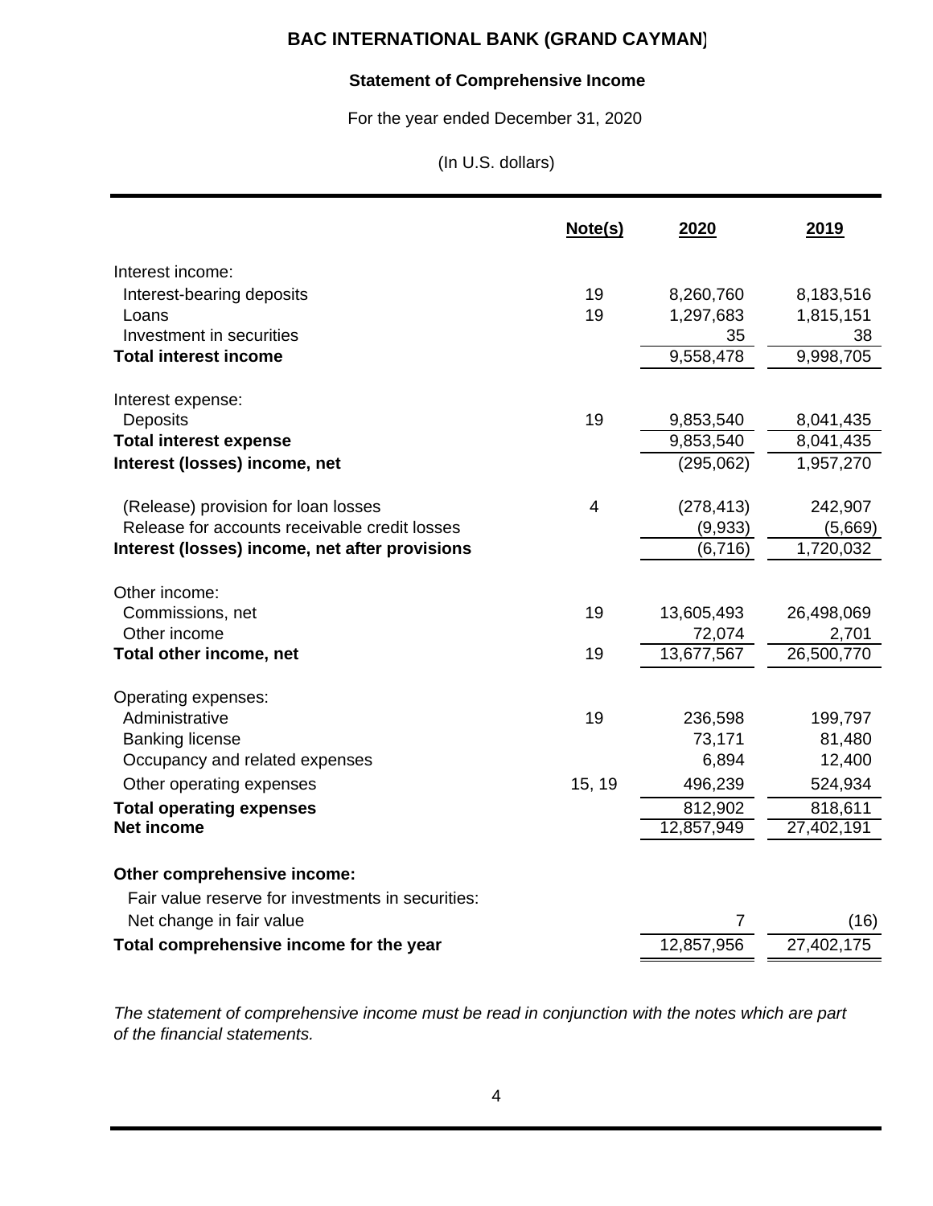# BAC INTERNATIONAL BANK (GRAND CAYMAN)

## Statement of Comprehensive Income

For the year ended December 31, 2020

(In U.S. dollars)

| | Note(s) | 2020 | 2019 |
|---|---|---|---|
| Interest income: | | | |
| Interest-bearing deposits | 19 | 8,260,760 | 8,183,516 |
| Loans | 19 | 1,297,683 | 1,815,151 |
| Investment in securities | | 35 | 38 |
| **Total interest income** | | 9,558,478 | 9,998,705 |
| Interest expense: | | | |
| Deposits | 19 | 9,853,540 | 8,041,435 |
| **Total interest expense** | | 9,853,540 | 8,041,435 |
| **Interest (losses) income, net** | | (295,062) | 1,957,270 |
| (Release) provision for loan losses | 4 | (278,413) | 242,907 |
| Release for accounts receivable credit losses | | (9,933) | (5,669) |
| **Interest (losses) income, net after provisions** | | (6,716) | 1,720,032 |
| Other income: | | | |
| Commissions, net | 19 | 13,605,493 | 26,498,069 |
| Other income | | 72,074 | 2,701 |
| **Total other income, net** | 19 | 13,677,567 | 26,500,770 |
| Operating expenses: | | | |
| Administrative | 19 | 236,598 | 199,797 |
| Banking license | | 73,171 | 81,480 |
| Occupancy and related expenses | | 6,894 | 12,400 |
| Other operating expenses | 15, 19 | 496,239 | 524,934 |
| **Total operating expenses** | | 812,902 | 818,611 |
| **Net income** | | 12,857,949 | 27,402,191 |
| **Other comprehensive income:** | | | |
| Fair value reserve for investments in securities: | | | |
| Net change in fair value | | 7 | (16) |
| **Total comprehensive income for the year** | | 12,857,956 | 27,402,175 |

*The statement of comprehensive income must be read in conjunction with the notes which are part of the financial statements.*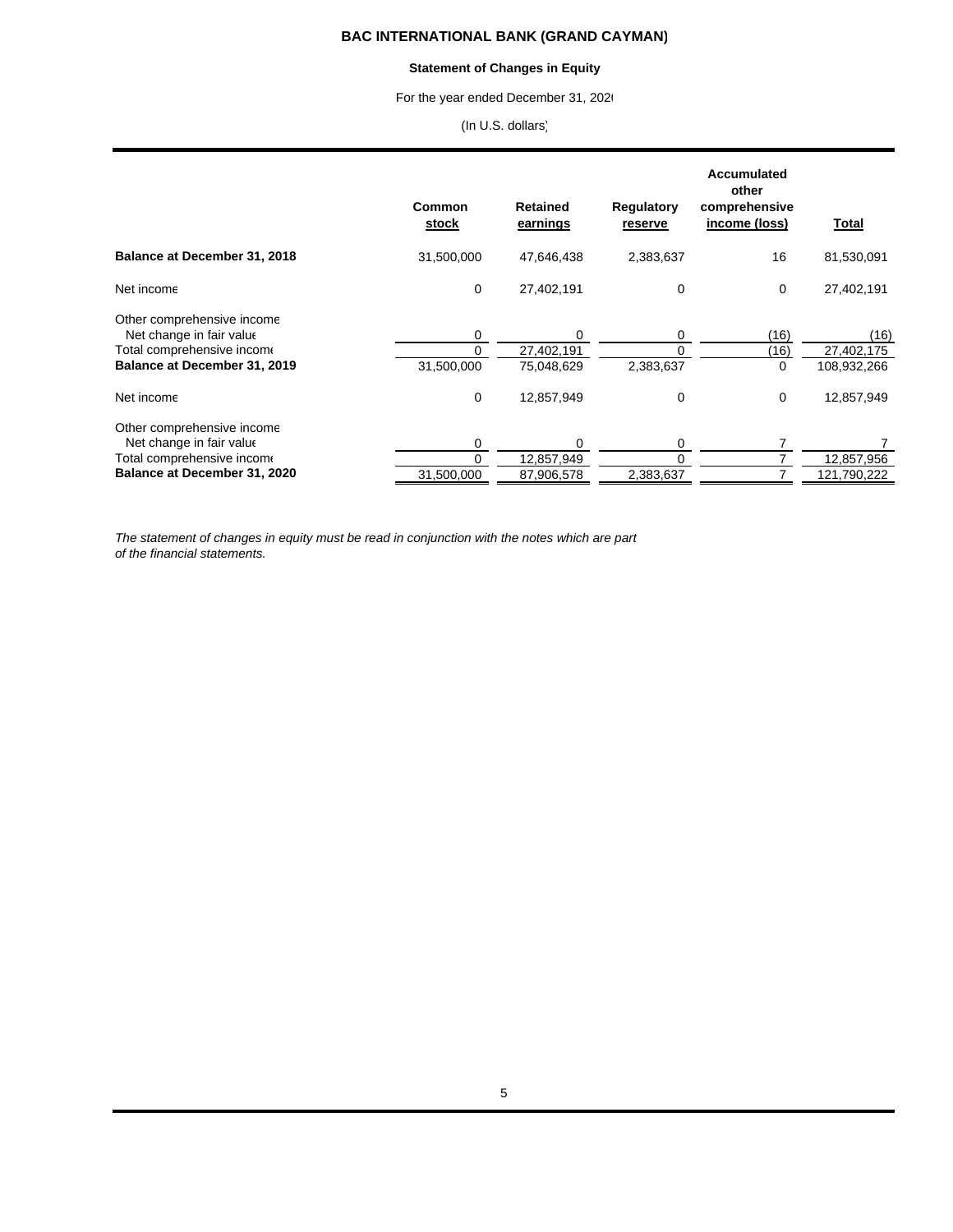# BAC INTERNATIONAL BANK (GRAND CAYMAN)

## Statement of Changes in Equity

For the year ended December 31, 2020

(In U.S. dollars)

| | Common stock | Retained earnings | Regulatory reserve | Accumulated other comprehensive income (loss) | Total |
|---|---|---|---|---|---|
| **Balance at December 31, 2018** | 31,500,000 | 47,646,438 | 2,383,637 | 16 | 81,530,091 |
| Net income | 0 | 27,402,191 | 0 | 0 | 27,402,191 |
| Other comprehensive income | | | | | |
| Net change in fair value | 0 | 0 | 0 | (16) | (16) |
| Total comprehensive income | 0 | 27,402,191 | 0 | (16) | 27,402,175 |
| **Balance at December 31, 2019** | 31,500,000 | 75,048,629 | 2,383,637 | 0 | 108,932,266 |
| Net income | 0 | 12,857,949 | 0 | 0 | 12,857,949 |
| Other comprehensive income | | | | | |
| Net change in fair value | 0 | 0 | 0 | 7 | 7 |
| Total comprehensive income | 0 | 12,857,949 | 0 | 7 | 12,857,956 |
| **Balance at December 31, 2020** | 31,500,000 | 87,906,578 | 2,383,637 | 7 | 121,790,222 |

*The statement of changes in equity must be read in conjunction with the notes which are part of the financial statements.*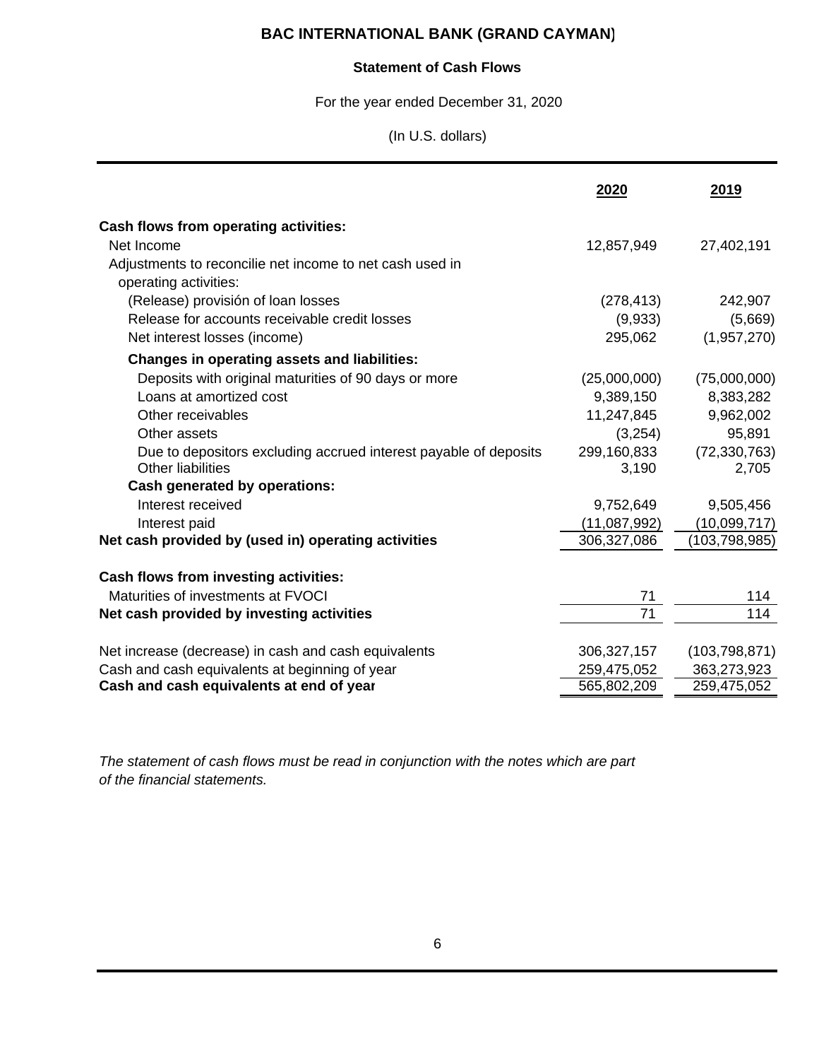# BAC INTERNATIONAL BANK (GRAND CAYMAN)

## Statement of Cash Flows

For the year ended December 31, 2020

(In U.S. dollars)

| | 2020 | 2019 |
|---|---|---|
| **Cash flows from operating activities:** | | |
| Net Income | 12,857,949 | 27,402,191 |
| Adjustments to reconcilie net income to net cash used in operating activities: | | |
| (Release) provisión of loan losses | (278,413) | 242,907 |
| Release for accounts receivable credit losses | (9,933) | (5,669) |
| Net interest losses (income) | 295,062 | (1,957,270) |
| **Changes in operating assets and liabilities:** | | |
| Deposits with original maturities of 90 days or more | (25,000,000) | (75,000,000) |
| Loans at amortized cost | 9,389,150 | 8,383,282 |
| Other receivables | 11,247,845 | 9,962,002 |
| Other assets | (3,254) | 95,891 |
| Due to depositors excluding accrued interest payable of deposits | 299,160,833 | (72,330,763) |
| Other liabilities | 3,190 | 2,705 |
| **Cash generated by operations:** | | |
| Interest received | 9,752,649 | 9,505,456 |
| Interest paid | (11,087,992) | (10,099,717) |
| **Net cash provided by (used in) operating activities** | 306,327,086 | (103,798,985) |
| | | |
| **Cash flows from investing activities:** | | |
| Maturities of investments at FVOCI | 71 | 114 |
| **Net cash provided by investing activities** | 71 | 114 |
| | | |
| Net increase (decrease) in cash and cash equivalents | 306,327,157 | (103,798,871) |
| Cash and cash equivalents at beginning of year | 259,475,052 | 363,273,923 |
| **Cash and cash equivalents at end of year** | 565,802,209 | 259,475,052 |

*The statement of cash flows must be read in conjunction with the notes which are part of the financial statements.*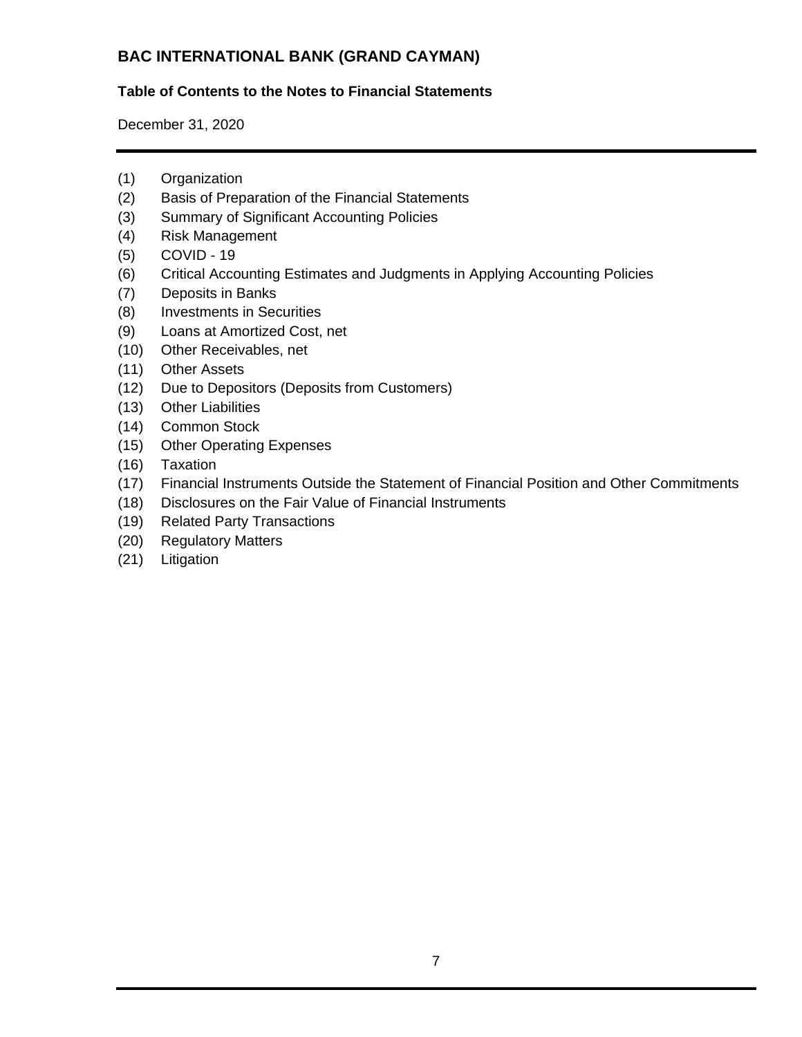# BAC INTERNATIONAL BANK (GRAND CAYMAN)

**Table of Contents to the Notes to Financial Statements**

December 31, 2020

(1) Organization
(2) Basis of Preparation of the Financial Statements
(3) Summary of Significant Accounting Policies
(4) Risk Management
(5) COVID - 19
(6) Critical Accounting Estimates and Judgments in Applying Accounting Policies
(7) Deposits in Banks
(8) Investments in Securities
(9) Loans at Amortized Cost, net
(10) Other Receivables, net
(11) Other Assets
(12) Due to Depositors (Deposits from Customers)
(13) Other Liabilities
(14) Common Stock
(15) Other Operating Expenses
(16) Taxation
(17) Financial Instruments Outside the Statement of Financial Position and Other Commitments
(18) Disclosures on the Fair Value of Financial Instruments
(19) Related Party Transactions
(20) Regulatory Matters
(21) Litigation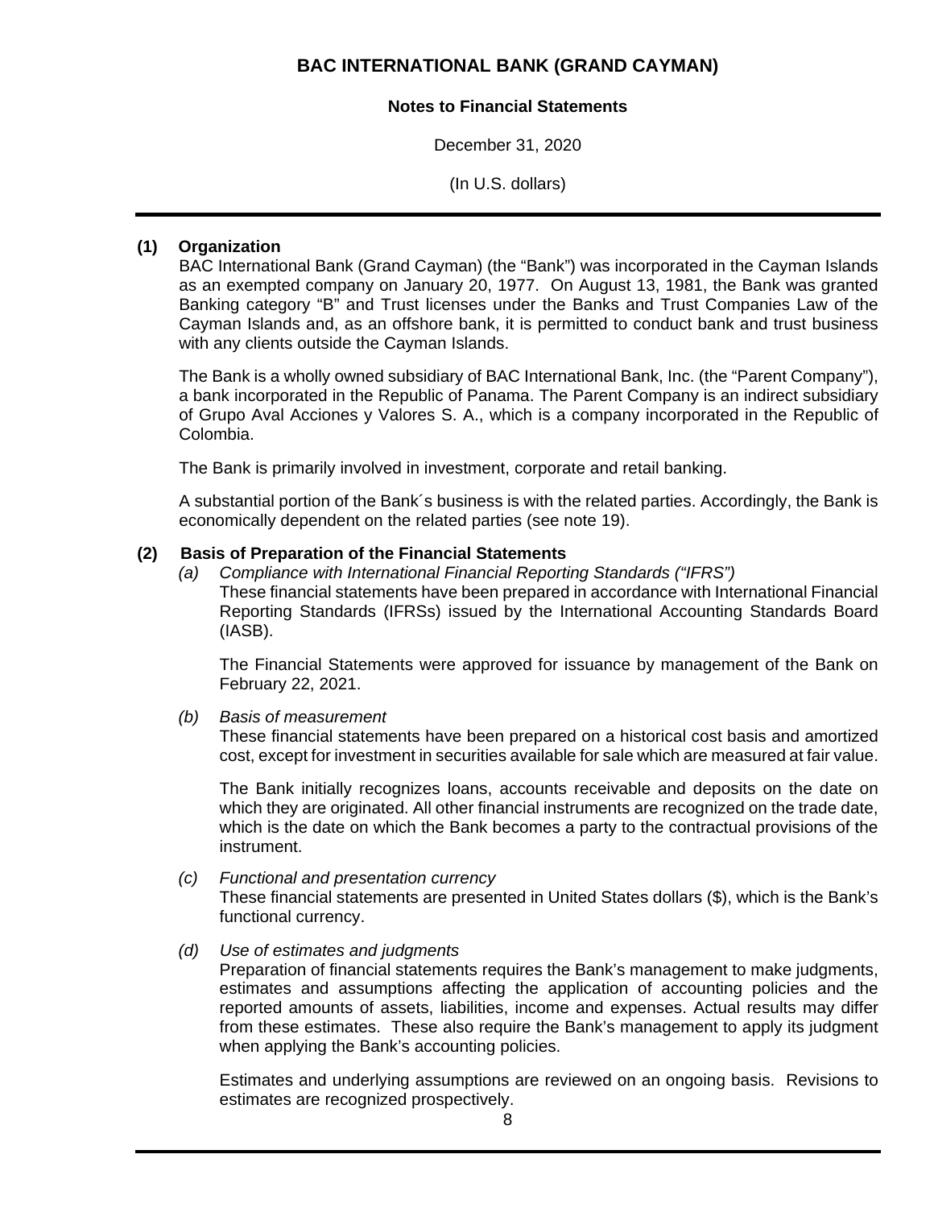# BAC INTERNATIONAL BANK (GRAND CAYMAN)

**Notes to Financial Statements**

December 31, 2020

(In U.S. dollars)

---

**(1) Organization**

BAC International Bank (Grand Cayman) (the "Bank") was incorporated in the Cayman Islands as an exempted company on January 20, 1977. On August 13, 1981, the Bank was granted Banking category "B" and Trust licenses under the Banks and Trust Companies Law of the Cayman Islands and, as an offshore bank, it is permitted to conduct bank and trust business with any clients outside the Cayman Islands.

The Bank is a wholly owned subsidiary of BAC International Bank, Inc. (the "Parent Company"), a bank incorporated in the Republic of Panama. The Parent Company is an indirect subsidiary of Grupo Aval Acciones y Valores S. A., which is a company incorporated in the Republic of Colombia.

The Bank is primarily involved in investment, corporate and retail banking.

A substantial portion of the Bank´s business is with the related parties. Accordingly, the Bank is economically dependent on the related parties (see note 19).

**(2) Basis of Preparation of the Financial Statements**

*(a) Compliance with International Financial Reporting Standards ("IFRS")*

These financial statements have been prepared in accordance with International Financial Reporting Standards (IFRSs) issued by the International Accounting Standards Board (IASB).

The Financial Statements were approved for issuance by management of the Bank on February 22, 2021.

*(b) Basis of measurement*

These financial statements have been prepared on a historical cost basis and amortized cost, except for investment in securities available for sale which are measured at fair value.

The Bank initially recognizes loans, accounts receivable and deposits on the date on which they are originated. All other financial instruments are recognized on the trade date, which is the date on which the Bank becomes a party to the contractual provisions of the instrument.

*(c) Functional and presentation currency*

These financial statements are presented in United States dollars ($), which is the Bank's functional currency.

*(d) Use of estimates and judgments*

Preparation of financial statements requires the Bank's management to make judgments, estimates and assumptions affecting the application of accounting policies and the reported amounts of assets, liabilities, income and expenses. Actual results may differ from these estimates. These also require the Bank's management to apply its judgment when applying the Bank's accounting policies.

Estimates and underlying assumptions are reviewed on an ongoing basis. Revisions to estimates are recognized prospectively.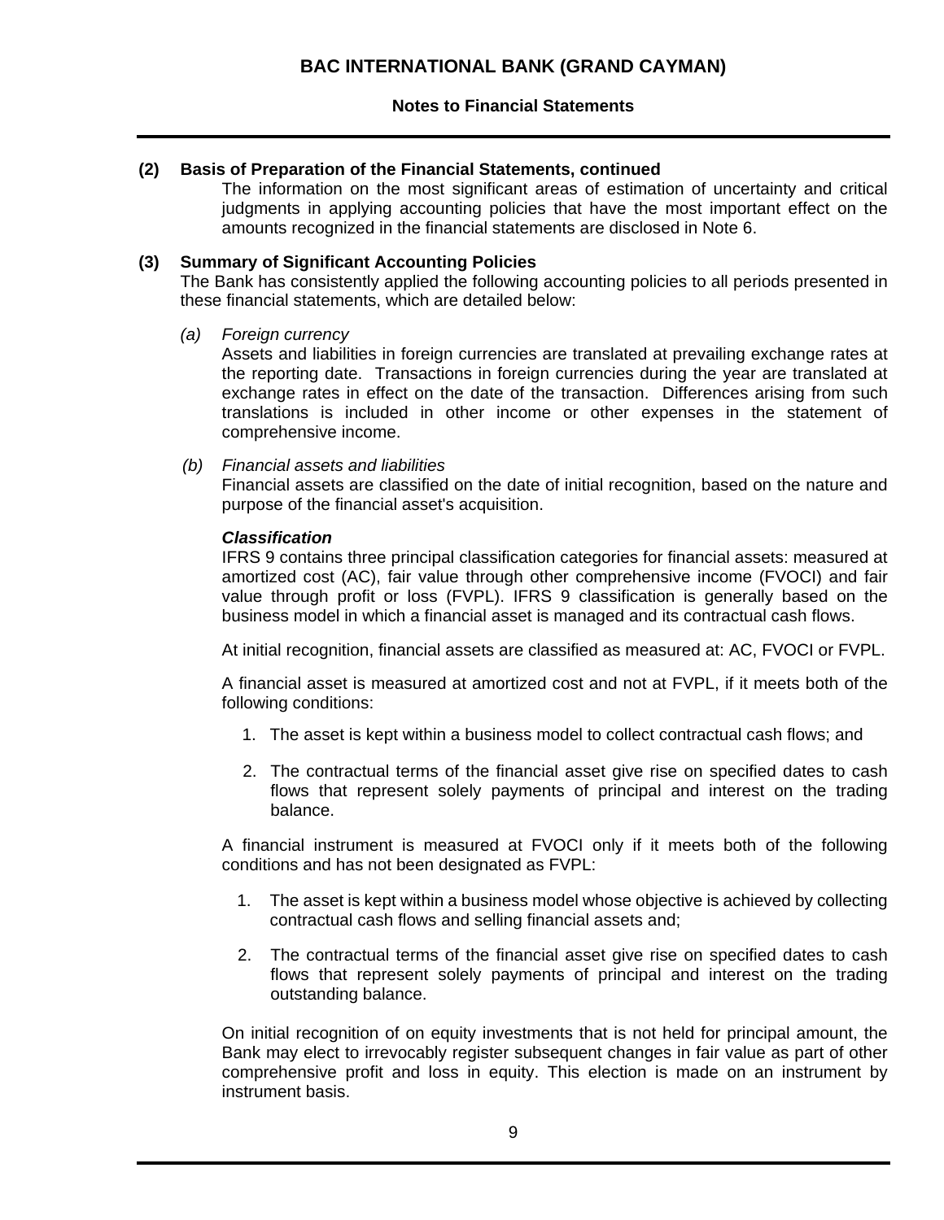## (2) Basis of Preparation of the Financial Statements, continued

The information on the most significant areas of estimation of uncertainty and critical judgments in applying accounting policies that have the most important effect on the amounts recognized in the financial statements are disclosed in Note 6.

## (3) Summary of Significant Accounting Policies

The Bank has consistently applied the following accounting policies to all periods presented in these financial statements, which are detailed below:

*(a) Foreign currency*

Assets and liabilities in foreign currencies are translated at prevailing exchange rates at the reporting date. Transactions in foreign currencies during the year are translated at exchange rates in effect on the date of the transaction. Differences arising from such translations is included in other income or other expenses in the statement of comprehensive income.

*(b) Financial assets and liabilities*

Financial assets are classified on the date of initial recognition, based on the nature and purpose of the financial asset's acquisition.

***Classification***

IFRS 9 contains three principal classification categories for financial assets: measured at amortized cost (AC), fair value through other comprehensive income (FVOCI) and fair value through profit or loss (FVPL). IFRS 9 classification is generally based on the business model in which a financial asset is managed and its contractual cash flows.

At initial recognition, financial assets are classified as measured at: AC, FVOCI or FVPL.

A financial asset is measured at amortized cost and not at FVPL, if it meets both of the following conditions:

1. The asset is kept within a business model to collect contractual cash flows; and
2. The contractual terms of the financial asset give rise on specified dates to cash flows that represent solely payments of principal and interest on the trading balance.

A financial instrument is measured at FVOCI only if it meets both of the following conditions and has not been designated as FVPL:

1. The asset is kept within a business model whose objective is achieved by collecting contractual cash flows and selling financial assets and;
2. The contractual terms of the financial asset give rise on specified dates to cash flows that represent solely payments of principal and interest on the trading outstanding balance.

On initial recognition of on equity investments that is not held for principal amount, the Bank may elect to irrevocably register subsequent changes in fair value as part of other comprehensive profit and loss in equity. This election is made on an instrument by instrument basis.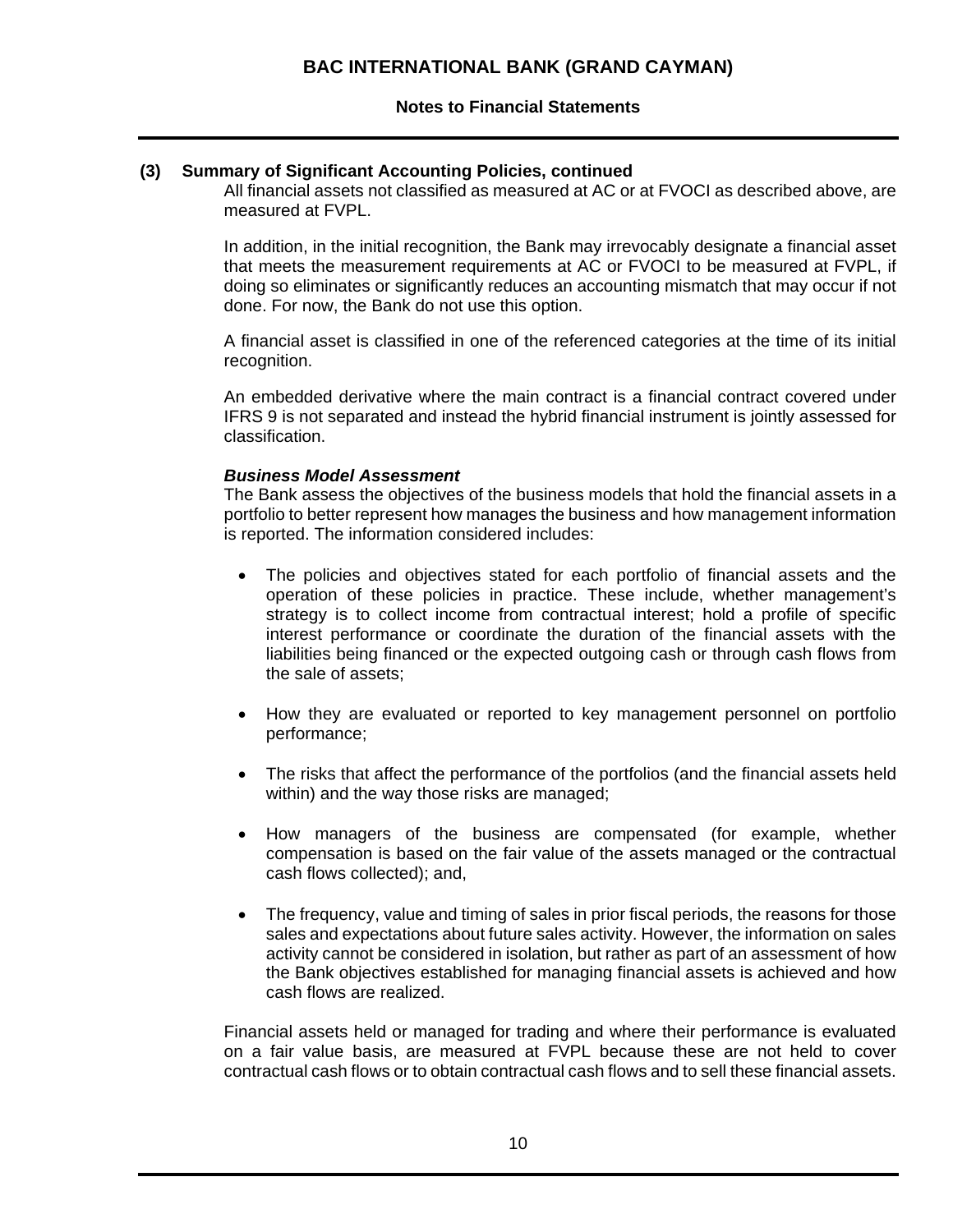### (3) Summary of Significant Accounting Policies, continued

All financial assets not classified as measured at AC or at FVOCI as described above, are measured at FVPL.

In addition, in the initial recognition, the Bank may irrevocably designate a financial asset that meets the measurement requirements at AC or FVOCI to be measured at FVPL, if doing so eliminates or significantly reduces an accounting mismatch that may occur if not done. For now, the Bank do not use this option.

A financial asset is classified in one of the referenced categories at the time of its initial recognition.

An embedded derivative where the main contract is a financial contract covered under IFRS 9 is not separated and instead the hybrid financial instrument is jointly assessed for classification.

***Business Model Assessment***

The Bank assess the objectives of the business models that hold the financial assets in a portfolio to better represent how manages the business and how management information is reported. The information considered includes:

- The policies and objectives stated for each portfolio of financial assets and the operation of these policies in practice. These include, whether management's strategy is to collect income from contractual interest; hold a profile of specific interest performance or coordinate the duration of the financial assets with the liabilities being financed or the expected outgoing cash or through cash flows from the sale of assets;

- How they are evaluated or reported to key management personnel on portfolio performance;

- The risks that affect the performance of the portfolios (and the financial assets held within) and the way those risks are managed;

- How managers of the business are compensated (for example, whether compensation is based on the fair value of the assets managed or the contractual cash flows collected); and,

- The frequency, value and timing of sales in prior fiscal periods, the reasons for those sales and expectations about future sales activity. However, the information on sales activity cannot be considered in isolation, but rather as part of an assessment of how the Bank objectives established for managing financial assets is achieved and how cash flows are realized.

Financial assets held or managed for trading and where their performance is evaluated on a fair value basis, are measured at FVPL because these are not held to cover contractual cash flows or to obtain contractual cash flows and to sell these financial assets.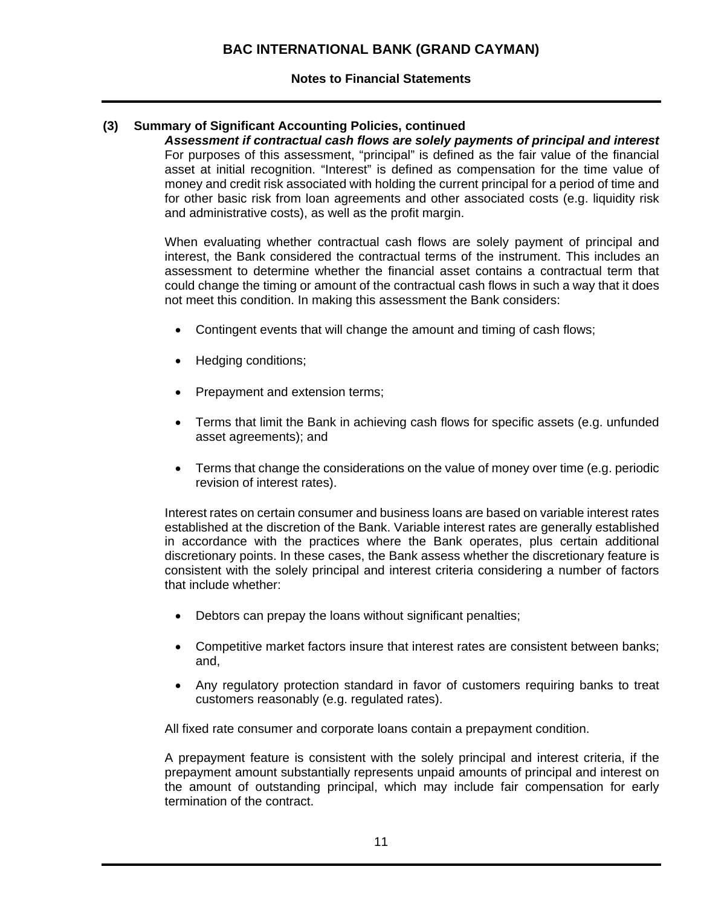### (3) Summary of Significant Accounting Policies, continued

***Assessment if contractual cash flows are solely payments of principal and interest***

For purposes of this assessment, "principal" is defined as the fair value of the financial asset at initial recognition. "Interest" is defined as compensation for the time value of money and credit risk associated with holding the current principal for a period of time and for other basic risk from loan agreements and other associated costs (e.g. liquidity risk and administrative costs), as well as the profit margin.

When evaluating whether contractual cash flows are solely payment of principal and interest, the Bank considered the contractual terms of the instrument. This includes an assessment to determine whether the financial asset contains a contractual term that could change the timing or amount of the contractual cash flows in such a way that it does not meet this condition. In making this assessment the Bank considers:

- Contingent events that will change the amount and timing of cash flows;
- Hedging conditions;
- Prepayment and extension terms;
- Terms that limit the Bank in achieving cash flows for specific assets (e.g. unfunded asset agreements); and
- Terms that change the considerations on the value of money over time (e.g. periodic revision of interest rates).

Interest rates on certain consumer and business loans are based on variable interest rates established at the discretion of the Bank. Variable interest rates are generally established in accordance with the practices where the Bank operates, plus certain additional discretionary points. In these cases, the Bank assess whether the discretionary feature is consistent with the solely principal and interest criteria considering a number of factors that include whether:

- Debtors can prepay the loans without significant penalties;
- Competitive market factors insure that interest rates are consistent between banks; and,
- Any regulatory protection standard in favor of customers requiring banks to treat customers reasonably (e.g. regulated rates).

All fixed rate consumer and corporate loans contain a prepayment condition.

A prepayment feature is consistent with the solely principal and interest criteria, if the prepayment amount substantially represents unpaid amounts of principal and interest on the amount of outstanding principal, which may include fair compensation for early termination of the contract.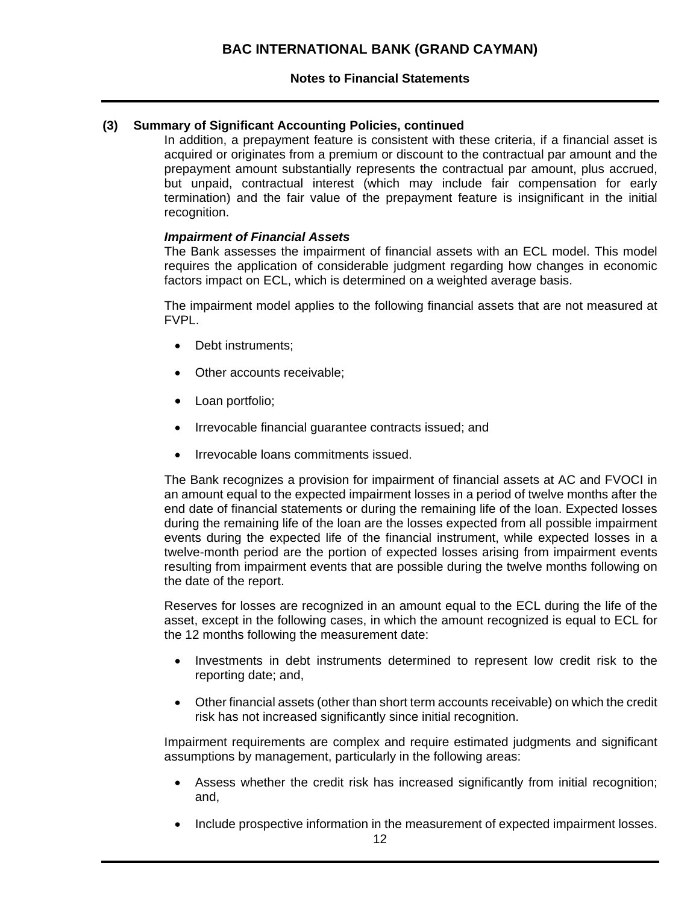## (3) Summary of Significant Accounting Policies, continued

In addition, a prepayment feature is consistent with these criteria, if a financial asset is acquired or originates from a premium or discount to the contractual par amount and the prepayment amount substantially represents the contractual par amount, plus accrued, but unpaid, contractual interest (which may include fair compensation for early termination) and the fair value of the prepayment feature is insignificant in the initial recognition.

***Impairment of Financial Assets***

The Bank assesses the impairment of financial assets with an ECL model. This model requires the application of considerable judgment regarding how changes in economic factors impact on ECL, which is determined on a weighted average basis.

The impairment model applies to the following financial assets that are not measured at FVPL.

- Debt instruments;
- Other accounts receivable;
- Loan portfolio;
- Irrevocable financial guarantee contracts issued; and
- Irrevocable loans commitments issued.

The Bank recognizes a provision for impairment of financial assets at AC and FVOCI in an amount equal to the expected impairment losses in a period of twelve months after the end date of financial statements or during the remaining life of the loan. Expected losses during the remaining life of the loan are the losses expected from all possible impairment events during the expected life of the financial instrument, while expected losses in a twelve-month period are the portion of expected losses arising from impairment events resulting from impairment events that are possible during the twelve months following on the date of the report.

Reserves for losses are recognized in an amount equal to the ECL during the life of the asset, except in the following cases, in which the amount recognized is equal to ECL for the 12 months following the measurement date:

- Investments in debt instruments determined to represent low credit risk to the reporting date; and,
- Other financial assets (other than short term accounts receivable) on which the credit risk has not increased significantly since initial recognition.

Impairment requirements are complex and require estimated judgments and significant assumptions by management, particularly in the following areas:

- Assess whether the credit risk has increased significantly from initial recognition; and,
- Include prospective information in the measurement of expected impairment losses.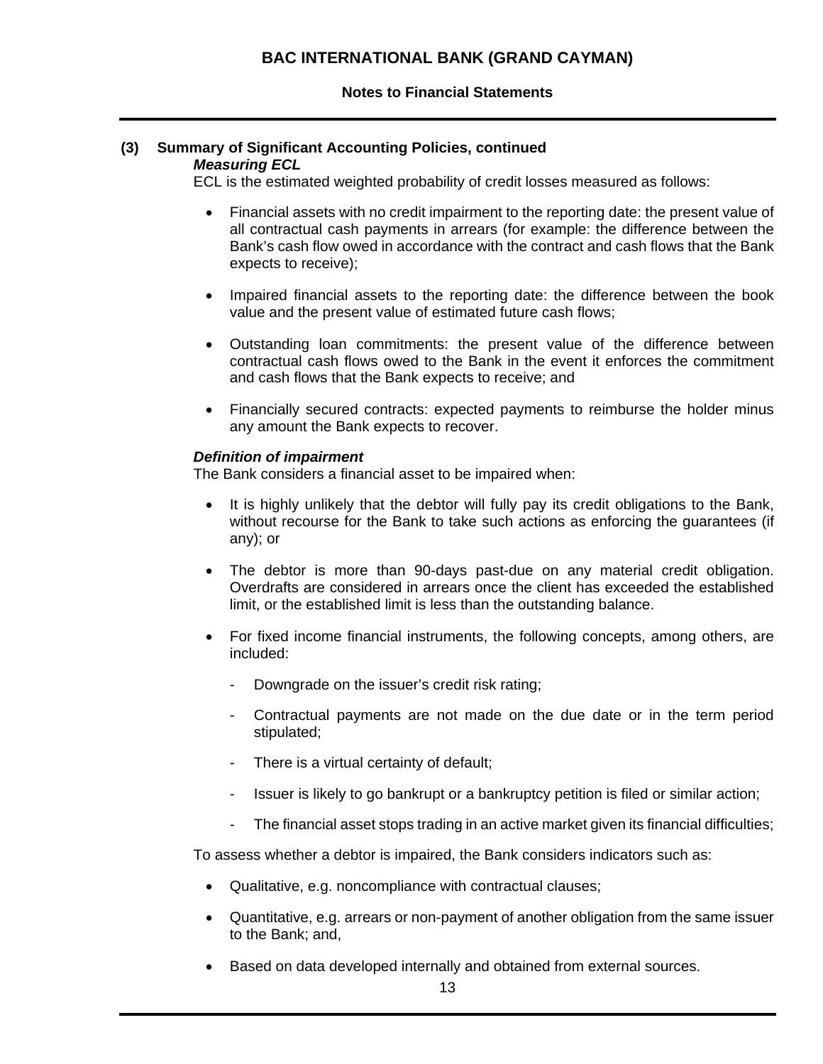## (3) Summary of Significant Accounting Policies, continued

***Measuring ECL***

ECL is the estimated weighted probability of credit losses measured as follows:

- Financial assets with no credit impairment to the reporting date: the present value of all contractual cash payments in arrears (for example: the difference between the Bank's cash flow owed in accordance with the contract and cash flows that the Bank expects to receive);
- Impaired financial assets to the reporting date: the difference between the book value and the present value of estimated future cash flows;
- Outstanding loan commitments: the present value of the difference between contractual cash flows owed to the Bank in the event it enforces the commitment and cash flows that the Bank expects to receive; and
- Financially secured contracts: expected payments to reimburse the holder minus any amount the Bank expects to recover.

***Definition of impairment***

The Bank considers a financial asset to be impaired when:

- It is highly unlikely that the debtor will fully pay its credit obligations to the Bank, without recourse for the Bank to take such actions as enforcing the guarantees (if any); or
- The debtor is more than 90-days past-due on any material credit obligation. Overdrafts are considered in arrears once the client has exceeded the established limit, or the established limit is less than the outstanding balance.
- For fixed income financial instruments, the following concepts, among others, are included:
  - Downgrade on the issuer's credit risk rating;
  - Contractual payments are not made on the due date or in the term period stipulated;
  - There is a virtual certainty of default;
  - Issuer is likely to go bankrupt or a bankruptcy petition is filed or similar action;
  - The financial asset stops trading in an active market given its financial difficulties;

To assess whether a debtor is impaired, the Bank considers indicators such as:

- Qualitative, e.g. noncompliance with contractual clauses;
- Quantitative, e.g. arrears or non-payment of another obligation from the same issuer to the Bank; and,
- Based on data developed internally and obtained from external sources.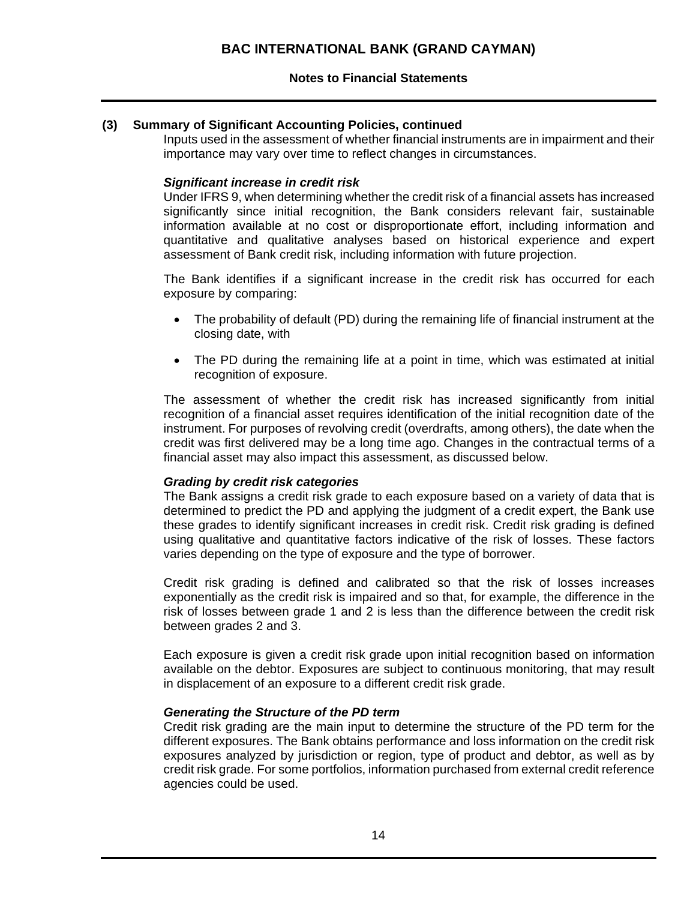## (3) Summary of Significant Accounting Policies, continued

Inputs used in the assessment of whether financial instruments are in impairment and their importance may vary over time to reflect changes in circumstances.

***Significant increase in credit risk***

Under IFRS 9, when determining whether the credit risk of a financial assets has increased significantly since initial recognition, the Bank considers relevant fair, sustainable information available at no cost or disproportionate effort, including information and quantitative and qualitative analyses based on historical experience and expert assessment of Bank credit risk, including information with future projection.

The Bank identifies if a significant increase in the credit risk has occurred for each exposure by comparing:

- The probability of default (PD) during the remaining life of financial instrument at the closing date, with
- The PD during the remaining life at a point in time, which was estimated at initial recognition of exposure.

The assessment of whether the credit risk has increased significantly from initial recognition of a financial asset requires identification of the initial recognition date of the instrument. For purposes of revolving credit (overdrafts, among others), the date when the credit was first delivered may be a long time ago. Changes in the contractual terms of a financial asset may also impact this assessment, as discussed below.

***Grading by credit risk categories***

The Bank assigns a credit risk grade to each exposure based on a variety of data that is determined to predict the PD and applying the judgment of a credit expert, the Bank use these grades to identify significant increases in credit risk. Credit risk grading is defined using qualitative and quantitative factors indicative of the risk of losses. These factors varies depending on the type of exposure and the type of borrower.

Credit risk grading is defined and calibrated so that the risk of losses increases exponentially as the credit risk is impaired and so that, for example, the difference in the risk of losses between grade 1 and 2 is less than the difference between the credit risk between grades 2 and 3.

Each exposure is given a credit risk grade upon initial recognition based on information available on the debtor. Exposures are subject to continuous monitoring, that may result in displacement of an exposure to a different credit risk grade.

***Generating the Structure of the PD term***

Credit risk grading are the main input to determine the structure of the PD term for the different exposures. The Bank obtains performance and loss information on the credit risk exposures analyzed by jurisdiction or region, type of product and debtor, as well as by credit risk grade. For some portfolios, information purchased from external credit reference agencies could be used.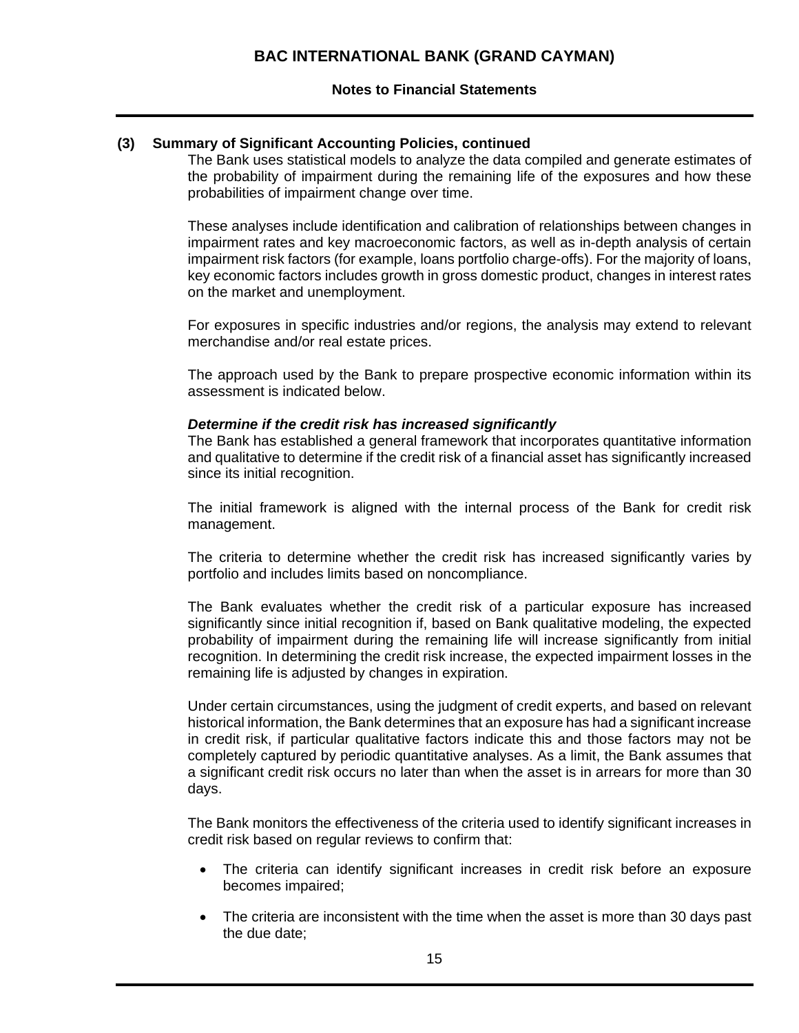## (3) Summary of Significant Accounting Policies, continued

The Bank uses statistical models to analyze the data compiled and generate estimates of the probability of impairment during the remaining life of the exposures and how these probabilities of impairment change over time.

These analyses include identification and calibration of relationships between changes in impairment rates and key macroeconomic factors, as well as in-depth analysis of certain impairment risk factors (for example, loans portfolio charge-offs). For the majority of loans, key economic factors includes growth in gross domestic product, changes in interest rates on the market and unemployment.

For exposures in specific industries and/or regions, the analysis may extend to relevant merchandise and/or real estate prices.

The approach used by the Bank to prepare prospective economic information within its assessment is indicated below.

***Determine if the credit risk has increased significantly***

The Bank has established a general framework that incorporates quantitative information and qualitative to determine if the credit risk of a financial asset has significantly increased since its initial recognition.

The initial framework is aligned with the internal process of the Bank for credit risk management.

The criteria to determine whether the credit risk has increased significantly varies by portfolio and includes limits based on noncompliance.

The Bank evaluates whether the credit risk of a particular exposure has increased significantly since initial recognition if, based on Bank qualitative modeling, the expected probability of impairment during the remaining life will increase significantly from initial recognition. In determining the credit risk increase, the expected impairment losses in the remaining life is adjusted by changes in expiration.

Under certain circumstances, using the judgment of credit experts, and based on relevant historical information, the Bank determines that an exposure has had a significant increase in credit risk, if particular qualitative factors indicate this and those factors may not be completely captured by periodic quantitative analyses. As a limit, the Bank assumes that a significant credit risk occurs no later than when the asset is in arrears for more than 30 days.

The Bank monitors the effectiveness of the criteria used to identify significant increases in credit risk based on regular reviews to confirm that:

- The criteria can identify significant increases in credit risk before an exposure becomes impaired;
- The criteria are inconsistent with the time when the asset is more than 30 days past the due date;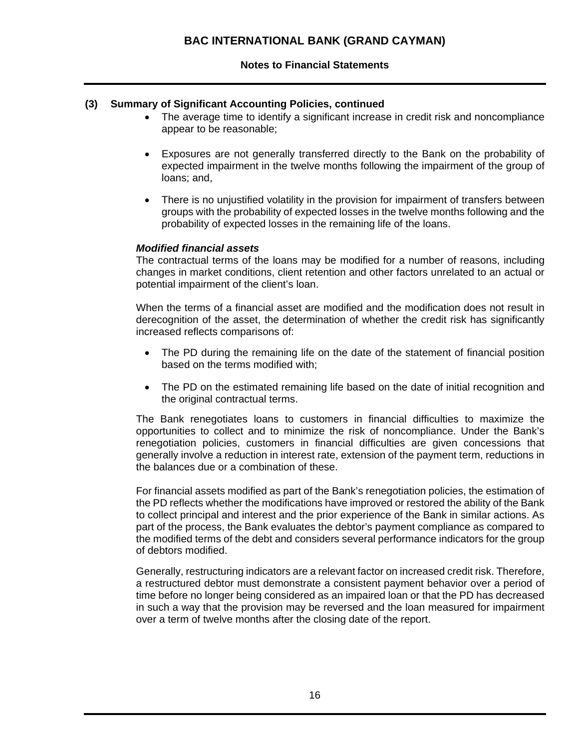### (3) Summary of Significant Accounting Policies, continued

- The average time to identify a significant increase in credit risk and noncompliance appear to be reasonable;
- Exposures are not generally transferred directly to the Bank on the probability of expected impairment in the twelve months following the impairment of the group of loans; and,
- There is no unjustified volatility in the provision for impairment of transfers between groups with the probability of expected losses in the twelve months following and the probability of expected losses in the remaining life of the loans.

***Modified financial assets***

The contractual terms of the loans may be modified for a number of reasons, including changes in market conditions, client retention and other factors unrelated to an actual or potential impairment of the client's loan.

When the terms of a financial asset are modified and the modification does not result in derecognition of the asset, the determination of whether the credit risk has significantly increased reflects comparisons of:

- The PD during the remaining life on the date of the statement of financial position based on the terms modified with;
- The PD on the estimated remaining life based on the date of initial recognition and the original contractual terms.

The Bank renegotiates loans to customers in financial difficulties to maximize the opportunities to collect and to minimize the risk of noncompliance. Under the Bank's renegotiation policies, customers in financial difficulties are given concessions that generally involve a reduction in interest rate, extension of the payment term, reductions in the balances due or a combination of these.

For financial assets modified as part of the Bank's renegotiation policies, the estimation of the PD reflects whether the modifications have improved or restored the ability of the Bank to collect principal and interest and the prior experience of the Bank in similar actions. As part of the process, the Bank evaluates the debtor's payment compliance as compared to the modified terms of the debt and considers several performance indicators for the group of debtors modified.

Generally, restructuring indicators are a relevant factor on increased credit risk. Therefore, a restructured debtor must demonstrate a consistent payment behavior over a period of time before no longer being considered as an impaired loan or that the PD has decreased in such a way that the provision may be reversed and the loan measured for impairment over a term of twelve months after the closing date of the report.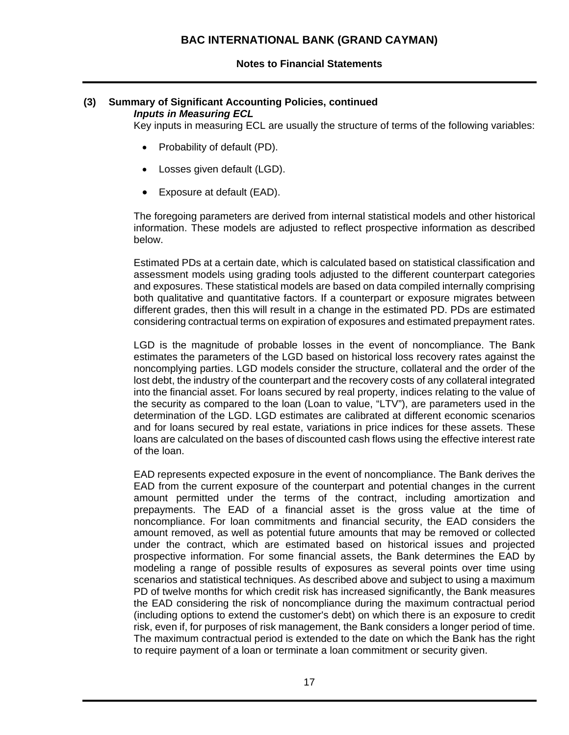## (3) Summary of Significant Accounting Policies, continued

***Inputs in Measuring ECL***

Key inputs in measuring ECL are usually the structure of terms of the following variables:

- Probability of default (PD).
- Losses given default (LGD).
- Exposure at default (EAD).

The foregoing parameters are derived from internal statistical models and other historical information. These models are adjusted to reflect prospective information as described below.

Estimated PDs at a certain date, which is calculated based on statistical classification and assessment models using grading tools adjusted to the different counterpart categories and exposures. These statistical models are based on data compiled internally comprising both qualitative and quantitative factors. If a counterpart or exposure migrates between different grades, then this will result in a change in the estimated PD. PDs are estimated considering contractual terms on expiration of exposures and estimated prepayment rates.

LGD is the magnitude of probable losses in the event of noncompliance. The Bank estimates the parameters of the LGD based on historical loss recovery rates against the noncomplying parties. LGD models consider the structure, collateral and the order of the lost debt, the industry of the counterpart and the recovery costs of any collateral integrated into the financial asset. For loans secured by real property, indices relating to the value of the security as compared to the loan (Loan to value, "LTV"), are parameters used in the determination of the LGD. LGD estimates are calibrated at different economic scenarios and for loans secured by real estate, variations in price indices for these assets. These loans are calculated on the bases of discounted cash flows using the effective interest rate of the loan.

EAD represents expected exposure in the event of noncompliance. The Bank derives the EAD from the current exposure of the counterpart and potential changes in the current amount permitted under the terms of the contract, including amortization and prepayments. The EAD of a financial asset is the gross value at the time of noncompliance. For loan commitments and financial security, the EAD considers the amount removed, as well as potential future amounts that may be removed or collected under the contract, which are estimated based on historical issues and projected prospective information. For some financial assets, the Bank determines the EAD by modeling a range of possible results of exposures as several points over time using scenarios and statistical techniques. As described above and subject to using a maximum PD of twelve months for which credit risk has increased significantly, the Bank measures the EAD considering the risk of noncompliance during the maximum contractual period (including options to extend the customer's debt) on which there is an exposure to credit risk, even if, for purposes of risk management, the Bank considers a longer period of time. The maximum contractual period is extended to the date on which the Bank has the right to require payment of a loan or terminate a loan commitment or security given.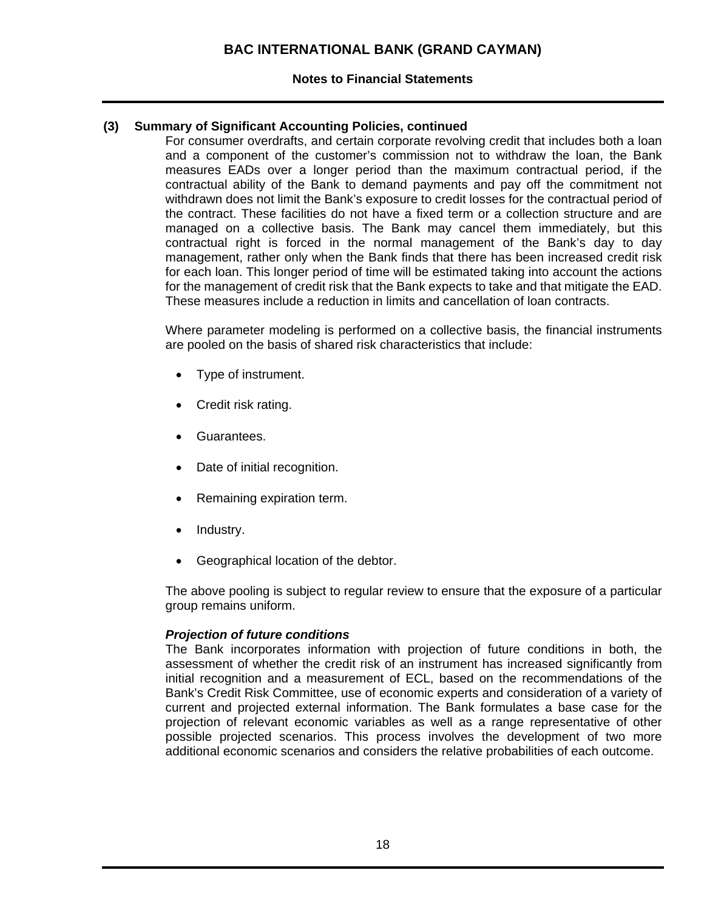## (3) Summary of Significant Accounting Policies, continued

For consumer overdrafts, and certain corporate revolving credit that includes both a loan and a component of the customer's commission not to withdraw the loan, the Bank measures EADs over a longer period than the maximum contractual period, if the contractual ability of the Bank to demand payments and pay off the commitment not withdrawn does not limit the Bank's exposure to credit losses for the contractual period of the contract. These facilities do not have a fixed term or a collection structure and are managed on a collective basis. The Bank may cancel them immediately, but this contractual right is forced in the normal management of the Bank's day to day management, rather only when the Bank finds that there has been increased credit risk for each loan. This longer period of time will be estimated taking into account the actions for the management of credit risk that the Bank expects to take and that mitigate the EAD. These measures include a reduction in limits and cancellation of loan contracts.

Where parameter modeling is performed on a collective basis, the financial instruments are pooled on the basis of shared risk characteristics that include:

- Type of instrument.
- Credit risk rating.
- Guarantees.
- Date of initial recognition.
- Remaining expiration term.
- Industry.
- Geographical location of the debtor.

The above pooling is subject to regular review to ensure that the exposure of a particular group remains uniform.

***Projection of future conditions***

The Bank incorporates information with projection of future conditions in both, the assessment of whether the credit risk of an instrument has increased significantly from initial recognition and a measurement of ECL, based on the recommendations of the Bank's Credit Risk Committee, use of economic experts and consideration of a variety of current and projected external information. The Bank formulates a base case for the projection of relevant economic variables as well as a range representative of other possible projected scenarios. This process involves the development of two more additional economic scenarios and considers the relative probabilities of each outcome.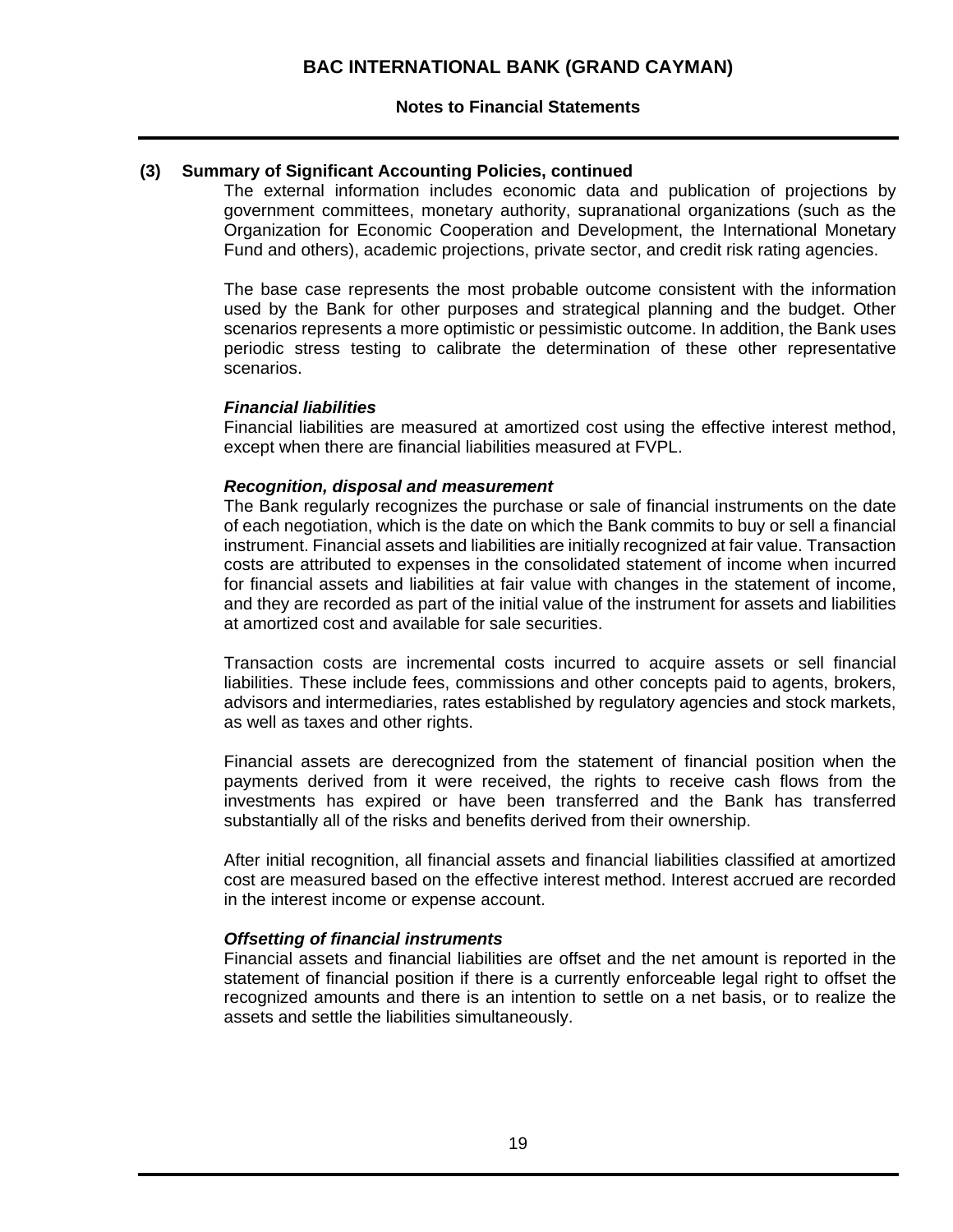## (3) Summary of Significant Accounting Policies, continued

The external information includes economic data and publication of projections by government committees, monetary authority, supranational organizations (such as the Organization for Economic Cooperation and Development, the International Monetary Fund and others), academic projections, private sector, and credit risk rating agencies.

The base case represents the most probable outcome consistent with the information used by the Bank for other purposes and strategical planning and the budget. Other scenarios represents a more optimistic or pessimistic outcome. In addition, the Bank uses periodic stress testing to calibrate the determination of these other representative scenarios.

***Financial liabilities***

Financial liabilities are measured at amortized cost using the effective interest method, except when there are financial liabilities measured at FVPL.

***Recognition, disposal and measurement***

The Bank regularly recognizes the purchase or sale of financial instruments on the date of each negotiation, which is the date on which the Bank commits to buy or sell a financial instrument. Financial assets and liabilities are initially recognized at fair value. Transaction costs are attributed to expenses in the consolidated statement of income when incurred for financial assets and liabilities at fair value with changes in the statement of income, and they are recorded as part of the initial value of the instrument for assets and liabilities at amortized cost and available for sale securities.

Transaction costs are incremental costs incurred to acquire assets or sell financial liabilities. These include fees, commissions and other concepts paid to agents, brokers, advisors and intermediaries, rates established by regulatory agencies and stock markets, as well as taxes and other rights.

Financial assets are derecognized from the statement of financial position when the payments derived from it were received, the rights to receive cash flows from the investments has expired or have been transferred and the Bank has transferred substantially all of the risks and benefits derived from their ownership.

After initial recognition, all financial assets and financial liabilities classified at amortized cost are measured based on the effective interest method. Interest accrued are recorded in the interest income or expense account.

***Offsetting of financial instruments***

Financial assets and financial liabilities are offset and the net amount is reported in the statement of financial position if there is a currently enforceable legal right to offset the recognized amounts and there is an intention to settle on a net basis, or to realize the assets and settle the liabilities simultaneously.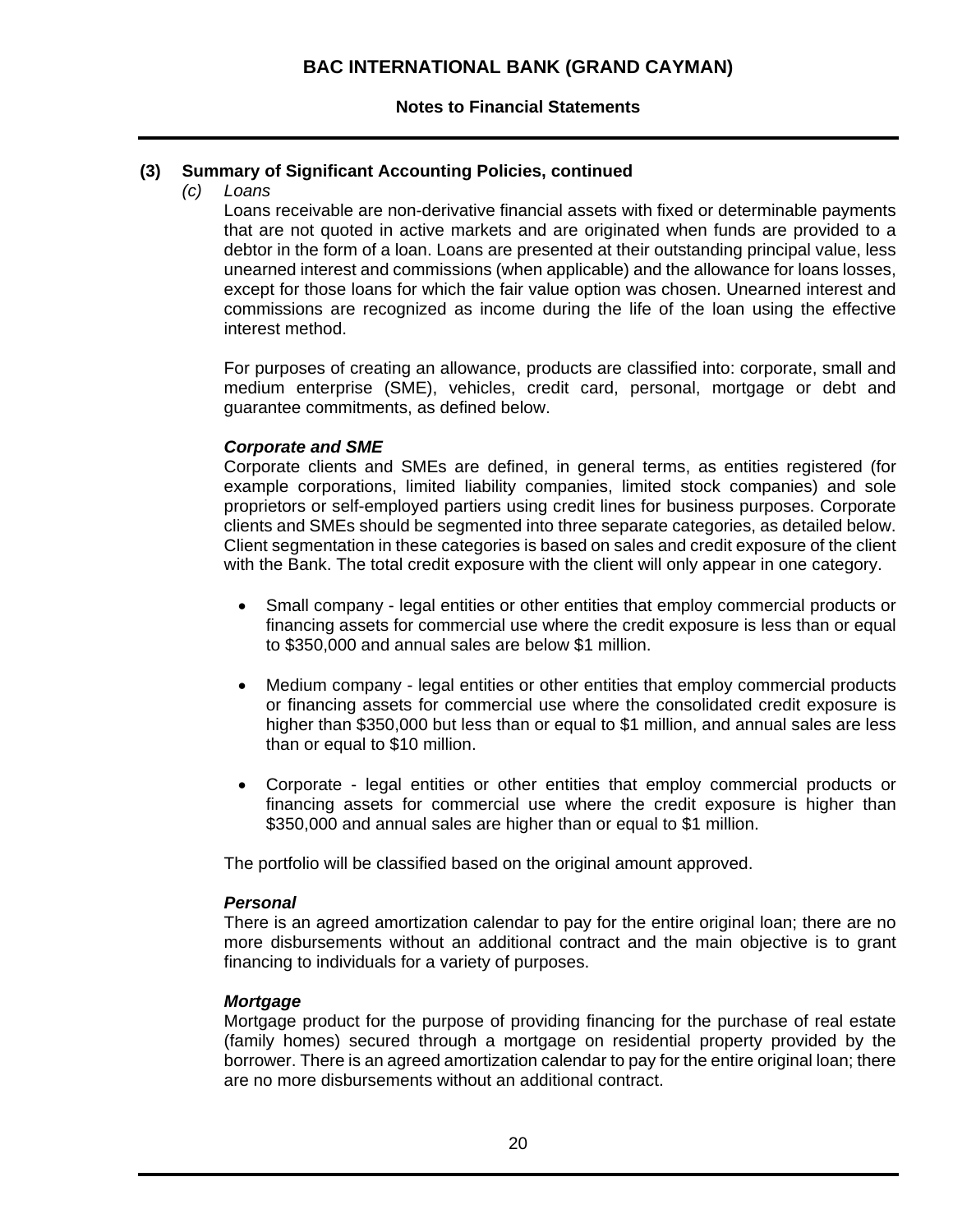## (3) Summary of Significant Accounting Policies, continued

*(c) Loans*

Loans receivable are non-derivative financial assets with fixed or determinable payments that are not quoted in active markets and are originated when funds are provided to a debtor in the form of a loan. Loans are presented at their outstanding principal value, less unearned interest and commissions (when applicable) and the allowance for loans losses, except for those loans for which the fair value option was chosen. Unearned interest and commissions are recognized as income during the life of the loan using the effective interest method.

For purposes of creating an allowance, products are classified into: corporate, small and medium enterprise (SME), vehicles, credit card, personal, mortgage or debt and guarantee commitments, as defined below.

***Corporate and SME***

Corporate clients and SMEs are defined, in general terms, as entities registered (for example corporations, limited liability companies, limited stock companies) and sole proprietors or self-employed partiers using credit lines for business purposes. Corporate clients and SMEs should be segmented into three separate categories, as detailed below. Client segmentation in these categories is based on sales and credit exposure of the client with the Bank. The total credit exposure with the client will only appear in one category.

- Small company - legal entities or other entities that employ commercial products or financing assets for commercial use where the credit exposure is less than or equal to $350,000 and annual sales are below $1 million.

- Medium company - legal entities or other entities that employ commercial products or financing assets for commercial use where the consolidated credit exposure is higher than $350,000 but less than or equal to $1 million, and annual sales are less than or equal to $10 million.

- Corporate - legal entities or other entities that employ commercial products or financing assets for commercial use where the credit exposure is higher than $350,000 and annual sales are higher than or equal to $1 million.

The portfolio will be classified based on the original amount approved.

***Personal***

There is an agreed amortization calendar to pay for the entire original loan; there are no more disbursements without an additional contract and the main objective is to grant financing to individuals for a variety of purposes.

***Mortgage***

Mortgage product for the purpose of providing financing for the purchase of real estate (family homes) secured through a mortgage on residential property provided by the borrower. There is an agreed amortization calendar to pay for the entire original loan; there are no more disbursements without an additional contract.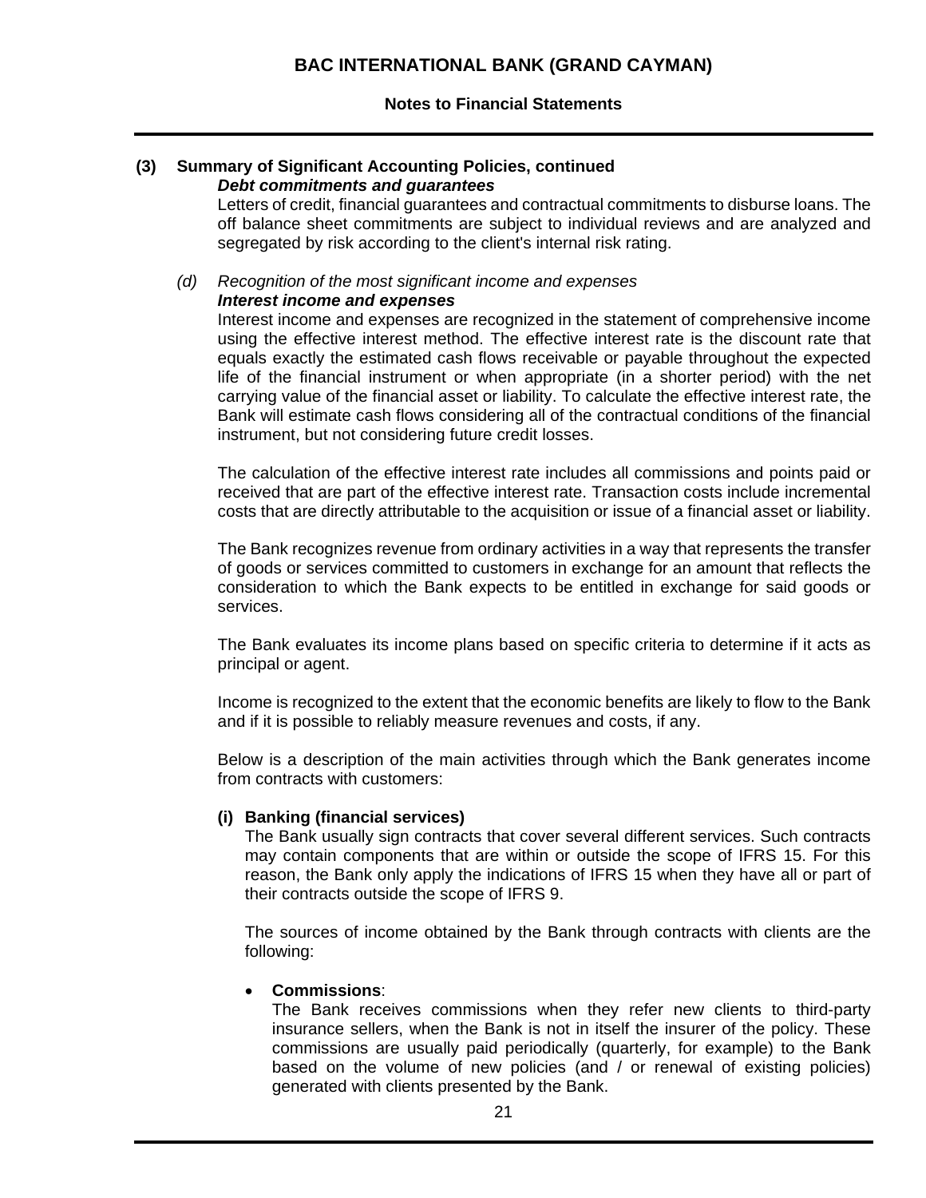## (3) Summary of Significant Accounting Policies, continued

***Debt commitments and guarantees***

Letters of credit, financial guarantees and contractual commitments to disburse loans. The off balance sheet commitments are subject to individual reviews and are analyzed and segregated by risk according to the client's internal risk rating.

*(d) Recognition of the most significant income and expenses*

***Interest income and expenses***

Interest income and expenses are recognized in the statement of comprehensive income using the effective interest method. The effective interest rate is the discount rate that equals exactly the estimated cash flows receivable or payable throughout the expected life of the financial instrument or when appropriate (in a shorter period) with the net carrying value of the financial asset or liability. To calculate the effective interest rate, the Bank will estimate cash flows considering all of the contractual conditions of the financial instrument, but not considering future credit losses.

The calculation of the effective interest rate includes all commissions and points paid or received that are part of the effective interest rate. Transaction costs include incremental costs that are directly attributable to the acquisition or issue of a financial asset or liability.

The Bank recognizes revenue from ordinary activities in a way that represents the transfer of goods or services committed to customers in exchange for an amount that reflects the consideration to which the Bank expects to be entitled in exchange for said goods or services.

The Bank evaluates its income plans based on specific criteria to determine if it acts as principal or agent.

Income is recognized to the extent that the economic benefits are likely to flow to the Bank and if it is possible to reliably measure revenues and costs, if any.

Below is a description of the main activities through which the Bank generates income from contracts with customers:

**(i) Banking (financial services)**

The Bank usually sign contracts that cover several different services. Such contracts may contain components that are within or outside the scope of IFRS 15. For this reason, the Bank only apply the indications of IFRS 15 when they have all or part of their contracts outside the scope of IFRS 9.

The sources of income obtained by the Bank through contracts with clients are the following:

- **Commissions**:
  The Bank receives commissions when they refer new clients to third-party insurance sellers, when the Bank is not in itself the insurer of the policy. These commissions are usually paid periodically (quarterly, for example) to the Bank based on the volume of new policies (and / or renewal of existing policies) generated with clients presented by the Bank.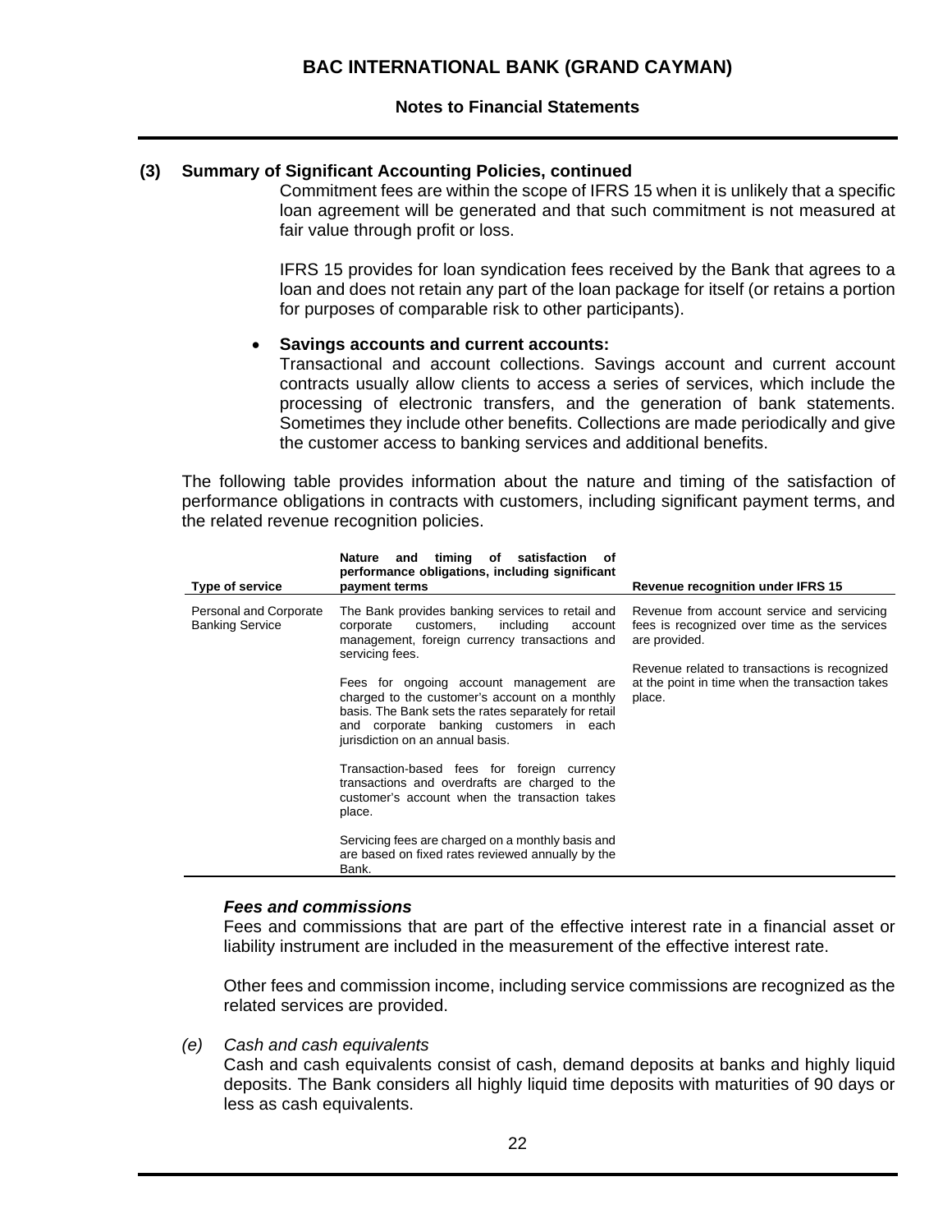## (3) Summary of Significant Accounting Policies, continued

Commitment fees are within the scope of IFRS 15 when it is unlikely that a specific loan agreement will be generated and that such commitment is not measured at fair value through profit or loss.

IFRS 15 provides for loan syndication fees received by the Bank that agrees to a loan and does not retain any part of the loan package for itself (or retains a portion for purposes of comparable risk to other participants).

- **Savings accounts and current accounts:**
  Transactional and account collections. Savings account and current account contracts usually allow clients to access a series of services, which include the processing of electronic transfers, and the generation of bank statements. Sometimes they include other benefits. Collections are made periodically and give the customer access to banking services and additional benefits.

The following table provides information about the nature and timing of the satisfaction of performance obligations in contracts with customers, including significant payment terms, and the related revenue recognition policies.

| Type of service | Nature and timing of satisfaction of performance obligations, including significant payment terms | Revenue recognition under IFRS 15 |
|---|---|---|
| Personal and Corporate Banking Service | The Bank provides banking services to retail and corporate customers, including account management, foreign currency transactions and servicing fees.<br><br>Fees for ongoing account management are charged to the customer's account on a monthly basis. The Bank sets the rates separately for retail and corporate banking customers in each jurisdiction on an annual basis.<br><br>Transaction-based fees for foreign currency transactions and overdrafts are charged to the customer's account when the transaction takes place.<br><br>Servicing fees are charged on a monthly basis and are based on fixed rates reviewed annually by the Bank. | Revenue from account service and servicing fees is recognized over time as the services are provided.<br><br>Revenue related to transactions is recognized at the point in time when the transaction takes place. |

### *Fees and commissions*

Fees and commissions that are part of the effective interest rate in a financial asset or liability instrument are included in the measurement of the effective interest rate.

Other fees and commission income, including service commissions are recognized as the related services are provided.

*(e) Cash and cash equivalents*

Cash and cash equivalents consist of cash, demand deposits at banks and highly liquid deposits. The Bank considers all highly liquid time deposits with maturities of 90 days or less as cash equivalents.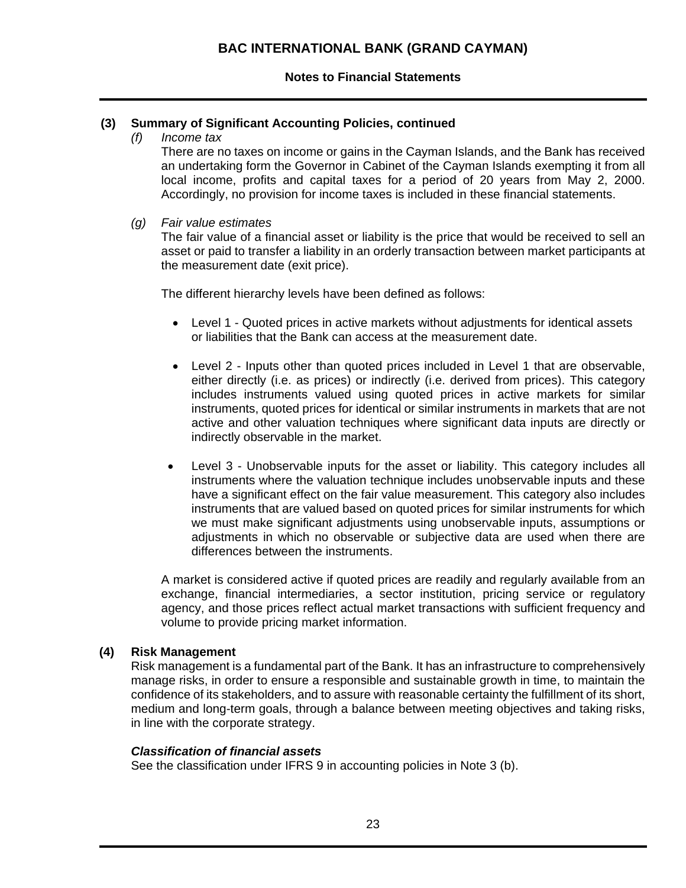## (3) Summary of Significant Accounting Policies, continued

*(f) Income tax*

There are no taxes on income or gains in the Cayman Islands, and the Bank has received an undertaking form the Governor in Cabinet of the Cayman Islands exempting it from all local income, profits and capital taxes for a period of 20 years from May 2, 2000. Accordingly, no provision for income taxes is included in these financial statements.

*(g) Fair value estimates*

The fair value of a financial asset or liability is the price that would be received to sell an asset or paid to transfer a liability in an orderly transaction between market participants at the measurement date (exit price).

The different hierarchy levels have been defined as follows:

- Level 1 - Quoted prices in active markets without adjustments for identical assets or liabilities that the Bank can access at the measurement date.

- Level 2 - Inputs other than quoted prices included in Level 1 that are observable, either directly (i.e. as prices) or indirectly (i.e. derived from prices). This category includes instruments valued using quoted prices in active markets for similar instruments, quoted prices for identical or similar instruments in markets that are not active and other valuation techniques where significant data inputs are directly or indirectly observable in the market.

- Level 3 - Unobservable inputs for the asset or liability. This category includes all instruments where the valuation technique includes unobservable inputs and these have a significant effect on the fair value measurement. This category also includes instruments that are valued based on quoted prices for similar instruments for which we must make significant adjustments using unobservable inputs, assumptions or adjustments in which no observable or subjective data are used when there are differences between the instruments.

A market is considered active if quoted prices are readily and regularly available from an exchange, financial intermediaries, a sector institution, pricing service or regulatory agency, and those prices reflect actual market transactions with sufficient frequency and volume to provide pricing market information.

## (4) Risk Management

Risk management is a fundamental part of the Bank. It has an infrastructure to comprehensively manage risks, in order to ensure a responsible and sustainable growth in time, to maintain the confidence of its stakeholders, and to assure with reasonable certainty the fulfillment of its short, medium and long-term goals, through a balance between meeting objectives and taking risks, in line with the corporate strategy.

***Classification of financial assets***

See the classification under IFRS 9 in accounting policies in Note 3 (b).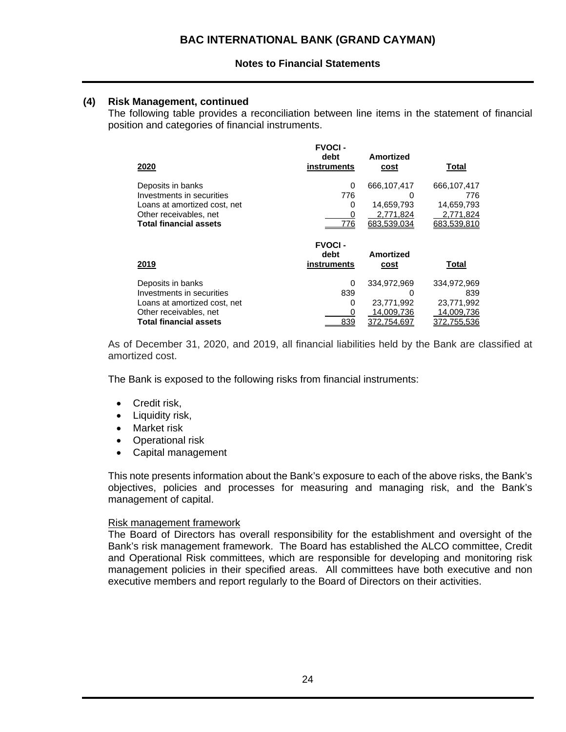## (4) Risk Management, continued

The following table provides a reconciliation between line items in the statement of financial position and categories of financial instruments.

| 2020 | FVOCI - debt instruments | Amortized cost | Total |
|---|---|---|---|
| Deposits in banks | 0 | 666,107,417 | 666,107,417 |
| Investments in securities | 776 | 0 | 776 |
| Loans at amortized cost, net | 0 | 14,659,793 | 14,659,793 |
| Other receivables, net | 0 | 2,771,824 | 2,771,824 |
| **Total financial assets** | 776 | 683,539,034 | 683,539,810 |

| 2019 | FVOCI - debt instruments | Amortized cost | Total |
|---|---|---|---|
| Deposits in banks | 0 | 334,972,969 | 334,972,969 |
| Investments in securities | 839 | 0 | 839 |
| Loans at amortized cost, net | 0 | 23,771,992 | 23,771,992 |
| Other receivables, net | 0 | 14,009,736 | 14,009,736 |
| **Total financial assets** | 839 | 372,754,697 | 372,755,536 |

As of December 31, 2020, and 2019, all financial liabilities held by the Bank are classified at amortized cost.

The Bank is exposed to the following risks from financial instruments:

- Credit risk,
- Liquidity risk,
- Market risk
- Operational risk
- Capital management

This note presents information about the Bank's exposure to each of the above risks, the Bank's objectives, policies and processes for measuring and managing risk, and the Bank's management of capital.

Risk management framework

The Board of Directors has overall responsibility for the establishment and oversight of the Bank's risk management framework. The Board has established the ALCO committee, Credit and Operational Risk committees, which are responsible for developing and monitoring risk management policies in their specified areas. All committees have both executive and non executive members and report regularly to the Board of Directors on their activities.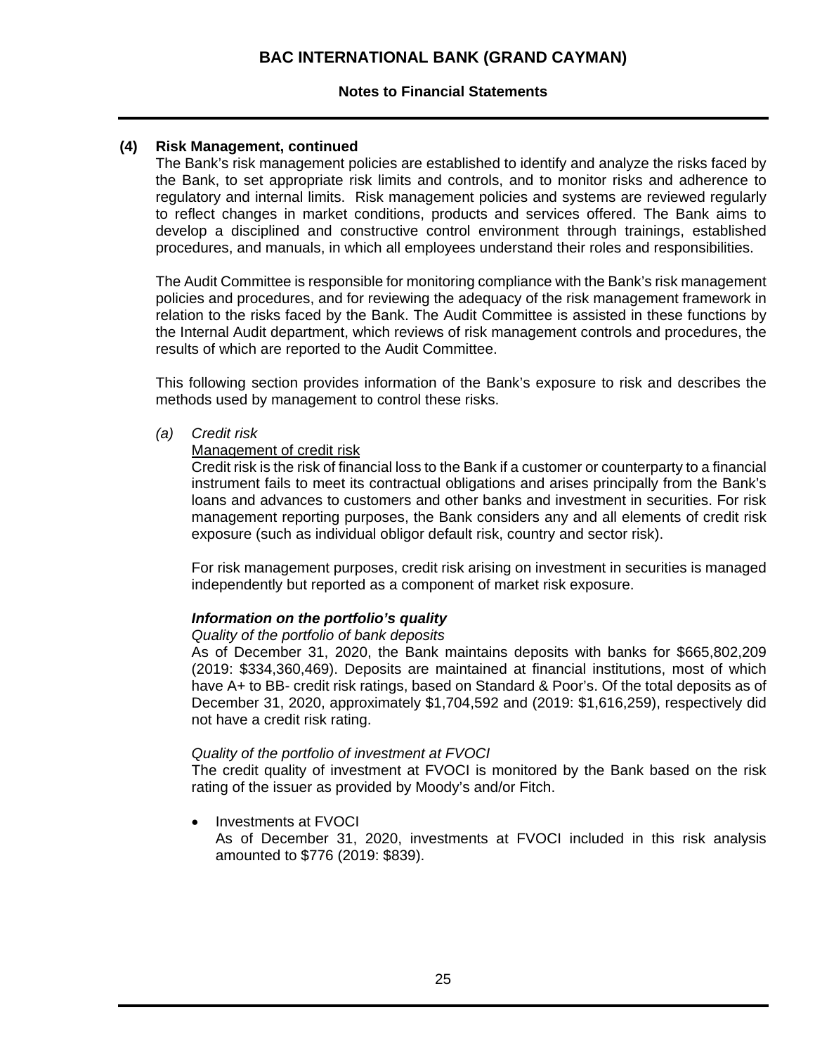## (4) Risk Management, continued

The Bank's risk management policies are established to identify and analyze the risks faced by the Bank, to set appropriate risk limits and controls, and to monitor risks and adherence to regulatory and internal limits. Risk management policies and systems are reviewed regularly to reflect changes in market conditions, products and services offered. The Bank aims to develop a disciplined and constructive control environment through trainings, established procedures, and manuals, in which all employees understand their roles and responsibilities.

The Audit Committee is responsible for monitoring compliance with the Bank's risk management policies and procedures, and for reviewing the adequacy of the risk management framework in relation to the risks faced by the Bank. The Audit Committee is assisted in these functions by the Internal Audit department, which reviews of risk management controls and procedures, the results of which are reported to the Audit Committee.

This following section provides information of the Bank's exposure to risk and describes the methods used by management to control these risks.

*(a) Credit risk*

Management of credit risk

Credit risk is the risk of financial loss to the Bank if a customer or counterparty to a financial instrument fails to meet its contractual obligations and arises principally from the Bank's loans and advances to customers and other banks and investment in securities. For risk management reporting purposes, the Bank considers any and all elements of credit risk exposure (such as individual obligor default risk, country and sector risk).

For risk management purposes, credit risk arising on investment in securities is managed independently but reported as a component of market risk exposure.

***Information on the portfolio's quality***

*Quality of the portfolio of bank deposits*

As of December 31, 2020, the Bank maintains deposits with banks for $665,802,209 (2019: $334,360,469). Deposits are maintained at financial institutions, most of which have A+ to BB- credit risk ratings, based on Standard & Poor's. Of the total deposits as of December 31, 2020, approximately $1,704,592 and (2019: $1,616,259), respectively did not have a credit risk rating.

*Quality of the portfolio of investment at FVOCI*

The credit quality of investment at FVOCI is monitored by the Bank based on the risk rating of the issuer as provided by Moody's and/or Fitch.

- Investments at FVOCI
  As of December 31, 2020, investments at FVOCI included in this risk analysis amounted to $776 (2019: $839).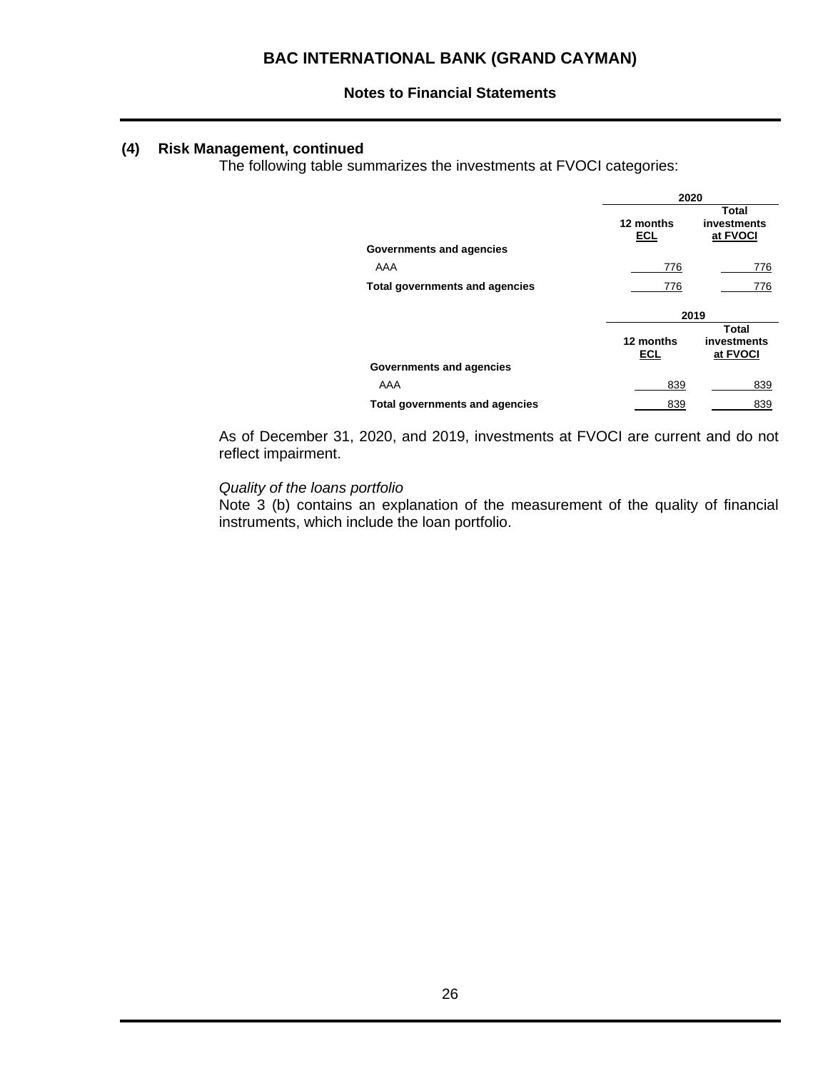## (4) Risk Management, continued

The following table summarizes the investments at FVOCI categories:

| | 2020 | |
|---|---|---|
| | 12 months ECL | Total investments at FVOCI |
| **Governments and agencies** | | |
| AAA | 776 | 776 |
| **Total governments and agencies** | 776 | 776 |

| | 2019 | |
|---|---|---|
| | 12 months ECL | Total investments at FVOCI |
| **Governments and agencies** | | |
| AAA | 839 | 839 |
| **Total governments and agencies** | 839 | 839 |

As of December 31, 2020, and 2019, investments at FVOCI are current and do not reflect impairment.

*Quality of the loans portfolio*

Note 3 (b) contains an explanation of the measurement of the quality of financial instruments, which include the loan portfolio.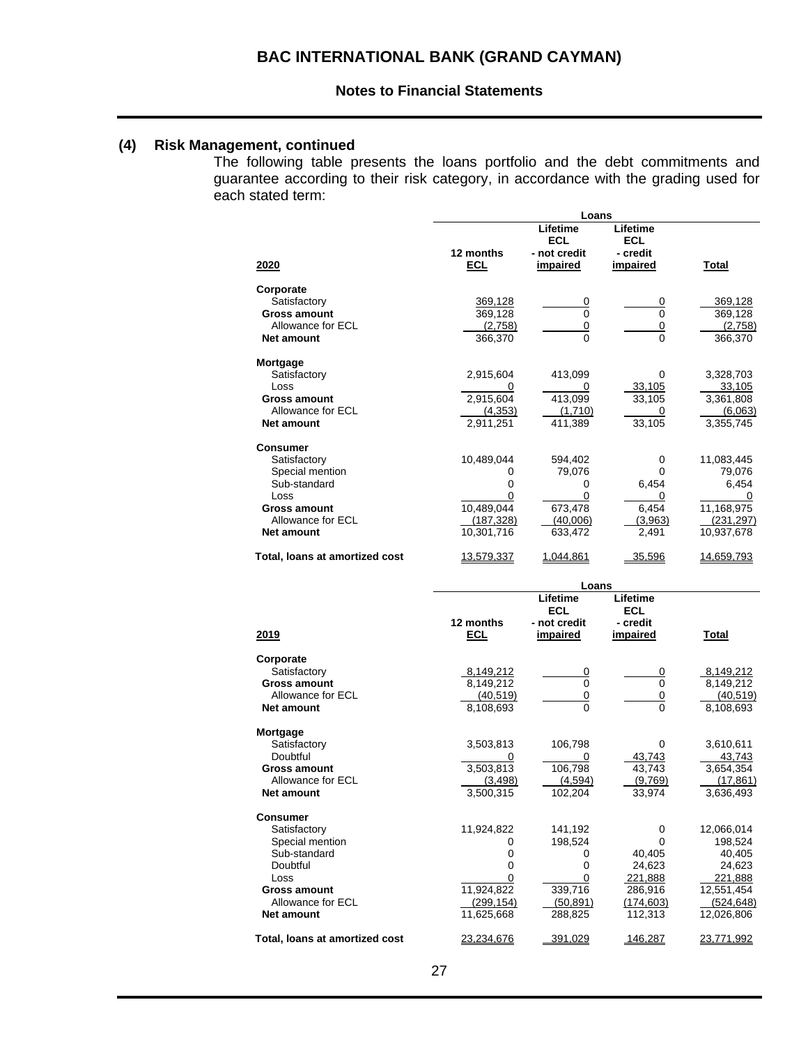## (4) Risk Management, continued

The following table presents the loans portfolio and the debt commitments and guarantee according to their risk category, in accordance with the grading used for each stated term:

| | Loans | | | |
|---|---|---|---|---|
| **2020** | **12 months ECL** | **Lifetime ECL - not credit impaired** | **Lifetime ECL - credit impaired** | **Total** |
| **Corporate** | | | | |
| Satisfactory | 369,128 | 0 | 0 | 369,128 |
| **Gross amount** | 369,128 | 0 | 0 | 369,128 |
| Allowance for ECL | (2,758) | 0 | 0 | (2,758) |
| **Net amount** | 366,370 | 0 | 0 | 366,370 |
| **Mortgage** | | | | |
| Satisfactory | 2,915,604 | 413,099 | 0 | 3,328,703 |
| Loss | 0 | 0 | 33,105 | 33,105 |
| **Gross amount** | 2,915,604 | 413,099 | 33,105 | 3,361,808 |
| Allowance for ECL | (4,353) | (1,710) | 0 | (6,063) |
| **Net amount** | 2,911,251 | 411,389 | 33,105 | 3,355,745 |
| **Consumer** | | | | |
| Satisfactory | 10,489,044 | 594,402 | 0 | 11,083,445 |
| Special mention | 0 | 79,076 | 0 | 79,076 |
| Sub-standard | 0 | 0 | 6,454 | 6,454 |
| Loss | 0 | 0 | 0 | 0 |
| **Gross amount** | 10,489,044 | 673,478 | 6,454 | 11,168,975 |
| Allowance for ECL | (187,328) | (40,006) | (3,963) | (231,297) |
| **Net amount** | 10,301,716 | 633,472 | 2,491 | 10,937,678 |
| **Total, loans at amortized cost** | 13,579,337 | 1,044,861 | 35,596 | 14,659,793 |

| | Loans | | | |
|---|---|---|---|---|
| **2019** | **12 months ECL** | **Lifetime ECL - not credit impaired** | **Lifetime ECL - credit impaired** | **Total** |
| **Corporate** | | | | |
| Satisfactory | 8,149,212 | 0 | 0 | 8,149,212 |
| **Gross amount** | 8,149,212 | 0 | 0 | 8,149,212 |
| Allowance for ECL | (40,519) | 0 | 0 | (40,519) |
| **Net amount** | 8,108,693 | 0 | 0 | 8,108,693 |
| **Mortgage** | | | | |
| Satisfactory | 3,503,813 | 106,798 | 0 | 3,610,611 |
| Doubtful | 0 | 0 | 43,743 | 43,743 |
| **Gross amount** | 3,503,813 | 106,798 | 43,743 | 3,654,354 |
| Allowance for ECL | (3,498) | (4,594) | (9,769) | (17,861) |
| **Net amount** | 3,500,315 | 102,204 | 33,974 | 3,636,493 |
| **Consumer** | | | | |
| Satisfactory | 11,924,822 | 141,192 | 0 | 12,066,014 |
| Special mention | 0 | 198,524 | 0 | 198,524 |
| Sub-standard | 0 | 0 | 40,405 | 40,405 |
| Doubtful | 0 | 0 | 24,623 | 24,623 |
| Loss | 0 | 0 | 221,888 | 221,888 |
| **Gross amount** | 11,924,822 | 339,716 | 286,916 | 12,551,454 |
| Allowance for ECL | (299,154) | (50,891) | (174,603) | (524,648) |
| **Net amount** | 11,625,668 | 288,825 | 112,313 | 12,026,806 |
| **Total, loans at amortized cost** | 23,234,676 | 391,029 | 146,287 | 23,771,992 |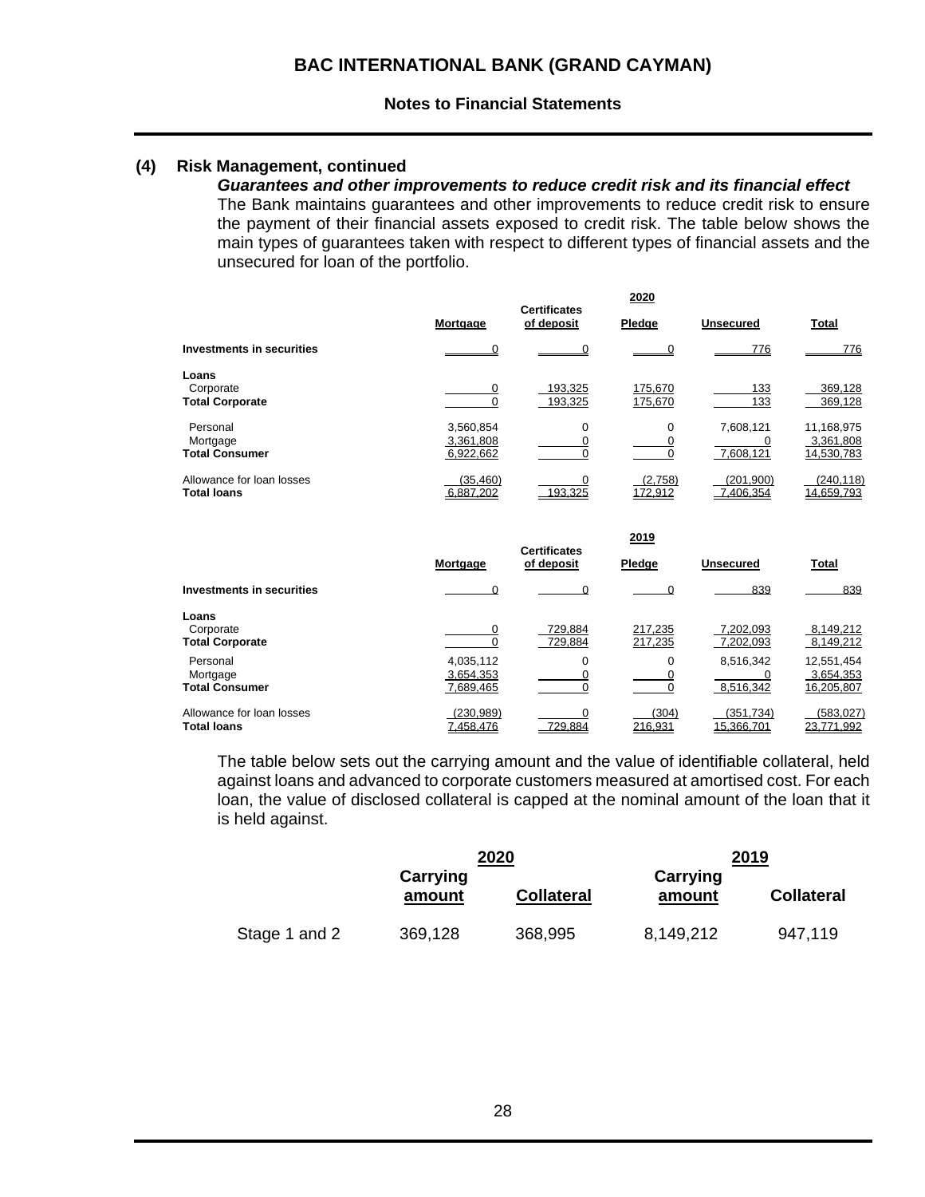## (4) Risk Management, continued

### *Guarantees and other improvements to reduce credit risk and its financial effect*

The Bank maintains guarantees and other improvements to reduce credit risk to ensure the payment of their financial assets exposed to credit risk. The table below shows the main types of guarantees taken with respect to different types of financial assets and the unsecured for loan of the portfolio.

| | 2020 | | | | |
|---|---|---|---|---|---|
| | **Mortgage** | **Certificates of deposit** | **Pledge** | **Unsecured** | **Total** |
| **Investments in securities** | 0 | 0 | 0 | 776 | 776 |
| **Loans** | | | | | |
| Corporate | 0 | 193,325 | 175,670 | 133 | 369,128 |
| **Total Corporate** | 0 | 193,325 | 175,670 | 133 | 369,128 |
| Personal | 3,560,854 | 0 | 0 | 7,608,121 | 11,168,975 |
| Mortgage | 3,361,808 | 0 | 0 | 0 | 3,361,808 |
| **Total Consumer** | 6,922,662 | 0 | 0 | 7,608,121 | 14,530,783 |
| Allowance for loan losses | (35,460) | 0 | (2,758) | (201,900) | (240,118) |
| **Total loans** | 6,887,202 | 193,325 | 172,912 | 7,406,354 | 14,659,793 |

| | 2019 | | | | |
|---|---|---|---|---|---|
| | **Mortgage** | **Certificates of deposit** | **Pledge** | **Unsecured** | **Total** |
| **Investments in securities** | 0 | 0 | 0 | 839 | 839 |
| **Loans** | | | | | |
| Corporate | 0 | 729,884 | 217,235 | 7,202,093 | 8,149,212 |
| **Total Corporate** | 0 | 729,884 | 217,235 | 7,202,093 | 8,149,212 |
| Personal | 4,035,112 | 0 | 0 | 8,516,342 | 12,551,454 |
| Mortgage | 3,654,353 | 0 | 0 | 0 | 3,654,353 |
| **Total Consumer** | 7,689,465 | 0 | 0 | 8,516,342 | 16,205,807 |
| Allowance for loan losses | (230,989) | 0 | (304) | (351,734) | (583,027) |
| **Total loans** | 7,458,476 | 729,884 | 216,931 | 15,366,701 | 23,771,992 |

The table below sets out the carrying amount and the value of identifiable collateral, held against loans and advanced to corporate customers measured at amortised cost. For each loan, the value of disclosed collateral is capped at the nominal amount of the loan that it is held against.

| | 2020 | | 2019 | |
|---|---|---|---|---|
| | **Carrying amount** | **Collateral** | **Carrying amount** | **Collateral** |
| Stage 1 and 2 | 369,128 | 368,995 | 8,149,212 | 947,119 |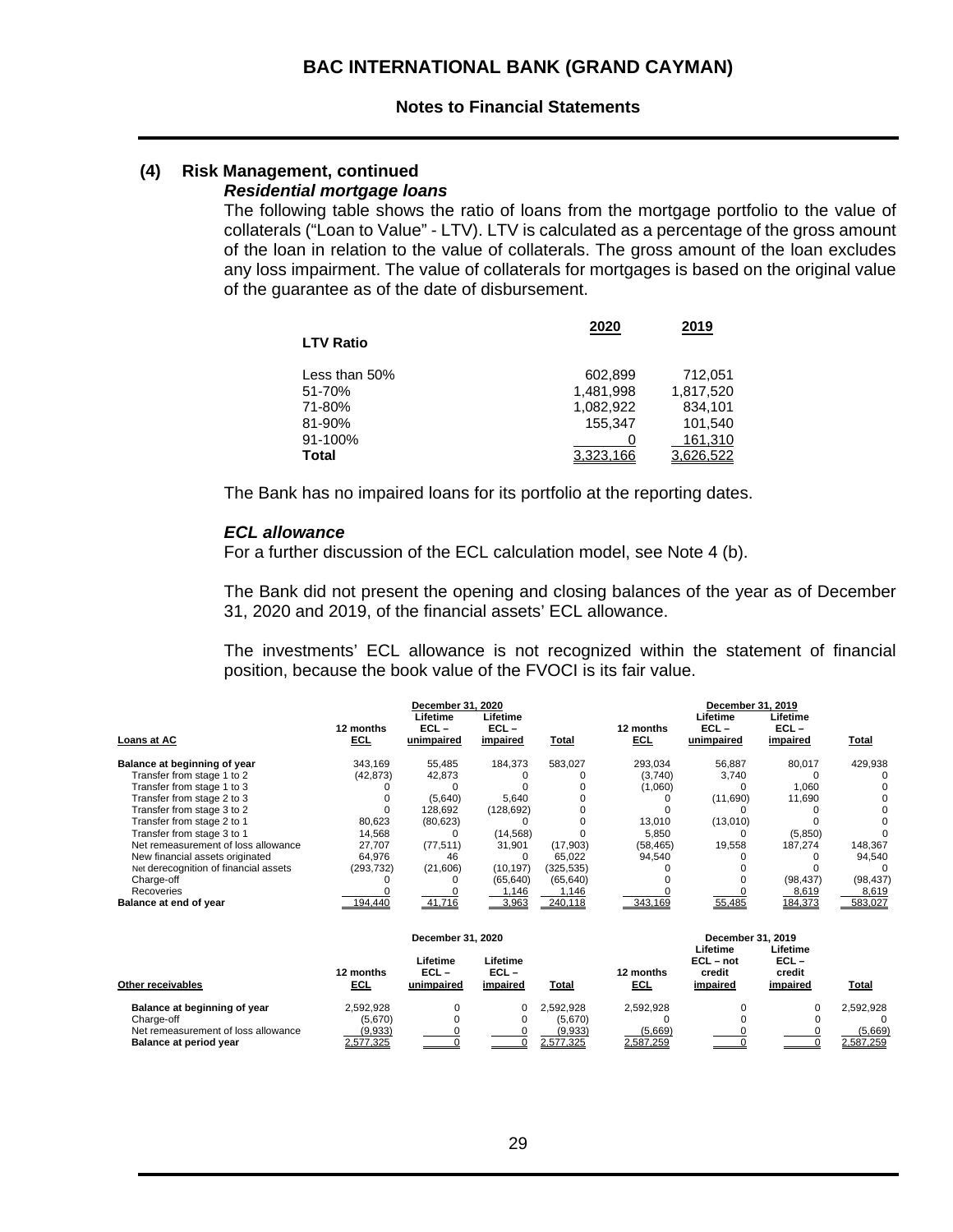## (4) Risk Management, continued

### *Residential mortgage loans*

The following table shows the ratio of loans from the mortgage portfolio to the value of collaterals ("Loan to Value" - LTV). LTV is calculated as a percentage of the gross amount of the loan in relation to the value of collaterals. The gross amount of the loan excludes any loss impairment. The value of collaterals for mortgages is based on the original value of the guarantee as of the date of disbursement.

| LTV Ratio | 2020 | 2019 |
|---|---|---|
| Less than 50% | 602,899 | 712,051 |
| 51-70% | 1,481,998 | 1,817,520 |
| 71-80% | 1,082,922 | 834,101 |
| 81-90% | 155,347 | 101,540 |
| 91-100% | 0 | 161,310 |
| **Total** | 3,323,166 | 3,626,522 |

The Bank has no impaired loans for its portfolio at the reporting dates.

### *ECL allowance*

For a further discussion of the ECL calculation model, see Note 4 (b).

The Bank did not present the opening and closing balances of the year as of December 31, 2020 and 2019, of the financial assets' ECL allowance.

The investments' ECL allowance is not recognized within the statement of financial position, because the book value of the FVOCI is its fair value.

| | December 31, 2020 | | | | December 31, 2019 | | | |
|---|---|---|---|---|---|---|---|---|
| **Loans at AC** | 12 months ECL | Lifetime ECL – unimpaired | Lifetime ECL – impaired | Total | 12 months ECL | Lifetime ECL – unimpaired | Lifetime ECL – impaired | Total |
| **Balance at beginning of year** | 343,169 | 55,485 | 184,373 | 583,027 | 293,034 | 56,887 | 80,017 | 429,938 |
| Transfer from stage 1 to 2 | (42,873) | 42,873 | 0 | 0 | (3,740) | 3,740 | 0 | 0 |
| Transfer from stage 1 to 3 | 0 | 0 | 0 | 0 | (1,060) | 0 | 1,060 | 0 |
| Transfer from stage 2 to 3 | 0 | (5,640) | 5,640 | 0 | 0 | (11,690) | 11,690 | 0 |
| Transfer from stage 3 to 2 | 0 | 128,692 | (128,692) | 0 | 0 | 0 | 0 | 0 |
| Transfer from stage 2 to 1 | 80,623 | (80,623) | 0 | 0 | 13,010 | (13,010) | 0 | 0 |
| Transfer from stage 3 to 1 | 14,568 | 0 | (14,568) | 0 | 5,850 | 0 | (5,850) | 0 |
| Net remeasurement of loss allowance | 27,707 | (77,511) | 31,901 | (17,903) | (58,465) | 19,558 | 187,274 | 148,367 |
| New financial assets originated | 64,976 | 46 | 0 | 65,022 | 94,540 | 0 | 0 | 94,540 |
| Net derecognition of financial assets | (293,732) | (21,606) | (10,197) | (325,535) | 0 | 0 | 0 | 0 |
| Charge-off | 0 | 0 | (65,640) | (65,640) | 0 | 0 | (98,437) | (98,437) |
| Recoveries | 0 | 0 | 1,146 | 1,146 | 0 | 0 | 8,619 | 8,619 |
| **Balance at end of year** | 194,440 | 41,716 | 3,963 | 240,118 | 343,169 | 55,485 | 184,373 | 583,027 |

| | December 31, 2020 | | | | December 31, 2019 | | | |
|---|---|---|---|---|---|---|---|---|
| **Other receivables** | 12 months ECL | Lifetime ECL – unimpaired | Lifetime ECL – impaired | Total | 12 months ECL | Lifetime ECL – not credit impaired | Lifetime ECL – credit impaired | Total |
| **Balance at beginning of year** | 2,592,928 | 0 | 0 | 2,592,928 | 2,592,928 | 0 | 0 | 2,592,928 |
| Charge-off | (5,670) | 0 | 0 | (5,670) | 0 | 0 | 0 | 0 |
| Net remeasurement of loss allowance | (9,933) | 0 | 0 | (9,933) | (5,669) | 0 | 0 | (5,669) |
| **Balance at period year** | 2,577,325 | 0 | 0 | 2,577,325 | 2,587,259 | 0 | 0 | 2,587,259 |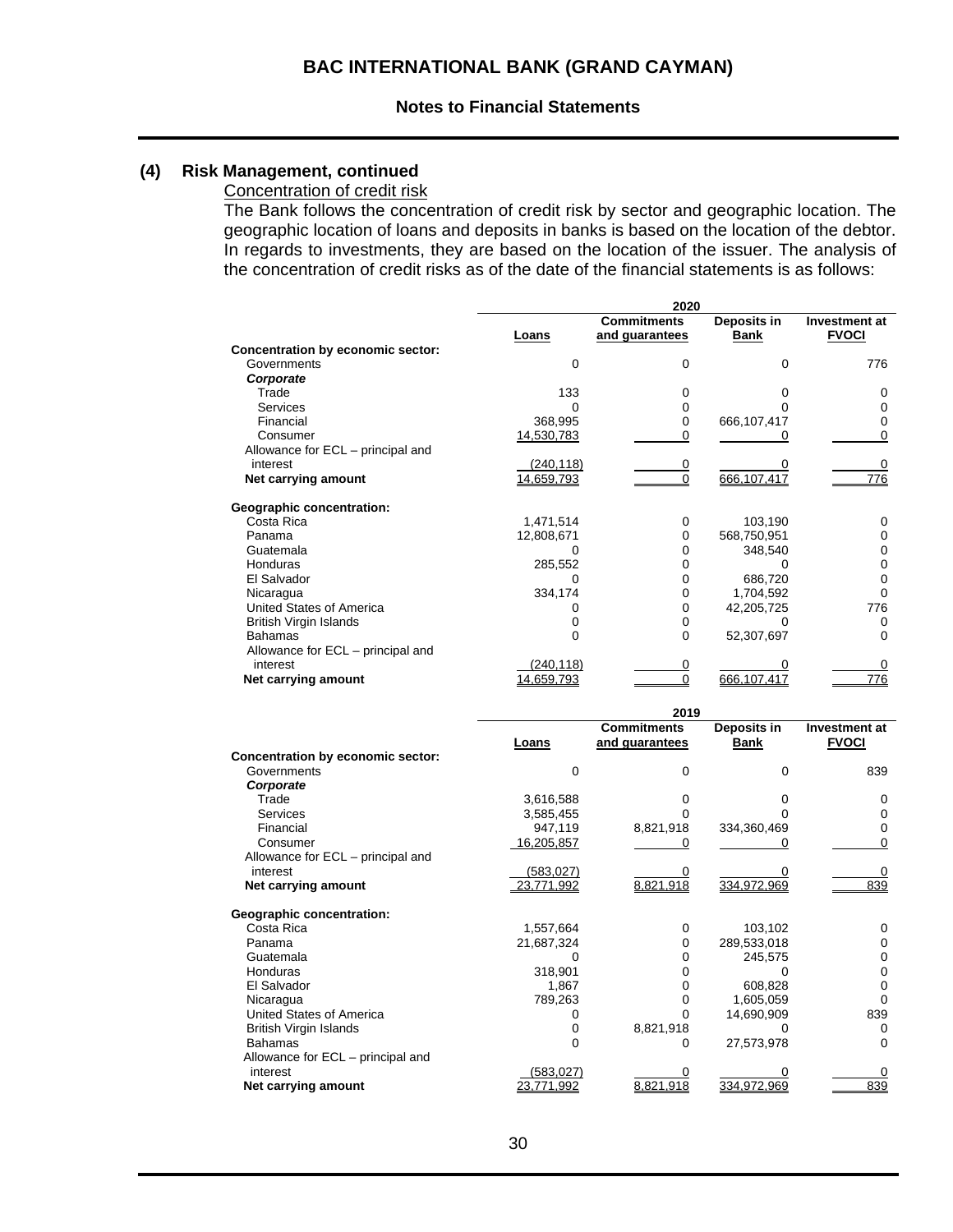## (4) Risk Management, continued

Concentration of credit risk

The Bank follows the concentration of credit risk by sector and geographic location. The geographic location of loans and deposits in banks is based on the location of the debtor. In regards to investments, they are based on the location of the issuer. The analysis of the concentration of credit risks as of the date of the financial statements is as follows:

| | 2020 | | | |
|---|---|---|---|---|
| | Loans | Commitments and guarantees | Deposits in Bank | Investment at FVOCI |
| **Concentration by economic sector:** | | | | |
| Governments | 0 | 0 | 0 | 776 |
| ***Corporate*** | | | | |
| Trade | 133 | 0 | 0 | 0 |
| Services | 0 | 0 | 0 | 0 |
| Financial | 368,995 | 0 | 666,107,417 | 0 |
| Consumer | 14,530,783 | 0 | 0 | 0 |
| Allowance for ECL – principal and interest | (240,118) | 0 | 0 | 0 |
| **Net carrying amount** | 14,659,793 | 0 | 666,107,417 | 776 |
| **Geographic concentration:** | | | | |
| Costa Rica | 1,471,514 | 0 | 103,190 | 0 |
| Panama | 12,808,671 | 0 | 568,750,951 | 0 |
| Guatemala | 0 | 0 | 348,540 | 0 |
| Honduras | 285,552 | 0 | 0 | 0 |
| El Salvador | 0 | 0 | 686,720 | 0 |
| Nicaragua | 334,174 | 0 | 1,704,592 | 0 |
| United States of America | 0 | 0 | 42,205,725 | 776 |
| British Virgin Islands | 0 | 0 | 0 | 0 |
| Bahamas | 0 | 0 | 52,307,697 | 0 |
| Allowance for ECL – principal and interest | (240,118) | 0 | 0 | 0 |
| **Net carrying amount** | 14,659,793 | 0 | 666,107,417 | 776 |

| | 2019 | | | |
|---|---|---|---|---|
| | Loans | Commitments and guarantees | Deposits in Bank | Investment at FVOCI |
| **Concentration by economic sector:** | | | | |
| Governments | 0 | 0 | 0 | 839 |
| ***Corporate*** | | | | |
| Trade | 3,616,588 | 0 | 0 | 0 |
| Services | 3,585,455 | 0 | 0 | 0 |
| Financial | 947,119 | 8,821,918 | 334,360,469 | 0 |
| Consumer | 16,205,857 | 0 | 0 | 0 |
| Allowance for ECL – principal and interest | (583,027) | 0 | 0 | 0 |
| **Net carrying amount** | 23,771,992 | 8,821,918 | 334,972,969 | 839 |
| **Geographic concentration:** | | | | |
| Costa Rica | 1,557,664 | 0 | 103,102 | 0 |
| Panama | 21,687,324 | 0 | 289,533,018 | 0 |
| Guatemala | 0 | 0 | 245,575 | 0 |
| Honduras | 318,901 | 0 | 0 | 0 |
| El Salvador | 1,867 | 0 | 608,828 | 0 |
| Nicaragua | 789,263 | 0 | 1,605,059 | 0 |
| United States of America | 0 | 0 | 14,690,909 | 839 |
| British Virgin Islands | 0 | 8,821,918 | 0 | 0 |
| Bahamas | 0 | 0 | 27,573,978 | 0 |
| Allowance for ECL – principal and interest | (583,027) | 0 | 0 | 0 |
| **Net carrying amount** | 23,771,992 | 8,821,918 | 334,972,969 | 839 |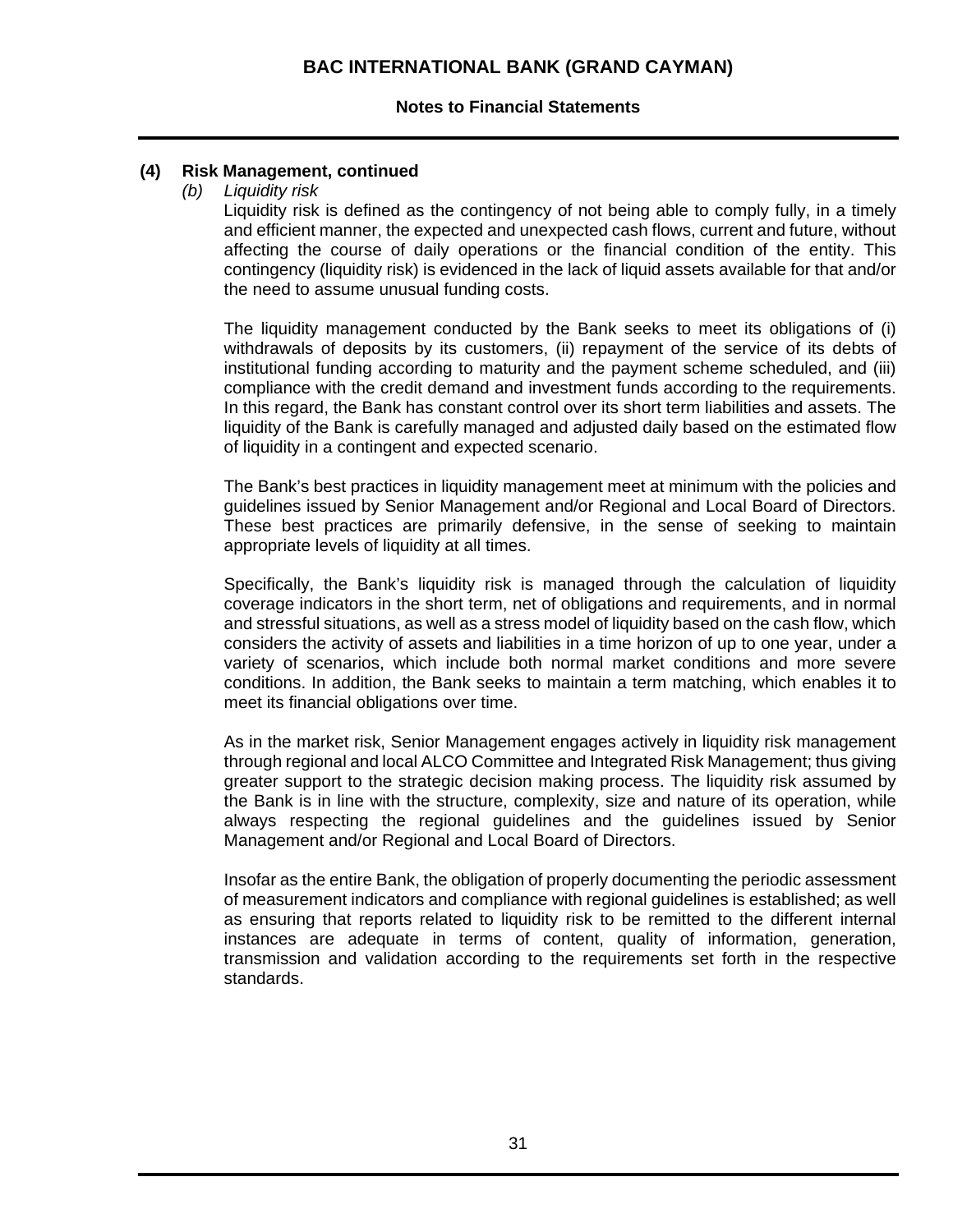## (4) Risk Management, continued

*(b) Liquidity risk*

Liquidity risk is defined as the contingency of not being able to comply fully, in a timely and efficient manner, the expected and unexpected cash flows, current and future, without affecting the course of daily operations or the financial condition of the entity. This contingency (liquidity risk) is evidenced in the lack of liquid assets available for that and/or the need to assume unusual funding costs.

The liquidity management conducted by the Bank seeks to meet its obligations of (i) withdrawals of deposits by its customers, (ii) repayment of the service of its debts of institutional funding according to maturity and the payment scheme scheduled, and (iii) compliance with the credit demand and investment funds according to the requirements. In this regard, the Bank has constant control over its short term liabilities and assets. The liquidity of the Bank is carefully managed and adjusted daily based on the estimated flow of liquidity in a contingent and expected scenario.

The Bank's best practices in liquidity management meet at minimum with the policies and guidelines issued by Senior Management and/or Regional and Local Board of Directors. These best practices are primarily defensive, in the sense of seeking to maintain appropriate levels of liquidity at all times.

Specifically, the Bank's liquidity risk is managed through the calculation of liquidity coverage indicators in the short term, net of obligations and requirements, and in normal and stressful situations, as well as a stress model of liquidity based on the cash flow, which considers the activity of assets and liabilities in a time horizon of up to one year, under a variety of scenarios, which include both normal market conditions and more severe conditions. In addition, the Bank seeks to maintain a term matching, which enables it to meet its financial obligations over time.

As in the market risk, Senior Management engages actively in liquidity risk management through regional and local ALCO Committee and Integrated Risk Management; thus giving greater support to the strategic decision making process. The liquidity risk assumed by the Bank is in line with the structure, complexity, size and nature of its operation, while always respecting the regional guidelines and the guidelines issued by Senior Management and/or Regional and Local Board of Directors.

Insofar as the entire Bank, the obligation of properly documenting the periodic assessment of measurement indicators and compliance with regional guidelines is established; as well as ensuring that reports related to liquidity risk to be remitted to the different internal instances are adequate in terms of content, quality of information, generation, transmission and validation according to the requirements set forth in the respective standards.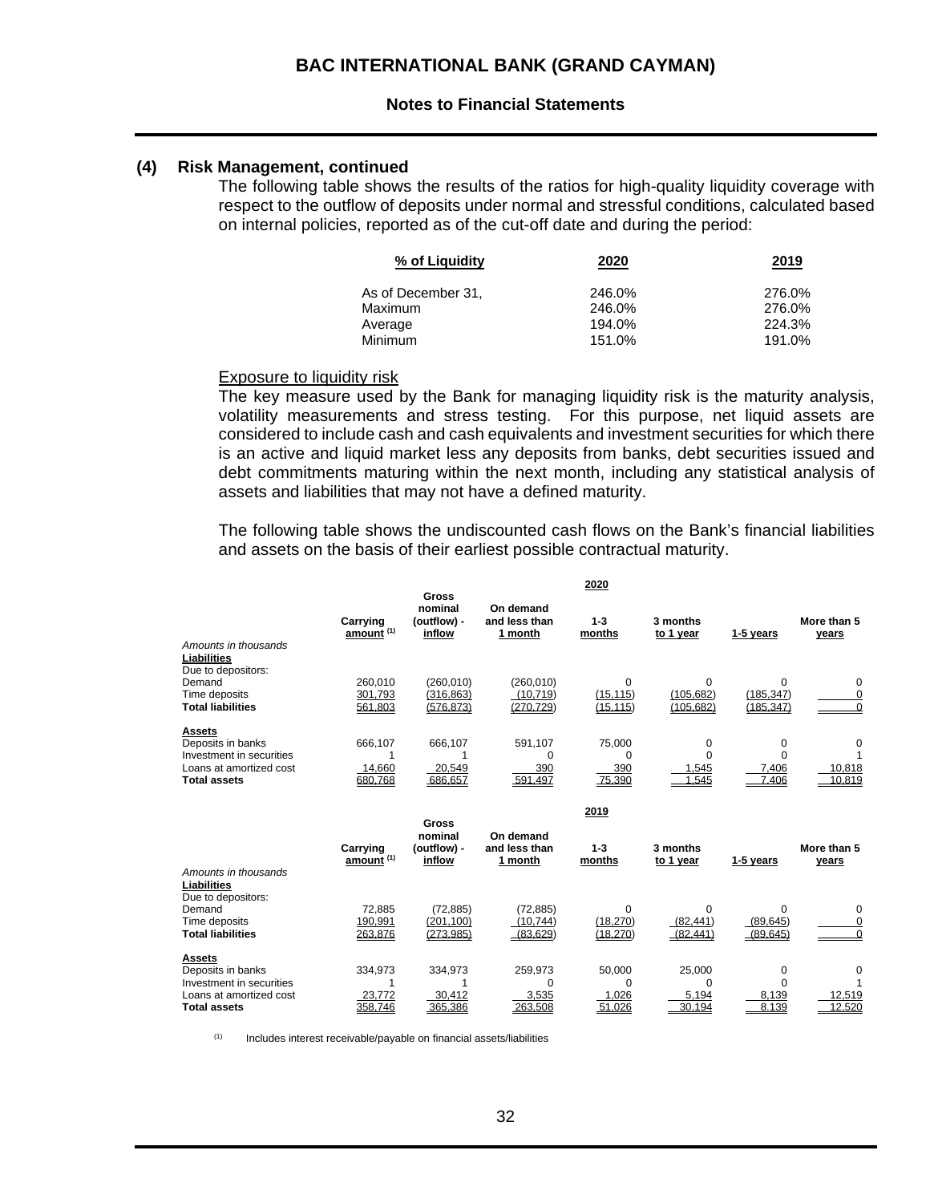## (4) Risk Management, continued

The following table shows the results of the ratios for high-quality liquidity coverage with respect to the outflow of deposits under normal and stressful conditions, calculated based on internal policies, reported as of the cut-off date and during the period:

| % of Liquidity | 2020 | 2019 |
|---|---|---|
| As of December 31, | 246.0% | 276.0% |
| Maximum | 246.0% | 276.0% |
| Average | 194.0% | 224.3% |
| Minimum | 151.0% | 191.0% |

Exposure to liquidity risk

The key measure used by the Bank for managing liquidity risk is the maturity analysis, volatility measurements and stress testing. For this purpose, net liquid assets are considered to include cash and cash equivalents and investment securities for which there is an active and liquid market less any deposits from banks, debt securities issued and debt commitments maturing within the next month, including any statistical analysis of assets and liabilities that may not have a defined maturity.

The following table shows the undiscounted cash flows on the Bank's financial liabilities and assets on the basis of their earliest possible contractual maturity.

| | | | 2020 | | | | |
|---|---|---|---|---|---|---|---|
| Amounts in thousands | Carrying amount (1) | Gross nominal (outflow) - inflow | On demand and less than 1 month | 1-3 months | 3 months to 1 year | 1-5 years | More than 5 years |
| **Liabilities** | | | | | | | |
| Due to depositors: | | | | | | | |
| Demand | 260,010 | (260,010) | (260,010) | 0 | 0 | 0 | 0 |
| Time deposits | 301,793 | (316,863) | (10,719) | (15,115) | (105,682) | (185,347) | 0 |
| **Total liabilities** | 561,803 | (576,873) | (270,729) | (15,115) | (105,682) | (185,347) | 0 |
| **Assets** | | | | | | | |
| Deposits in banks | 666,107 | 666,107 | 591,107 | 75,000 | 0 | 0 | 0 |
| Investment in securities | 1 | 1 | 0 | 0 | 0 | 0 | 1 |
| Loans at amortized cost | 14,660 | 20,549 | 390 | 390 | 1,545 | 7,406 | 10,818 |
| **Total assets** | 680,768 | 686,657 | 591,497 | 75,390 | 1,545 | 7,406 | 10,819 |

| | | | 2019 | | | | |
|---|---|---|---|---|---|---|---|
| Amounts in thousands | Carrying amount (1) | Gross nominal (outflow) - inflow | On demand and less than 1 month | 1-3 months | 3 months to 1 year | 1-5 years | More than 5 years |
| **Liabilities** | | | | | | | |
| Due to depositors: | | | | | | | |
| Demand | 72,885 | (72,885) | (72,885) | 0 | 0 | 0 | 0 |
| Time deposits | 190,991 | (201,100) | (10,744) | (18,270) | (82,441) | (89,645) | 0 |
| **Total liabilities** | 263,876 | (273,985) | (83,629) | (18,270) | (82,441) | (89,645) | 0 |
| **Assets** | | | | | | | |
| Deposits in banks | 334,973 | 334,973 | 259,973 | 50,000 | 25,000 | 0 | 0 |
| Investment in securities | 1 | 1 | 0 | 0 | 0 | 0 | 1 |
| Loans at amortized cost | 23,772 | 30,412 | 3,535 | 1,026 | 5,194 | 8,139 | 12,519 |
| **Total assets** | 358,746 | 365,386 | 263,508 | 51,026 | 30,194 | 8,139 | 12,520 |

(1) Includes interest receivable/payable on financial assets/liabilities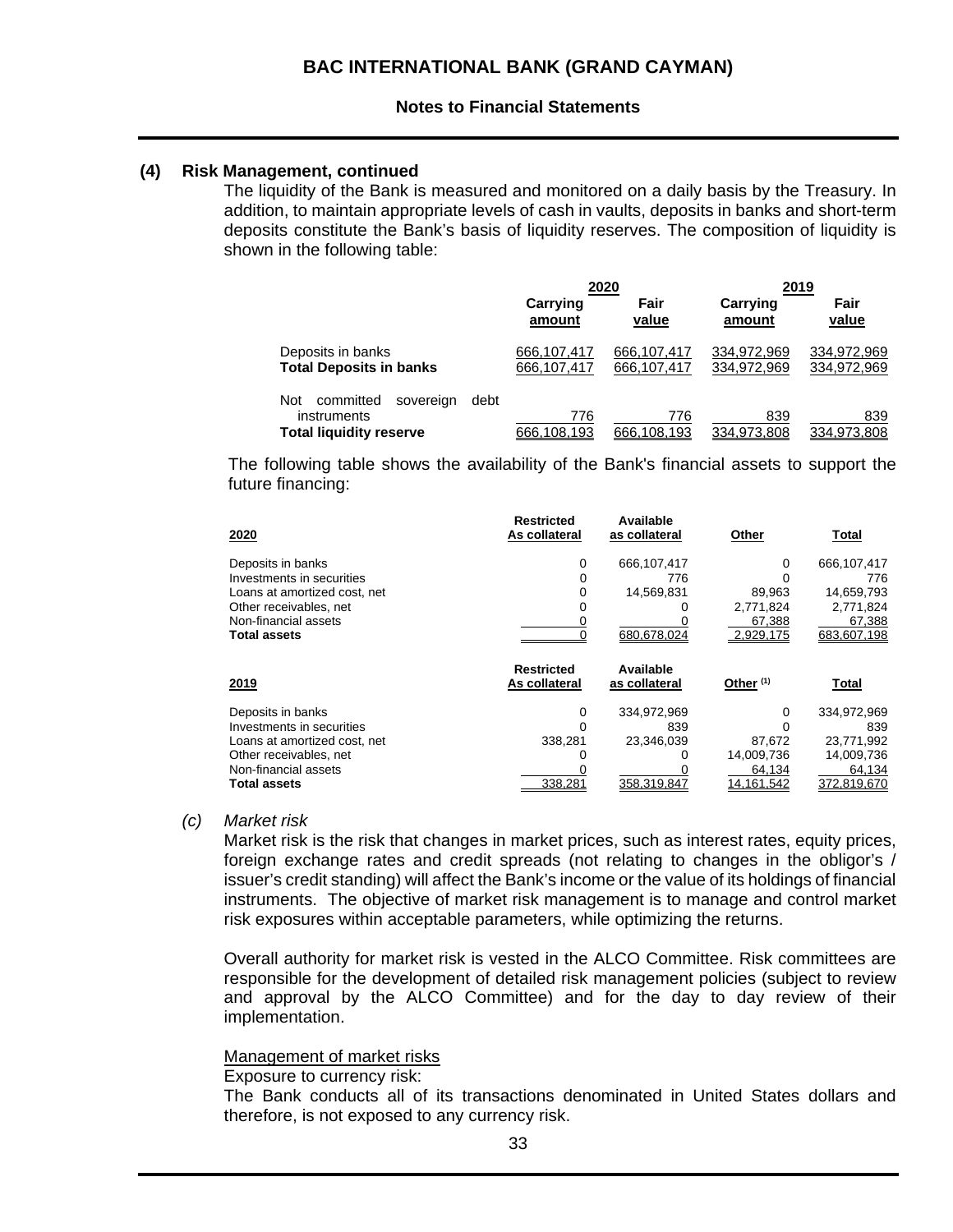### (4) Risk Management, continued

The liquidity of the Bank is measured and monitored on a daily basis by the Treasury. In addition, to maintain appropriate levels of cash in vaults, deposits in banks and short-term deposits constitute the Bank's basis of liquidity reserves. The composition of liquidity is shown in the following table:

| | 2020 | | 2019 | |
|---|---|---|---|---|
| | Carrying amount | Fair value | Carrying amount | Fair value |
| Deposits in banks | 666,107,417 | 666,107,417 | 334,972,969 | 334,972,969 |
| **Total Deposits in banks** | 666,107,417 | 666,107,417 | 334,972,969 | 334,972,969 |
| Not committed sovereign debt instruments | 776 | 776 | 839 | 839 |
| **Total liquidity reserve** | 666,108,193 | 666,108,193 | 334,973,808 | 334,973,808 |

The following table shows the availability of the Bank's financial assets to support the future financing:

| 2020 | Restricted As collateral | Available as collateral | Other | Total |
|---|---|---|---|---|
| Deposits in banks | 0 | 666,107,417 | 0 | 666,107,417 |
| Investments in securities | 0 | 776 | 0 | 776 |
| Loans at amortized cost, net | 0 | 14,569,831 | 89,963 | 14,659,793 |
| Other receivables, net | 0 | 0 | 2,771,824 | 2,771,824 |
| Non-financial assets | 0 | 0 | 67,388 | 67,388 |
| **Total assets** | 0 | 680,678,024 | 2,929,175 | 683,607,198 |

| 2019 | Restricted As collateral | Available as collateral | Other [(1)] | Total |
|---|---|---|---|---|
| Deposits in banks | 0 | 334,972,969 | 0 | 334,972,969 |
| Investments in securities | 0 | 839 | 0 | 839 |
| Loans at amortized cost, net | 338,281 | 23,346,039 | 87,672 | 23,771,992 |
| Other receivables, net | 0 | 0 | 14,009,736 | 14,009,736 |
| Non-financial assets | 0 | 0 | 64,134 | 64,134 |
| **Total assets** | 338,281 | 358,319,847 | 14,161,542 | 372,819,670 |

*(c) Market risk*

Market risk is the risk that changes in market prices, such as interest rates, equity prices, foreign exchange rates and credit spreads (not relating to changes in the obligor's / issuer's credit standing) will affect the Bank's income or the value of its holdings of financial instruments. The objective of market risk management is to manage and control market risk exposures within acceptable parameters, while optimizing the returns.

Overall authority for market risk is vested in the ALCO Committee. Risk committees are responsible for the development of detailed risk management policies (subject to review and approval by the ALCO Committee) and for the day to day review of their implementation.

Management of market risks

Exposure to currency risk:

The Bank conducts all of its transactions denominated in United States dollars and therefore, is not exposed to any currency risk.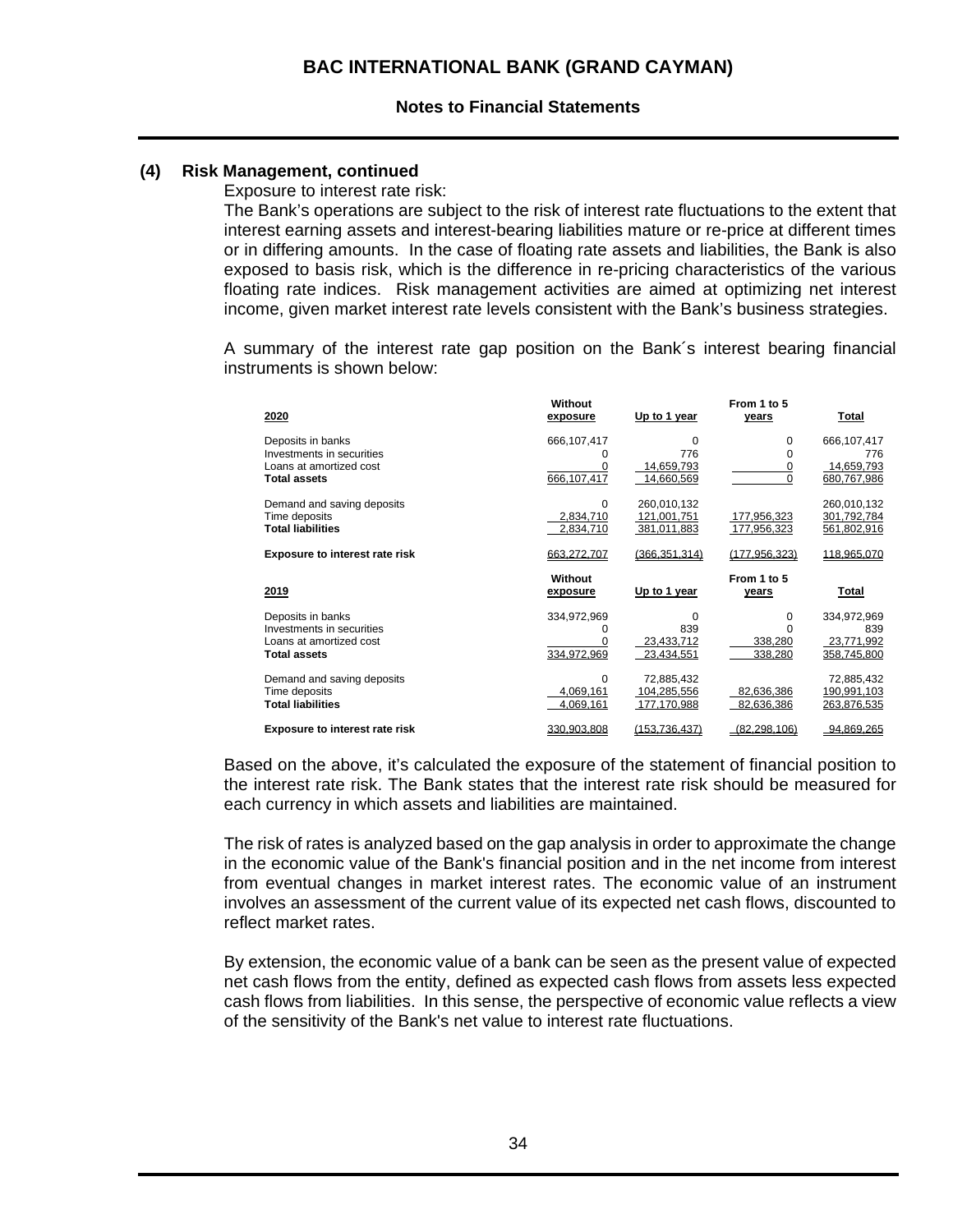### (4) Risk Management, continued

Exposure to interest rate risk:

The Bank's operations are subject to the risk of interest rate fluctuations to the extent that interest earning assets and interest-bearing liabilities mature or re-price at different times or in differing amounts. In the case of floating rate assets and liabilities, the Bank is also exposed to basis risk, which is the difference in re-pricing characteristics of the various floating rate indices. Risk management activities are aimed at optimizing net interest income, given market interest rate levels consistent with the Bank's business strategies.

A summary of the interest rate gap position on the Bank´s interest bearing financial instruments is shown below:

| 2020 | Without exposure | Up to 1 year | From 1 to 5 years | Total |
|---|---|---|---|---|
| Deposits in banks | 666,107,417 | 0 | 0 | 666,107,417 |
| Investments in securities | 0 | 776 | 0 | 776 |
| Loans at amortized cost | 0 | 14,659,793 | 0 | 14,659,793 |
| **Total assets** | 666,107,417 | 14,660,569 | 0 | 680,767,986 |
| Demand and saving deposits | 0 | 260,010,132 | | 260,010,132 |
| Time deposits | 2,834,710 | 121,001,751 | 177,956,323 | 301,792,784 |
| **Total liabilities** | 2,834,710 | 381,011,883 | 177,956,323 | 561,802,916 |
| **Exposure to interest rate risk** | 663,272,707 | (366,351,314) | (177,956,323) | 118,965,070 |

| 2019 | Without exposure | Up to 1 year | From 1 to 5 years | Total |
|---|---|---|---|---|
| Deposits in banks | 334,972,969 | 0 | 0 | 334,972,969 |
| Investments in securities | 0 | 839 | 0 | 839 |
| Loans at amortized cost | 0 | 23,433,712 | 338,280 | 23,771,992 |
| **Total assets** | 334,972,969 | 23,434,551 | 338,280 | 358,745,800 |
| Demand and saving deposits | 0 | 72,885,432 | | 72,885,432 |
| Time deposits | 4,069,161 | 104,285,556 | 82,636,386 | 190,991,103 |
| **Total liabilities** | 4,069,161 | 177,170,988 | 82,636,386 | 263,876,535 |
| **Exposure to interest rate risk** | 330,903,808 | (153,736,437) | (82,298,106) | 94,869,265 |

Based on the above, it's calculated the exposure of the statement of financial position to the interest rate risk. The Bank states that the interest rate risk should be measured for each currency in which assets and liabilities are maintained.

The risk of rates is analyzed based on the gap analysis in order to approximate the change in the economic value of the Bank's financial position and in the net income from interest from eventual changes in market interest rates. The economic value of an instrument involves an assessment of the current value of its expected net cash flows, discounted to reflect market rates.

By extension, the economic value of a bank can be seen as the present value of expected net cash flows from the entity, defined as expected cash flows from assets less expected cash flows from liabilities. In this sense, the perspective of economic value reflects a view of the sensitivity of the Bank's net value to interest rate fluctuations.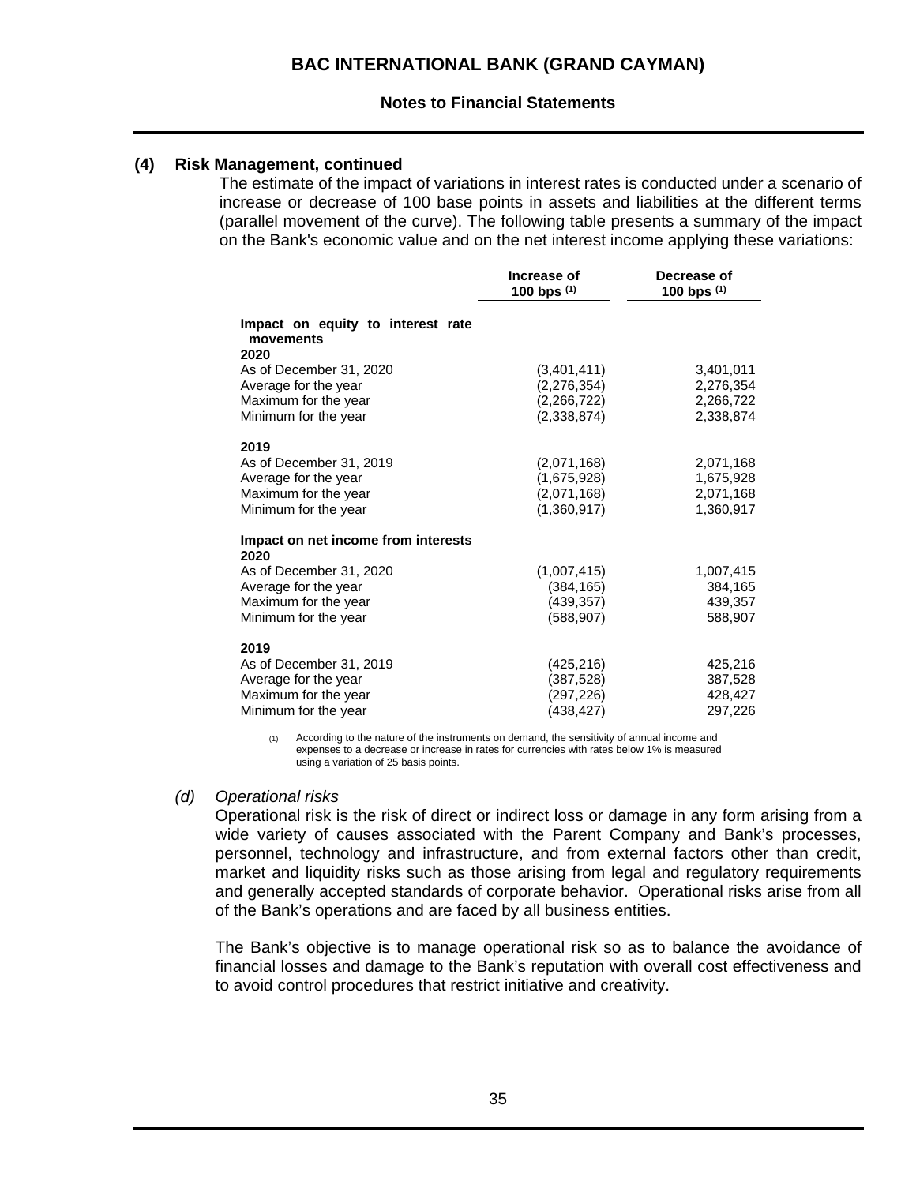**(4) Risk Management, continued**

The estimate of the impact of variations in interest rates is conducted under a scenario of increase or decrease of 100 base points in assets and liabilities at the different terms (parallel movement of the curve). The following table presents a summary of the impact on the Bank's economic value and on the net interest income applying these variations:

| | Increase of 100 bps [(1)] | Decrease of 100 bps [(1)] |
|---|---|---|
| **Impact on equity to interest rate movements** | | |
| **2020** | | |
| As of December 31, 2020 | (3,401,411) | 3,401,011 |
| Average for the year | (2,276,354) | 2,276,354 |
| Maximum for the year | (2,266,722) | 2,266,722 |
| Minimum for the year | (2,338,874) | 2,338,874 |
| **2019** | | |
| As of December 31, 2019 | (2,071,168) | 2,071,168 |
| Average for the year | (1,675,928) | 1,675,928 |
| Maximum for the year | (2,071,168) | 2,071,168 |
| Minimum for the year | (1,360,917) | 1,360,917 |
| **Impact on net income from interests** | | |
| **2020** | | |
| As of December 31, 2020 | (1,007,415) | 1,007,415 |
| Average for the year | (384,165) | 384,165 |
| Maximum for the year | (439,357) | 439,357 |
| Minimum for the year | (588,907) | 588,907 |
| **2019** | | |
| As of December 31, 2019 | (425,216) | 425,216 |
| Average for the year | (387,528) | 387,528 |
| Maximum for the year | (297,226) | 428,427 |
| Minimum for the year | (438,427) | 297,226 |

(1) According to the nature of the instruments on demand, the sensitivity of annual income and expenses to a decrease or increase in rates for currencies with rates below 1% is measured using a variation of 25 basis points.

*(d) Operational risks*

Operational risk is the risk of direct or indirect loss or damage in any form arising from a wide variety of causes associated with the Parent Company and Bank's processes, personnel, technology and infrastructure, and from external factors other than credit, market and liquidity risks such as those arising from legal and regulatory requirements and generally accepted standards of corporate behavior. Operational risks arise from all of the Bank's operations and are faced by all business entities.

The Bank's objective is to manage operational risk so as to balance the avoidance of financial losses and damage to the Bank's reputation with overall cost effectiveness and to avoid control procedures that restrict initiative and creativity.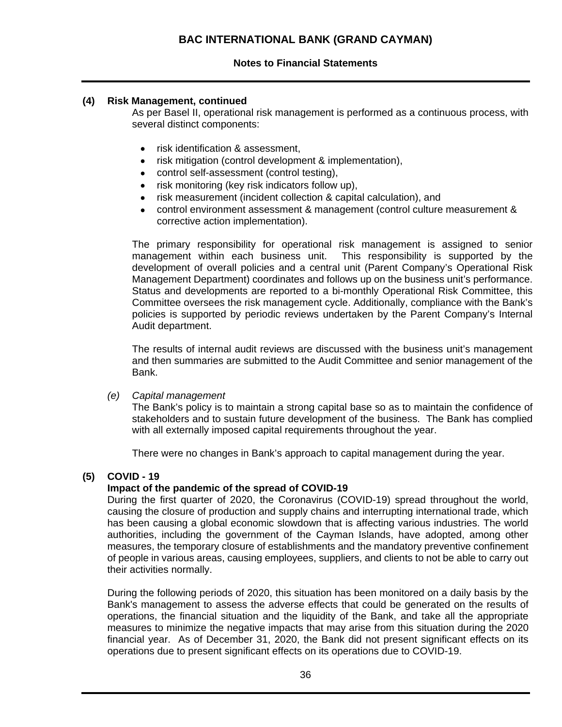## (4) Risk Management, continued

As per Basel II, operational risk management is performed as a continuous process, with several distinct components:

- risk identification & assessment,
- risk mitigation (control development & implementation),
- control self-assessment (control testing),
- risk monitoring (key risk indicators follow up),
- risk measurement (incident collection & capital calculation), and
- control environment assessment & management (control culture measurement & corrective action implementation).

The primary responsibility for operational risk management is assigned to senior management within each business unit. This responsibility is supported by the development of overall policies and a central unit (Parent Company's Operational Risk Management Department) coordinates and follows up on the business unit's performance. Status and developments are reported to a bi-monthly Operational Risk Committee, this Committee oversees the risk management cycle. Additionally, compliance with the Bank's policies is supported by periodic reviews undertaken by the Parent Company's Internal Audit department.

The results of internal audit reviews are discussed with the business unit's management and then summaries are submitted to the Audit Committee and senior management of the Bank.

*(e) Capital management*

The Bank's policy is to maintain a strong capital base so as to maintain the confidence of stakeholders and to sustain future development of the business. The Bank has complied with all externally imposed capital requirements throughout the year.

There were no changes in Bank's approach to capital management during the year.

## (5) COVID - 19

### Impact of the pandemic of the spread of COVID-19

During the first quarter of 2020, the Coronavirus (COVID-19) spread throughout the world, causing the closure of production and supply chains and interrupting international trade, which has been causing a global economic slowdown that is affecting various industries. The world authorities, including the government of the Cayman Islands, have adopted, among other measures, the temporary closure of establishments and the mandatory preventive confinement of people in various areas, causing employees, suppliers, and clients to not be able to carry out their activities normally.

During the following periods of 2020, this situation has been monitored on a daily basis by the Bank's management to assess the adverse effects that could be generated on the results of operations, the financial situation and the liquidity of the Bank, and take all the appropriate measures to minimize the negative impacts that may arise from this situation during the 2020 financial year. As of December 31, 2020, the Bank did not present significant effects on its operations due to present significant effects on its operations due to COVID-19.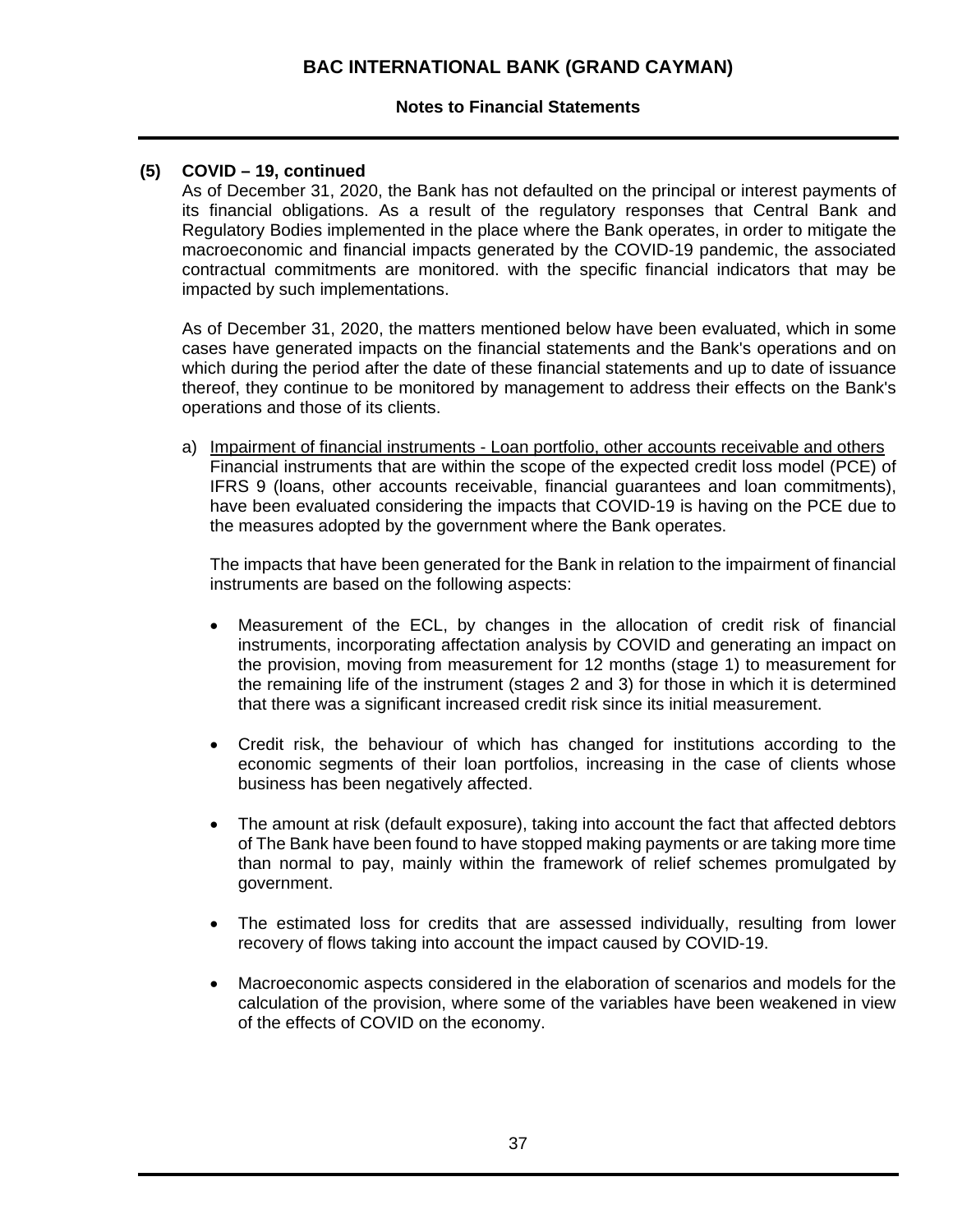## (5) COVID – 19, continued

As of December 31, 2020, the Bank has not defaulted on the principal or interest payments of its financial obligations. As a result of the regulatory responses that Central Bank and Regulatory Bodies implemented in the place where the Bank operates, in order to mitigate the macroeconomic and financial impacts generated by the COVID-19 pandemic, the associated contractual commitments are monitored. with the specific financial indicators that may be impacted by such implementations.

As of December 31, 2020, the matters mentioned below have been evaluated, which in some cases have generated impacts on the financial statements and the Bank's operations and on which during the period after the date of these financial statements and up to date of issuance thereof, they continue to be monitored by management to address their effects on the Bank's operations and those of its clients.

a) Impairment of financial instruments - Loan portfolio, other accounts receivable and others
Financial instruments that are within the scope of the expected credit loss model (PCE) of IFRS 9 (loans, other accounts receivable, financial guarantees and loan commitments), have been evaluated considering the impacts that COVID-19 is having on the PCE due to the measures adopted by the government where the Bank operates.

The impacts that have been generated for the Bank in relation to the impairment of financial instruments are based on the following aspects:

- Measurement of the ECL, by changes in the allocation of credit risk of financial instruments, incorporating affectation analysis by COVID and generating an impact on the provision, moving from measurement for 12 months (stage 1) to measurement for the remaining life of the instrument (stages 2 and 3) for those in which it is determined that there was a significant increased credit risk since its initial measurement.

- Credit risk, the behaviour of which has changed for institutions according to the economic segments of their loan portfolios, increasing in the case of clients whose business has been negatively affected.

- The amount at risk (default exposure), taking into account the fact that affected debtors of The Bank have been found to have stopped making payments or are taking more time than normal to pay, mainly within the framework of relief schemes promulgated by government.

- The estimated loss for credits that are assessed individually, resulting from lower recovery of flows taking into account the impact caused by COVID-19.

- Macroeconomic aspects considered in the elaboration of scenarios and models for the calculation of the provision, where some of the variables have been weakened in view of the effects of COVID on the economy.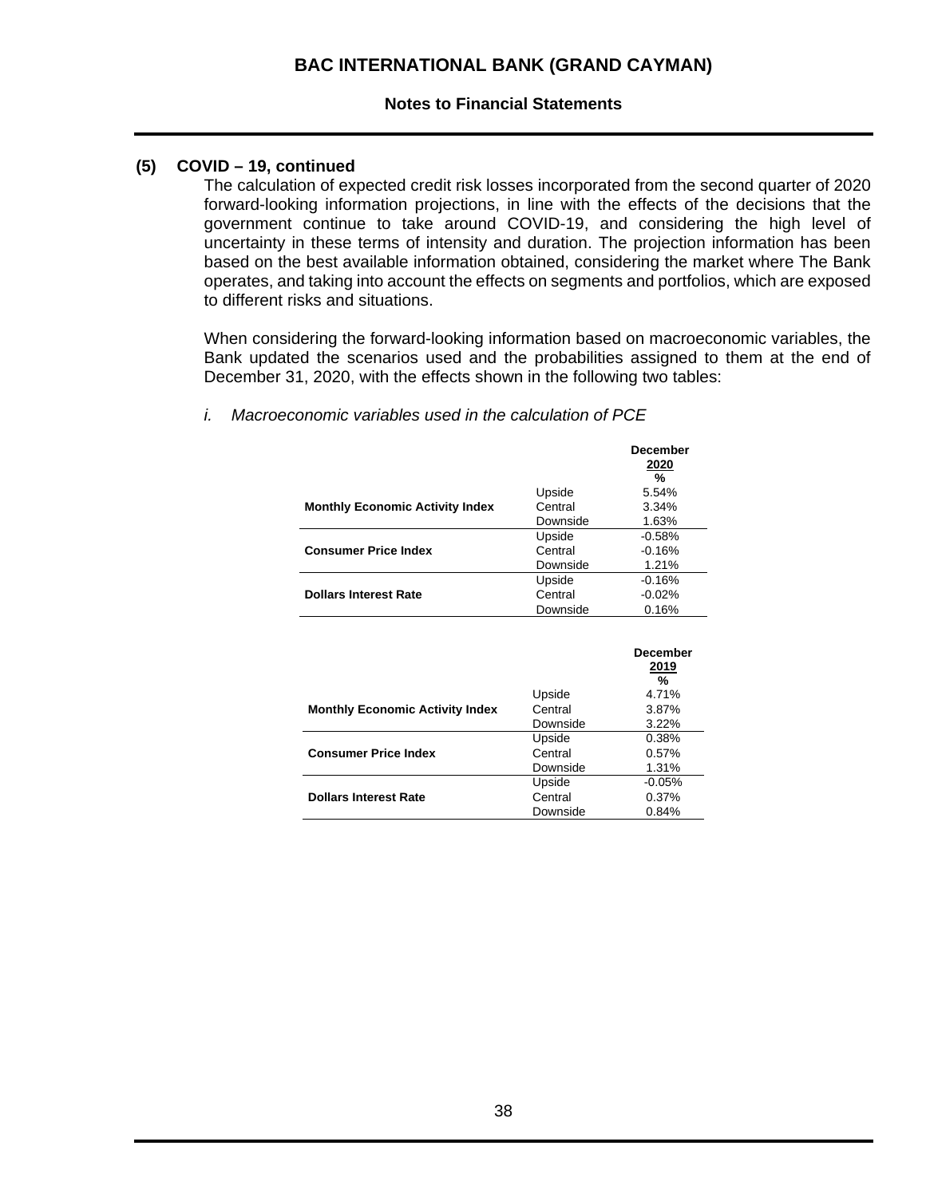### (5) COVID – 19, continued

The calculation of expected credit risk losses incorporated from the second quarter of 2020 forward-looking information projections, in line with the effects of the decisions that the government continue to take around COVID-19, and considering the high level of uncertainty in these terms of intensity and duration. The projection information has been based on the best available information obtained, considering the market where The Bank operates, and taking into account the effects on segments and portfolios, which are exposed to different risks and situations.

When considering the forward-looking information based on macroeconomic variables, the Bank updated the scenarios used and the probabilities assigned to them at the end of December 31, 2020, with the effects shown in the following two tables:

*i. Macroeconomic variables used in the calculation of PCE*

| | | December 2020 % |
|---|---|---|
| | Upside | 5.54% |
| **Monthly Economic Activity Index** | Central | 3.34% |
| | Downside | 1.63% |
| | Upside | -0.58% |
| **Consumer Price Index** | Central | -0.16% |
| | Downside | 1.21% |
| | Upside | -0.16% |
| **Dollars Interest Rate** | Central | -0.02% |
| | Downside | 0.16% |

| | | December 2019 % |
|---|---|---|
| | Upside | 4.71% |
| **Monthly Economic Activity Index** | Central | 3.87% |
| | Downside | 3.22% |
| | Upside | 0.38% |
| **Consumer Price Index** | Central | 0.57% |
| | Downside | 1.31% |
| | Upside | -0.05% |
| **Dollars Interest Rate** | Central | 0.37% |
| | Downside | 0.84% |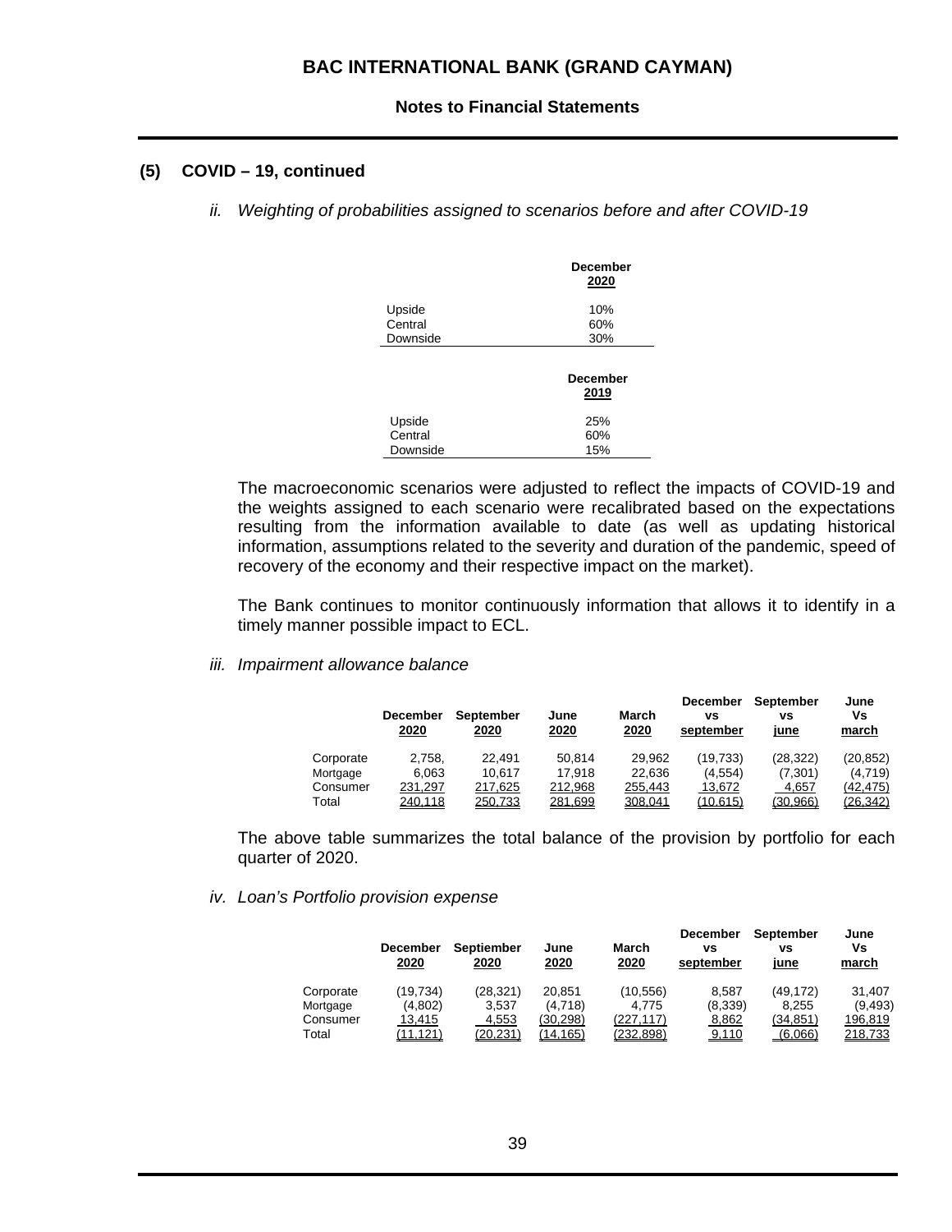### (5) COVID – 19, continued

*ii. Weighting of probabilities assigned to scenarios before and after COVID-19*

| | December 2020 |
|---|---|
| Upside | 10% |
| Central | 60% |
| Downside | 30% |

| | December 2019 |
|---|---|
| Upside | 25% |
| Central | 60% |
| Downside | 15% |

The macroeconomic scenarios were adjusted to reflect the impacts of COVID-19 and the weights assigned to each scenario were recalibrated based on the expectations resulting from the information available to date (as well as updating historical information, assumptions related to the severity and duration of the pandemic, speed of recovery of the economy and their respective impact on the market).

The Bank continues to monitor continuously information that allows it to identify in a timely manner possible impact to ECL.

*iii. Impairment allowance balance*

| | December 2020 | September 2020 | June 2020 | March 2020 | December vs september | September vs june | June Vs march |
|---|---|---|---|---|---|---|---|
| Corporate | 2,758, | 22,491 | 50,814 | 29,962 | (19,733) | (28,322) | (20,852) |
| Mortgage | 6,063 | 10,617 | 17,918 | 22,636 | (4,554) | (7,301) | (4,719) |
| Consumer | 231,297 | 217,625 | 212,968 | 255,443 | 13,672 | 4,657 | (42,475) |
| Total | 240,118 | 250,733 | 281,699 | 308,041 | (10,615) | (30,966) | (26,342) |

The above table summarizes the total balance of the provision by portfolio for each quarter of 2020.

*iv. Loan's Portfolio provision expense*

| | December 2020 | Septiember 2020 | June 2020 | March 2020 | December vs september | September vs june | June Vs march |
|---|---|---|---|---|---|---|---|
| Corporate | (19,734) | (28,321) | 20,851 | (10,556) | 8,587 | (49,172) | 31,407 |
| Mortgage | (4,802) | 3,537 | (4,718) | 4,775 | (8,339) | 8,255 | (9,493) |
| Consumer | 13,415 | 4,553 | (30,298) | (227,117) | 8,862 | (34,851) | 196,819 |
| Total | (11,121) | (20,231) | (14,165) | (232,898) | 9,110 | (6,066) | 218,733 |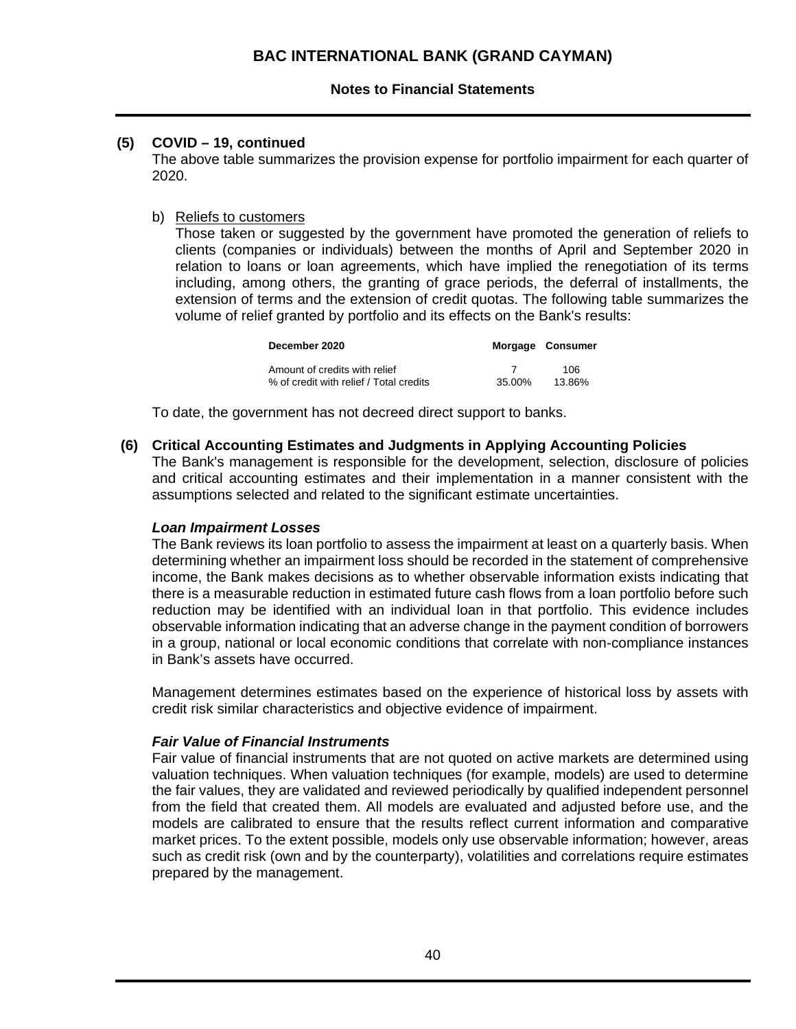**(5) COVID – 19, continued**

The above table summarizes the provision expense for portfolio impairment for each quarter of 2020.

b) Reliefs to customers

Those taken or suggested by the government have promoted the generation of reliefs to clients (companies or individuals) between the months of April and September 2020 in relation to loans or loan agreements, which have implied the renegotiation of its terms including, among others, the granting of grace periods, the deferral of installments, the extension of terms and the extension of credit quotas. The following table summarizes the volume of relief granted by portfolio and its effects on the Bank's results:

| December 2020 | Morgage | Consumer |
|---|---|---|
| Amount of credits with relief | 7 | 106 |
| % of credit with relief / Total credits | 35.00% | 13.86% |

To date, the government has not decreed direct support to banks.

**(6) Critical Accounting Estimates and Judgments in Applying Accounting Policies**

The Bank's management is responsible for the development, selection, disclosure of policies and critical accounting estimates and their implementation in a manner consistent with the assumptions selected and related to the significant estimate uncertainties.

***Loan Impairment Losses***

The Bank reviews its loan portfolio to assess the impairment at least on a quarterly basis. When determining whether an impairment loss should be recorded in the statement of comprehensive income, the Bank makes decisions as to whether observable information exists indicating that there is a measurable reduction in estimated future cash flows from a loan portfolio before such reduction may be identified with an individual loan in that portfolio. This evidence includes observable information indicating that an adverse change in the payment condition of borrowers in a group, national or local economic conditions that correlate with non-compliance instances in Bank's assets have occurred.

Management determines estimates based on the experience of historical loss by assets with credit risk similar characteristics and objective evidence of impairment.

***Fair Value of Financial Instruments***

Fair value of financial instruments that are not quoted on active markets are determined using valuation techniques. When valuation techniques (for example, models) are used to determine the fair values, they are validated and reviewed periodically by qualified independent personnel from the field that created them. All models are evaluated and adjusted before use, and the models are calibrated to ensure that the results reflect current information and comparative market prices. To the extent possible, models only use observable information; however, areas such as credit risk (own and by the counterparty), volatilities and correlations require estimates prepared by the management.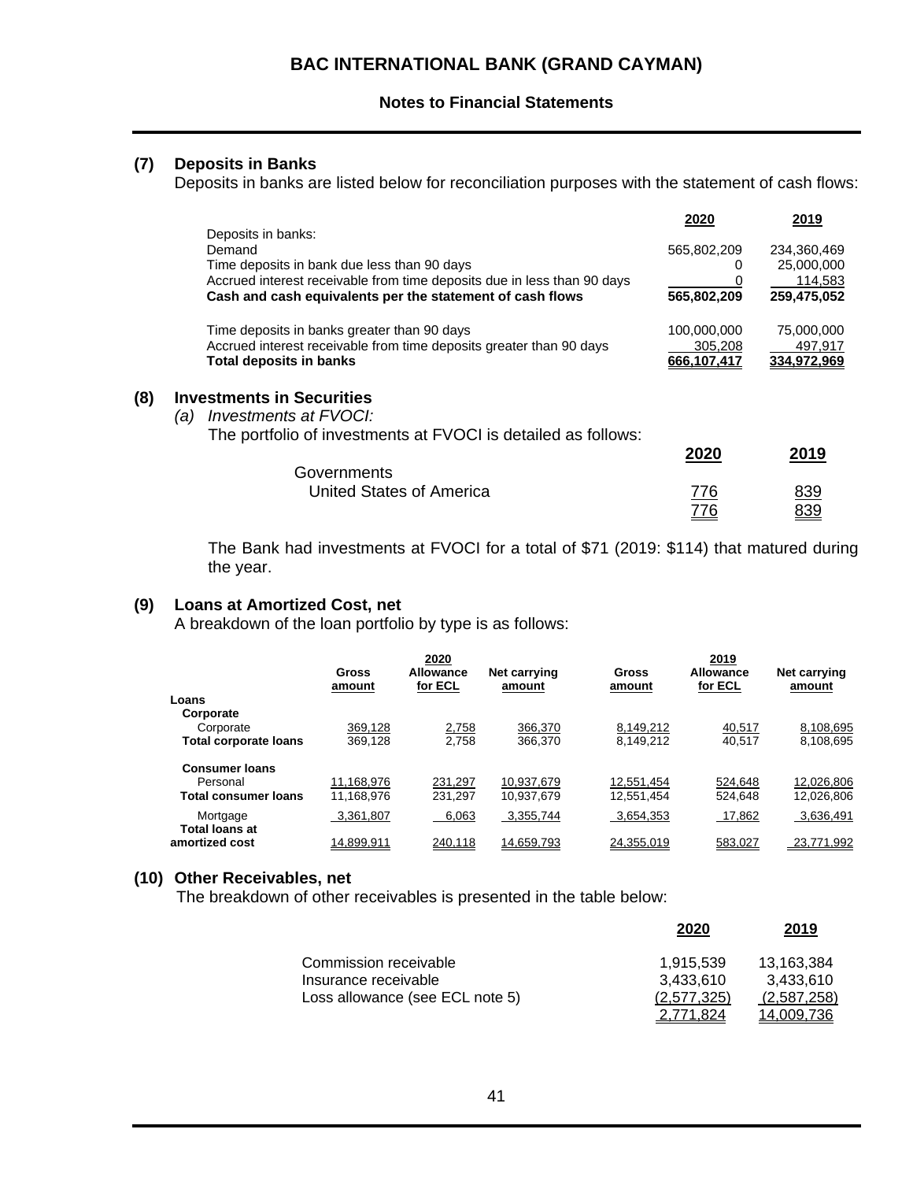## (7) Deposits in Banks

Deposits in banks are listed below for reconciliation purposes with the statement of cash flows:

| | 2020 | 2019 |
|---|---|---|
| Deposits in banks: | | |
| Demand | 565,802,209 | 234,360,469 |
| Time deposits in bank due less than 90 days | 0 | 25,000,000 |
| Accrued interest receivable from time deposits due in less than 90 days | 0 | 114,583 |
| **Cash and cash equivalents per the statement of cash flows** | **565,802,209** | **259,475,052** |
| | | |
| Time deposits in banks greater than 90 days | 100,000,000 | 75,000,000 |
| Accrued interest receivable from time deposits greater than 90 days | 305,208 | 497,917 |
| **Total deposits in banks** | **666,107,417** | **334,972,969** |

## (8) Investments in Securities

*(a) Investments at FVOCI:*

The portfolio of investments at FVOCI is detailed as follows:

| | 2020 | 2019 |
|---|---|---|
| Governments | | |
| United States of America | 776 | 839 |
| | 776 | 839 |

The Bank had investments at FVOCI for a total of $71 (2019: $114) that matured during the year.

## (9) Loans at Amortized Cost, net

A breakdown of the loan portfolio by type is as follows:

| | 2020 | | | 2019 | | |
|---|---|---|---|---|---|---|
| | Gross amount | Allowance for ECL | Net carrying amount | Gross amount | Allowance for ECL | Net carrying amount |
| **Loans** | | | | | | |
| **Corporate** | | | | | | |
| Corporate | 369,128 | 2,758 | 366,370 | 8,149,212 | 40,517 | 8,108,695 |
| **Total corporate loans** | 369,128 | 2,758 | 366,370 | 8,149,212 | 40,517 | 8,108,695 |
| **Consumer loans** | | | | | | |
| Personal | 11,168,976 | 231,297 | 10,937,679 | 12,551,454 | 524,648 | 12,026,806 |
| **Total consumer loans** | 11,168,976 | 231,297 | 10,937,679 | 12,551,454 | 524,648 | 12,026,806 |
| Mortgage | 3,361,807 | 6,063 | 3,355,744 | 3,654,353 | 17,862 | 3,636,491 |
| **Total loans at amortized cost** | 14,899,911 | 240,118 | 14,659,793 | 24,355,019 | 583,027 | 23,771,992 |

## (10) Other Receivables, net

The breakdown of other receivables is presented in the table below:

| | 2020 | 2019 |
|---|---|---|
| Commission receivable | 1,915,539 | 13,163,384 |
| Insurance receivable | 3,433,610 | 3,433,610 |
| Loss allowance (see ECL note 5) | (2,577,325) | (2,587,258) |
| | 2,771,824 | 14,009,736 |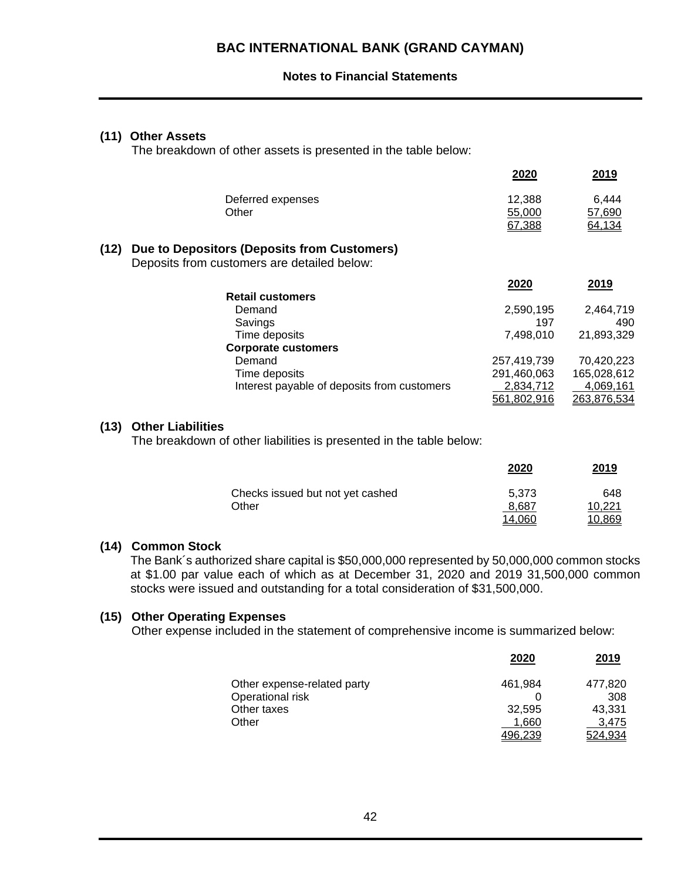## (11) Other Assets

The breakdown of other assets is presented in the table below:

| | 2020 | 2019 |
|---|---|---|
| Deferred expenses | 12,388 | 6,444 |
| Other | 55,000 | 57,690 |
| | 67,388 | 64,134 |

## (12) Due to Depositors (Deposits from Customers)

Deposits from customers are detailed below:

| | 2020 | 2019 |
|---|---|---|
| **Retail customers** | | |
| Demand | 2,590,195 | 2,464,719 |
| Savings | 197 | 490 |
| Time deposits | 7,498,010 | 21,893,329 |
| **Corporate customers** | | |
| Demand | 257,419,739 | 70,420,223 |
| Time deposits | 291,460,063 | 165,028,612 |
| Interest payable of deposits from customers | 2,834,712 | 4,069,161 |
| | 561,802,916 | 263,876,534 |

## (13) Other Liabilities

The breakdown of other liabilities is presented in the table below:

| | 2020 | 2019 |
|---|---|---|
| Checks issued but not yet cashed | 5,373 | 648 |
| Other | 8,687 | 10,221 |
| | 14,060 | 10,869 |

## (14) Common Stock

The Bank´s authorized share capital is $50,000,000 represented by 50,000,000 common stocks at $1.00 par value each of which as at December 31, 2020 and 2019 31,500,000 common stocks were issued and outstanding for a total consideration of $31,500,000.

## (15) Other Operating Expenses

Other expense included in the statement of comprehensive income is summarized below:

| | 2020 | 2019 |
|---|---|---|
| Other expense-related party | 461,984 | 477,820 |
| Operational risk | 0 | 308 |
| Other taxes | 32,595 | 43,331 |
| Other | 1,660 | 3,475 |
| | 496,239 | 524,934 |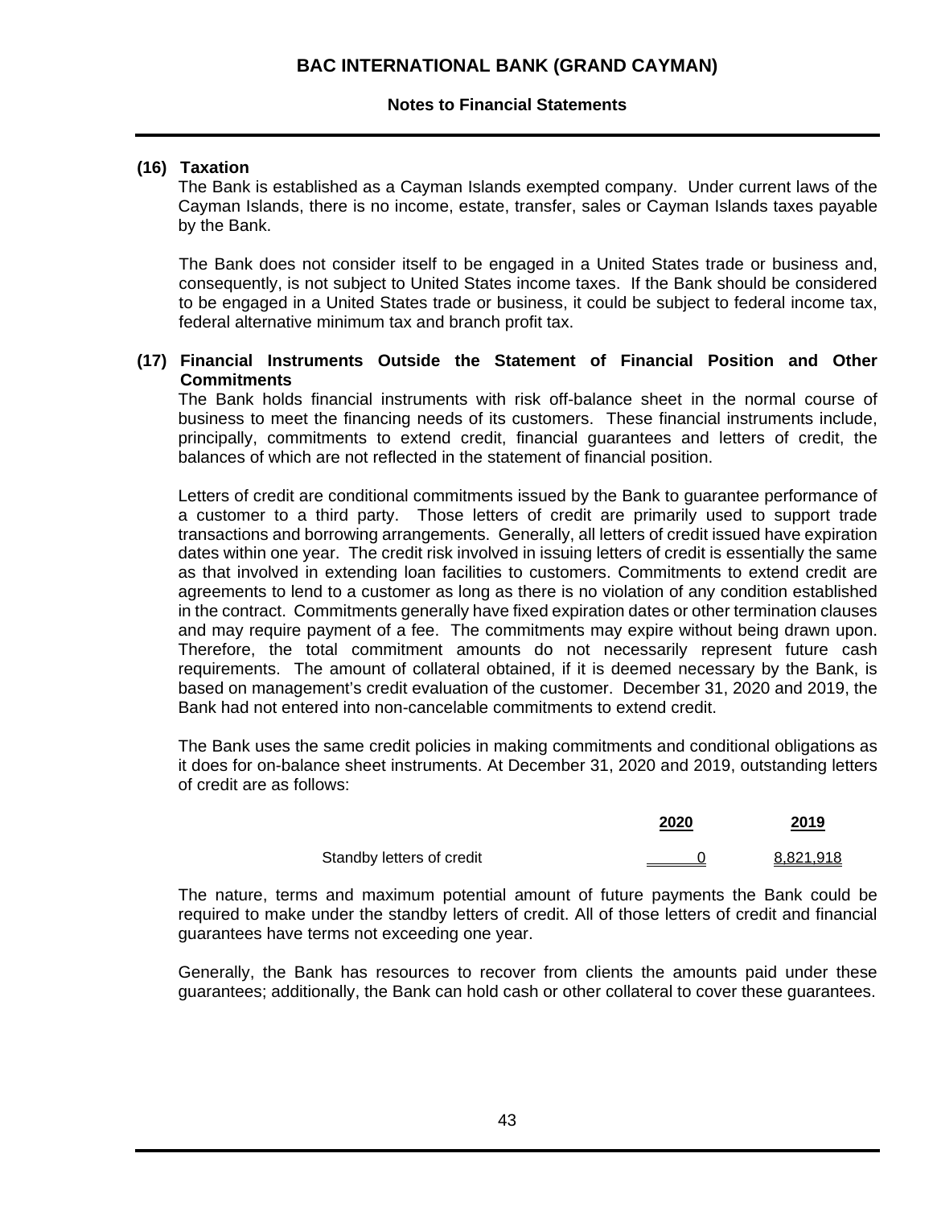## (16) Taxation

The Bank is established as a Cayman Islands exempted company. Under current laws of the Cayman Islands, there is no income, estate, transfer, sales or Cayman Islands taxes payable by the Bank.

The Bank does not consider itself to be engaged in a United States trade or business and, consequently, is not subject to United States income taxes. If the Bank should be considered to be engaged in a United States trade or business, it could be subject to federal income tax, federal alternative minimum tax and branch profit tax.

## (17) Financial Instruments Outside the Statement of Financial Position and Other Commitments

The Bank holds financial instruments with risk off-balance sheet in the normal course of business to meet the financing needs of its customers. These financial instruments include, principally, commitments to extend credit, financial guarantees and letters of credit, the balances of which are not reflected in the statement of financial position.

Letters of credit are conditional commitments issued by the Bank to guarantee performance of a customer to a third party. Those letters of credit are primarily used to support trade transactions and borrowing arrangements. Generally, all letters of credit issued have expiration dates within one year. The credit risk involved in issuing letters of credit is essentially the same as that involved in extending loan facilities to customers. Commitments to extend credit are agreements to lend to a customer as long as there is no violation of any condition established in the contract. Commitments generally have fixed expiration dates or other termination clauses and may require payment of a fee. The commitments may expire without being drawn upon. Therefore, the total commitment amounts do not necessarily represent future cash requirements. The amount of collateral obtained, if it is deemed necessary by the Bank, is based on management's credit evaluation of the customer. December 31, 2020 and 2019, the Bank had not entered into non-cancelable commitments to extend credit.

The Bank uses the same credit policies in making commitments and conditional obligations as it does for on-balance sheet instruments. At December 31, 2020 and 2019, outstanding letters of credit are as follows:

| | 2020 | 2019 |
|---|---|---|
| Standby letters of credit | 0 | 8,821,918 |

The nature, terms and maximum potential amount of future payments the Bank could be required to make under the standby letters of credit. All of those letters of credit and financial guarantees have terms not exceeding one year.

Generally, the Bank has resources to recover from clients the amounts paid under these guarantees; additionally, the Bank can hold cash or other collateral to cover these guarantees.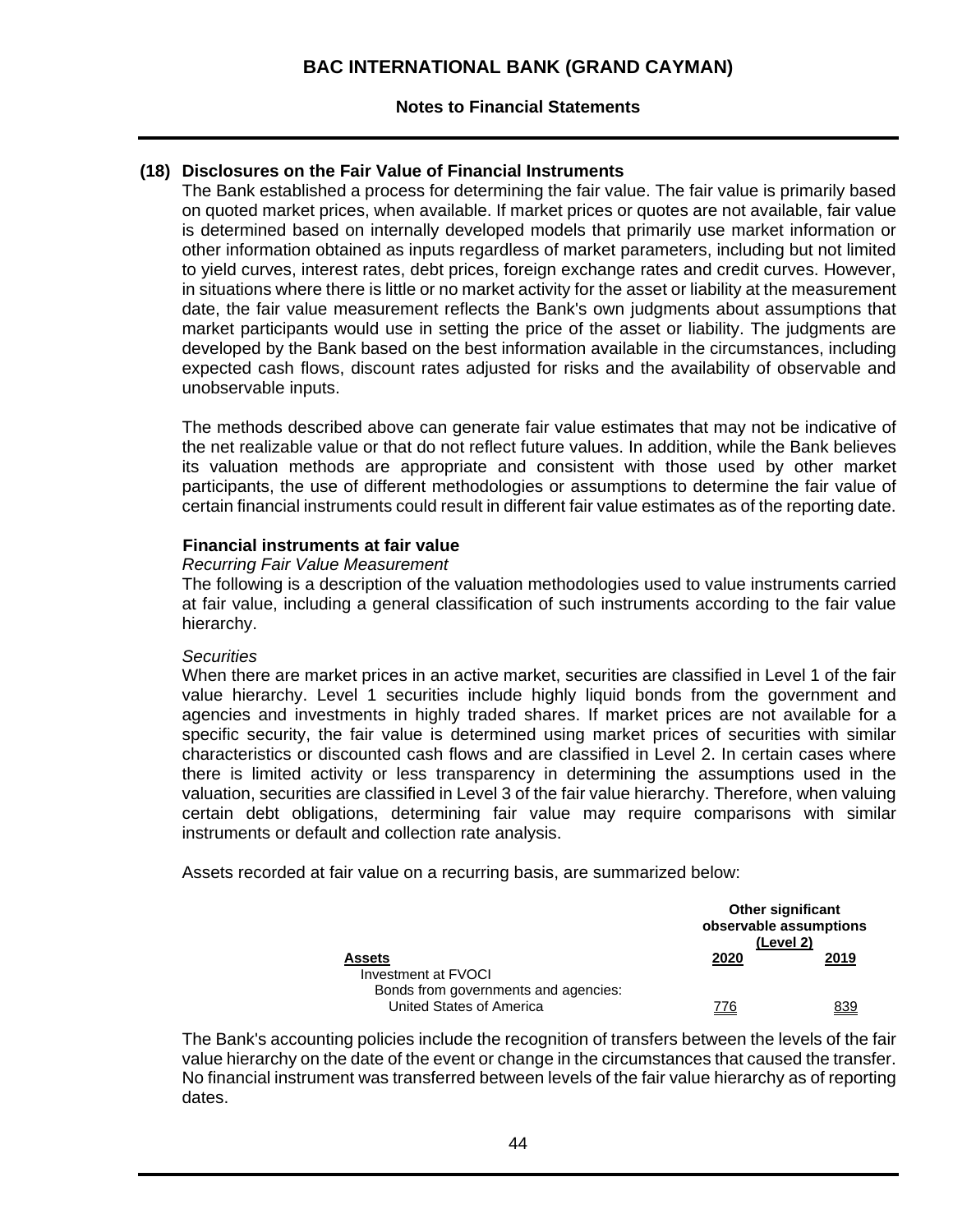### (18) Disclosures on the Fair Value of Financial Instruments

The Bank established a process for determining the fair value. The fair value is primarily based on quoted market prices, when available. If market prices or quotes are not available, fair value is determined based on internally developed models that primarily use market information or other information obtained as inputs regardless of market parameters, including but not limited to yield curves, interest rates, debt prices, foreign exchange rates and credit curves. However, in situations where there is little or no market activity for the asset or liability at the measurement date, the fair value measurement reflects the Bank's own judgments about assumptions that market participants would use in setting the price of the asset or liability. The judgments are developed by the Bank based on the best information available in the circumstances, including expected cash flows, discount rates adjusted for risks and the availability of observable and unobservable inputs.

The methods described above can generate fair value estimates that may not be indicative of the net realizable value or that do not reflect future values. In addition, while the Bank believes its valuation methods are appropriate and consistent with those used by other market participants, the use of different methodologies or assumptions to determine the fair value of certain financial instruments could result in different fair value estimates as of the reporting date.

**Financial instruments at fair value**

*Recurring Fair Value Measurement*

The following is a description of the valuation methodologies used to value instruments carried at fair value, including a general classification of such instruments according to the fair value hierarchy.

*Securities*

When there are market prices in an active market, securities are classified in Level 1 of the fair value hierarchy. Level 1 securities include highly liquid bonds from the government and agencies and investments in highly traded shares. If market prices are not available for a specific security, the fair value is determined using market prices of securities with similar characteristics or discounted cash flows and are classified in Level 2. In certain cases where there is limited activity or less transparency in determining the assumptions used in the valuation, securities are classified in Level 3 of the fair value hierarchy. Therefore, when valuing certain debt obligations, determining fair value may require comparisons with similar instruments or default and collection rate analysis.

Assets recorded at fair value on a recurring basis, are summarized below:

| | Other significant observable assumptions (Level 2) | |
|---|---|---|
| **Assets** | **2020** | **2019** |
| Investment at FVOCI | | |
| Bonds from governments and agencies: | | |
| United States of America | 776 | 839 |

The Bank's accounting policies include the recognition of transfers between the levels of the fair value hierarchy on the date of the event or change in the circumstances that caused the transfer. No financial instrument was transferred between levels of the fair value hierarchy as of reporting dates.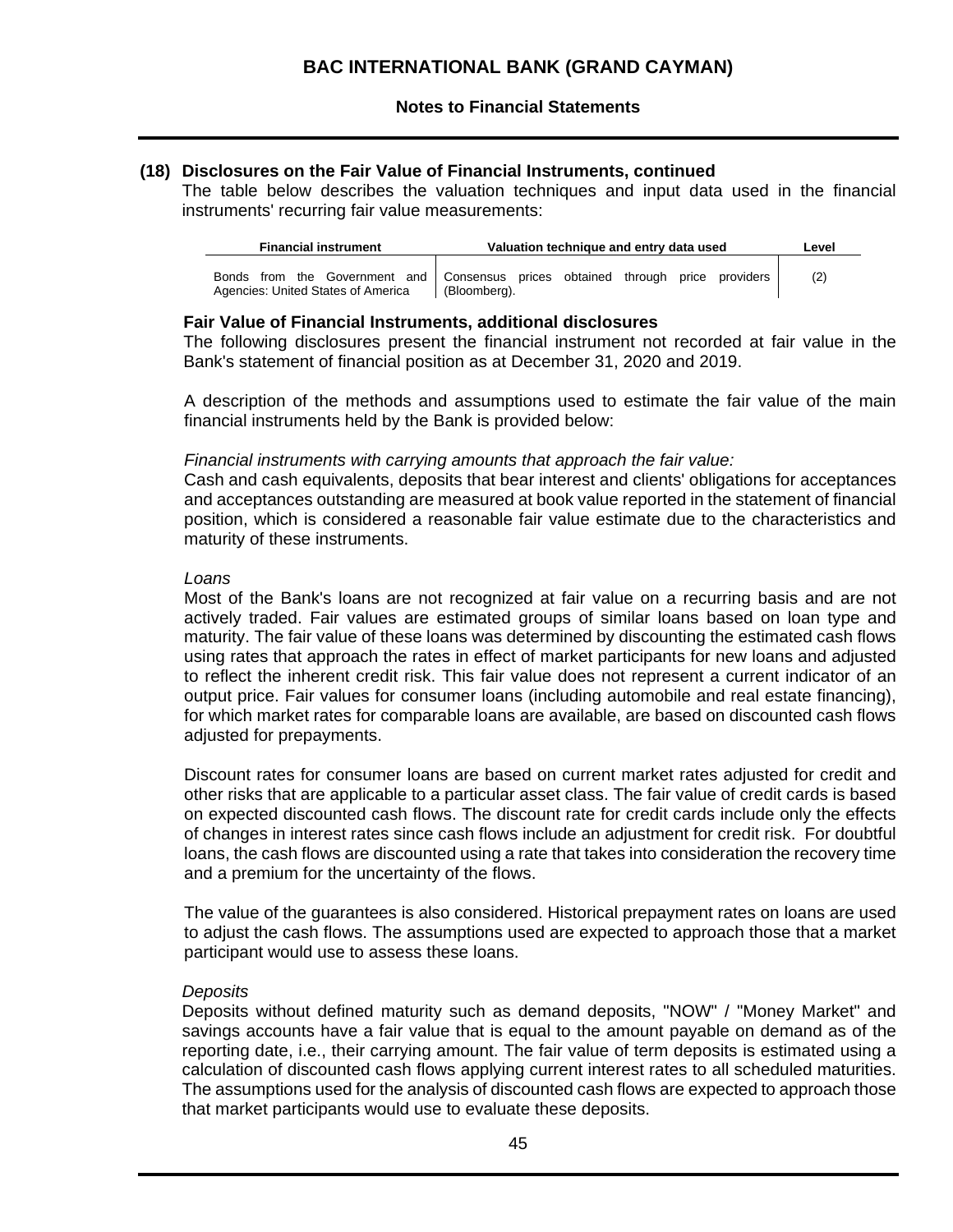## (18) Disclosures on the Fair Value of Financial Instruments, continued

The table below describes the valuation techniques and input data used in the financial instruments' recurring fair value measurements:

| Financial instrument | Valuation technique and entry data used | Level |
|---|---|---|
| Bonds from the Government and Agencies: United States of America | Consensus prices obtained through price providers (Bloomberg). | (2) |

### Fair Value of Financial Instruments, additional disclosures

The following disclosures present the financial instrument not recorded at fair value in the Bank's statement of financial position as at December 31, 2020 and 2019.

A description of the methods and assumptions used to estimate the fair value of the main financial instruments held by the Bank is provided below:

*Financial instruments with carrying amounts that approach the fair value:*

Cash and cash equivalents, deposits that bear interest and clients' obligations for acceptances and acceptances outstanding are measured at book value reported in the statement of financial position, which is considered a reasonable fair value estimate due to the characteristics and maturity of these instruments.

*Loans*

Most of the Bank's loans are not recognized at fair value on a recurring basis and are not actively traded. Fair values are estimated groups of similar loans based on loan type and maturity. The fair value of these loans was determined by discounting the estimated cash flows using rates that approach the rates in effect of market participants for new loans and adjusted to reflect the inherent credit risk. This fair value does not represent a current indicator of an output price. Fair values for consumer loans (including automobile and real estate financing), for which market rates for comparable loans are available, are based on discounted cash flows adjusted for prepayments.

Discount rates for consumer loans are based on current market rates adjusted for credit and other risks that are applicable to a particular asset class. The fair value of credit cards is based on expected discounted cash flows. The discount rate for credit cards include only the effects of changes in interest rates since cash flows include an adjustment for credit risk. For doubtful loans, the cash flows are discounted using a rate that takes into consideration the recovery time and a premium for the uncertainty of the flows.

The value of the guarantees is also considered. Historical prepayment rates on loans are used to adjust the cash flows. The assumptions used are expected to approach those that a market participant would use to assess these loans.

*Deposits*

Deposits without defined maturity such as demand deposits, "NOW" / "Money Market" and savings accounts have a fair value that is equal to the amount payable on demand as of the reporting date, i.e., their carrying amount. The fair value of term deposits is estimated using a calculation of discounted cash flows applying current interest rates to all scheduled maturities. The assumptions used for the analysis of discounted cash flows are expected to approach those that market participants would use to evaluate these deposits.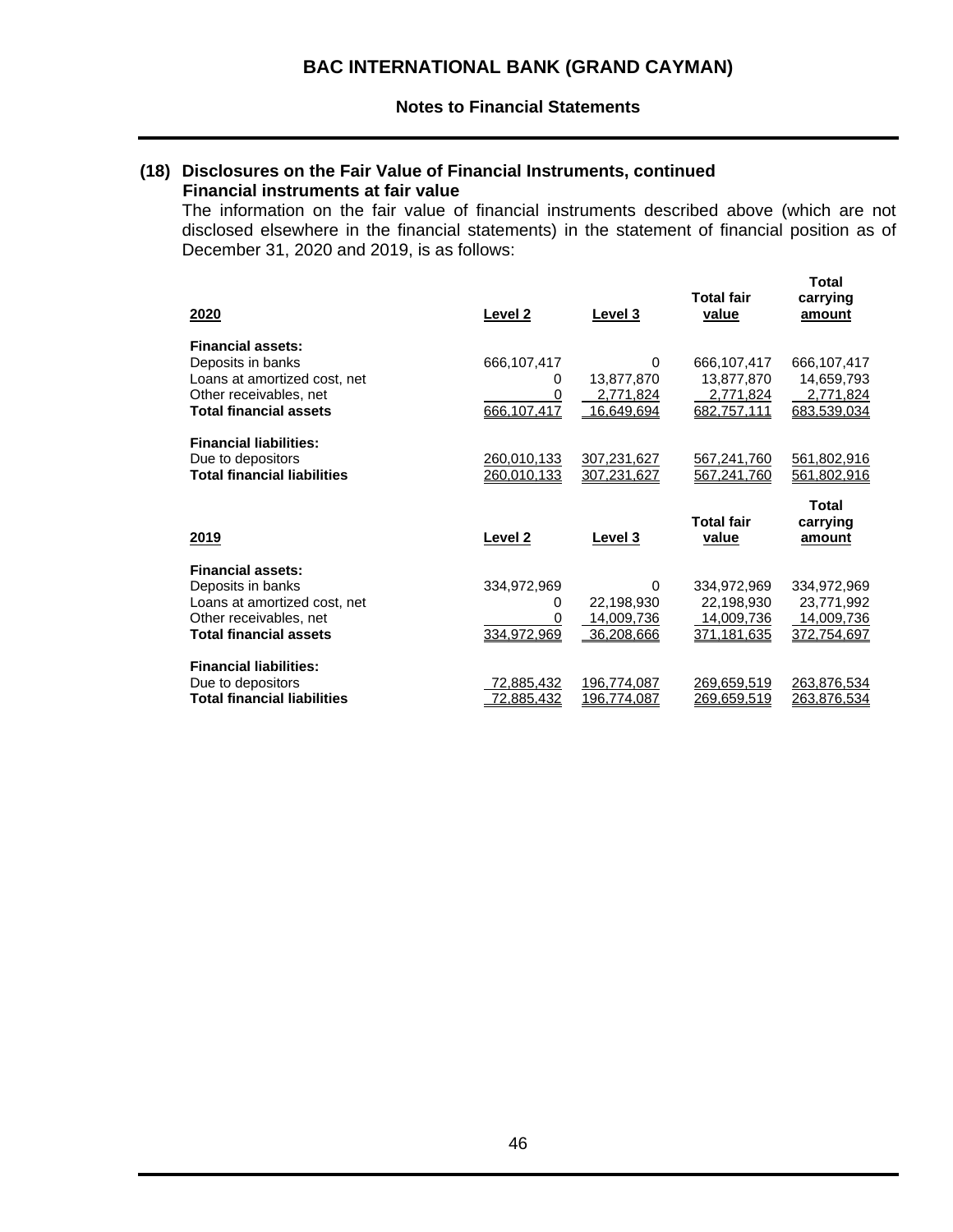### (18) Disclosures on the Fair Value of Financial Instruments, continued

**Financial instruments at fair value**

The information on the fair value of financial instruments described above (which are not disclosed elsewhere in the financial statements) in the statement of financial position as of December 31, 2020 and 2019, is as follows:

| 2020 | Level 2 | Level 3 | Total fair value | Total carrying amount |
|---|---|---|---|---|
| **Financial assets:** | | | | |
| Deposits in banks | 666,107,417 | 0 | 666,107,417 | 666,107,417 |
| Loans at amortized cost, net | 0 | 13,877,870 | 13,877,870 | 14,659,793 |
| Other receivables, net | 0 | 2,771,824 | 2,771,824 | 2,771,824 |
| **Total financial assets** | 666,107,417 | 16,649,694 | 682,757,111 | 683,539,034 |
| **Financial liabilities:** | | | | |
| Due to depositors | 260,010,133 | 307,231,627 | 567,241,760 | 561,802,916 |
| **Total financial liabilities** | 260,010,133 | 307,231,627 | 567,241,760 | 561,802,916 |

| 2019 | Level 2 | Level 3 | Total fair value | Total carrying amount |
|---|---|---|---|---|
| **Financial assets:** | | | | |
| Deposits in banks | 334,972,969 | 0 | 334,972,969 | 334,972,969 |
| Loans at amortized cost, net | 0 | 22,198,930 | 22,198,930 | 23,771,992 |
| Other receivables, net | 0 | 14,009,736 | 14,009,736 | 14,009,736 |
| **Total financial assets** | 334,972,969 | 36,208,666 | 371,181,635 | 372,754,697 |
| **Financial liabilities:** | | | | |
| Due to depositors | 72,885,432 | 196,774,087 | 269,659,519 | 263,876,534 |
| **Total financial liabilities** | 72,885,432 | 196,774,087 | 269,659,519 | 263,876,534 |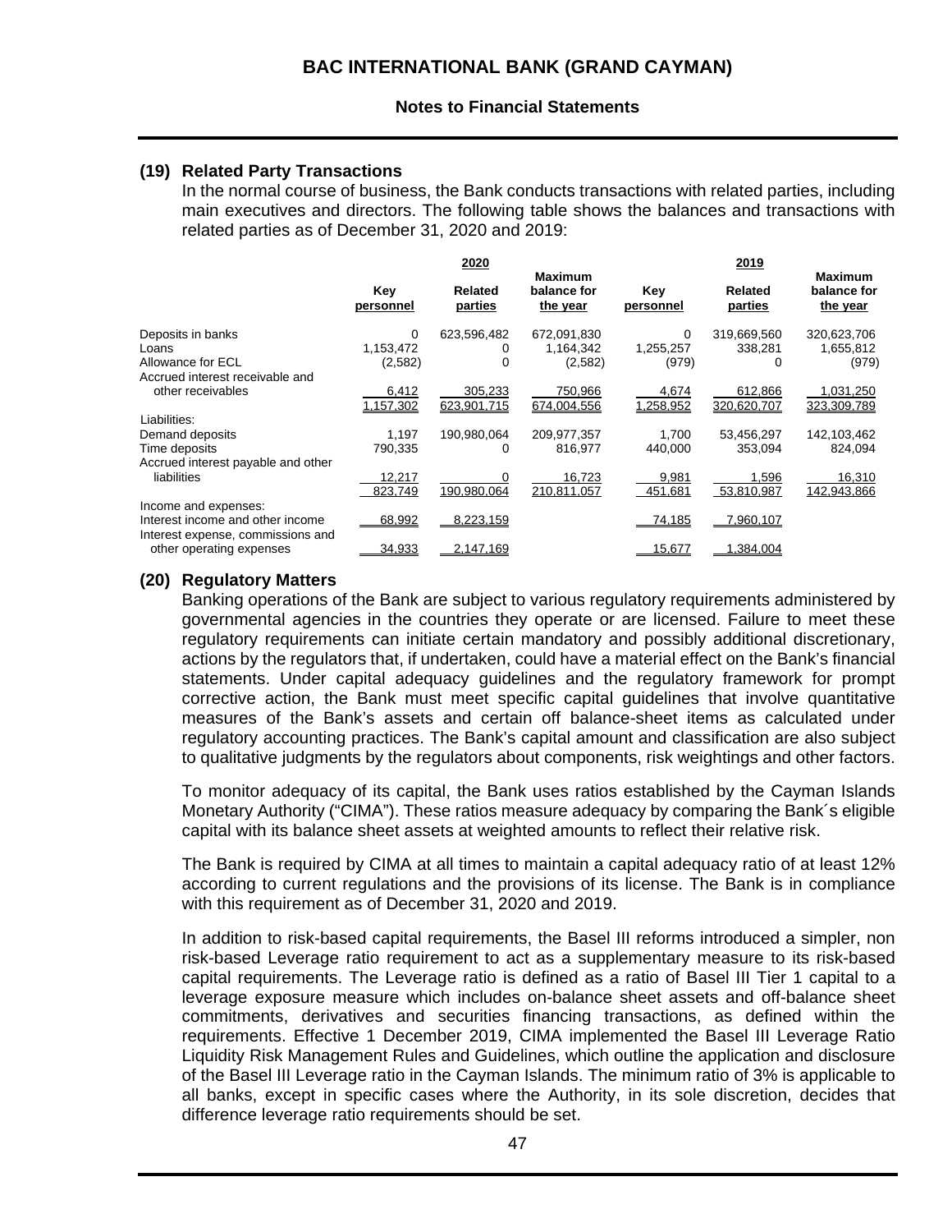## (19) Related Party Transactions

In the normal course of business, the Bank conducts transactions with related parties, including main executives and directors. The following table shows the balances and transactions with related parties as of December 31, 2020 and 2019:

| | 2020 | | | 2019 | | |
|---|---|---|---|---|---|---|
| | Key personnel | Related parties | Maximum balance for the year | Key personnel | Related parties | Maximum balance for the year |
| Deposits in banks | 0 | 623,596,482 | 672,091,830 | 0 | 319,669,560 | 320,623,706 |
| Loans | 1,153,472 | 0 | 1,164,342 | 1,255,257 | 338,281 | 1,655,812 |
| Allowance for ECL | (2,582) | 0 | (2,582) | (979) | 0 | (979) |
| Accrued interest receivable and other receivables | 6,412 | 305,233 | 750,966 | 4,674 | 612,866 | 1,031,250 |
| | 1,157,302 | 623,901,715 | 674,004,556 | 1,258,952 | 320,620,707 | 323,309,789 |
| Liabilities: | | | | | | |
| Demand deposits | 1,197 | 190,980,064 | 209,977,357 | 1,700 | 53,456,297 | 142,103,462 |
| Time deposits | 790,335 | 0 | 816,977 | 440,000 | 353,094 | 824,094 |
| Accrued interest payable and other liabilities | 12,217 | 0 | 16,723 | 9,981 | 1,596 | 16,310 |
| | 823,749 | 190,980,064 | 210,811,057 | 451,681 | 53,810,987 | 142,943,866 |
| Income and expenses: | | | | | | |
| Interest income and other income | 68,992 | 8,223,159 | | 74,185 | 7,960,107 | |
| Interest expense, commissions and other operating expenses | 34,933 | 2,147,169 | | 15,677 | 1,384,004 | |

## (20) Regulatory Matters

Banking operations of the Bank are subject to various regulatory requirements administered by governmental agencies in the countries they operate or are licensed. Failure to meet these regulatory requirements can initiate certain mandatory and possibly additional discretionary, actions by the regulators that, if undertaken, could have a material effect on the Bank's financial statements. Under capital adequacy guidelines and the regulatory framework for prompt corrective action, the Bank must meet specific capital guidelines that involve quantitative measures of the Bank's assets and certain off balance-sheet items as calculated under regulatory accounting practices. The Bank's capital amount and classification are also subject to qualitative judgments by the regulators about components, risk weightings and other factors.

To monitor adequacy of its capital, the Bank uses ratios established by the Cayman Islands Monetary Authority ("CIMA"). These ratios measure adequacy by comparing the Bank´s eligible capital with its balance sheet assets at weighted amounts to reflect their relative risk.

The Bank is required by CIMA at all times to maintain a capital adequacy ratio of at least 12% according to current regulations and the provisions of its license. The Bank is in compliance with this requirement as of December 31, 2020 and 2019.

In addition to risk-based capital requirements, the Basel III reforms introduced a simpler, non risk-based Leverage ratio requirement to act as a supplementary measure to its risk-based capital requirements. The Leverage ratio is defined as a ratio of Basel III Tier 1 capital to a leverage exposure measure which includes on-balance sheet assets and off-balance sheet commitments, derivatives and securities financing transactions, as defined within the requirements. Effective 1 December 2019, CIMA implemented the Basel III Leverage Ratio Liquidity Risk Management Rules and Guidelines, which outline the application and disclosure of the Basel III Leverage ratio in the Cayman Islands. The minimum ratio of 3% is applicable to all banks, except in specific cases where the Authority, in its sole discretion, decides that difference leverage ratio requirements should be set.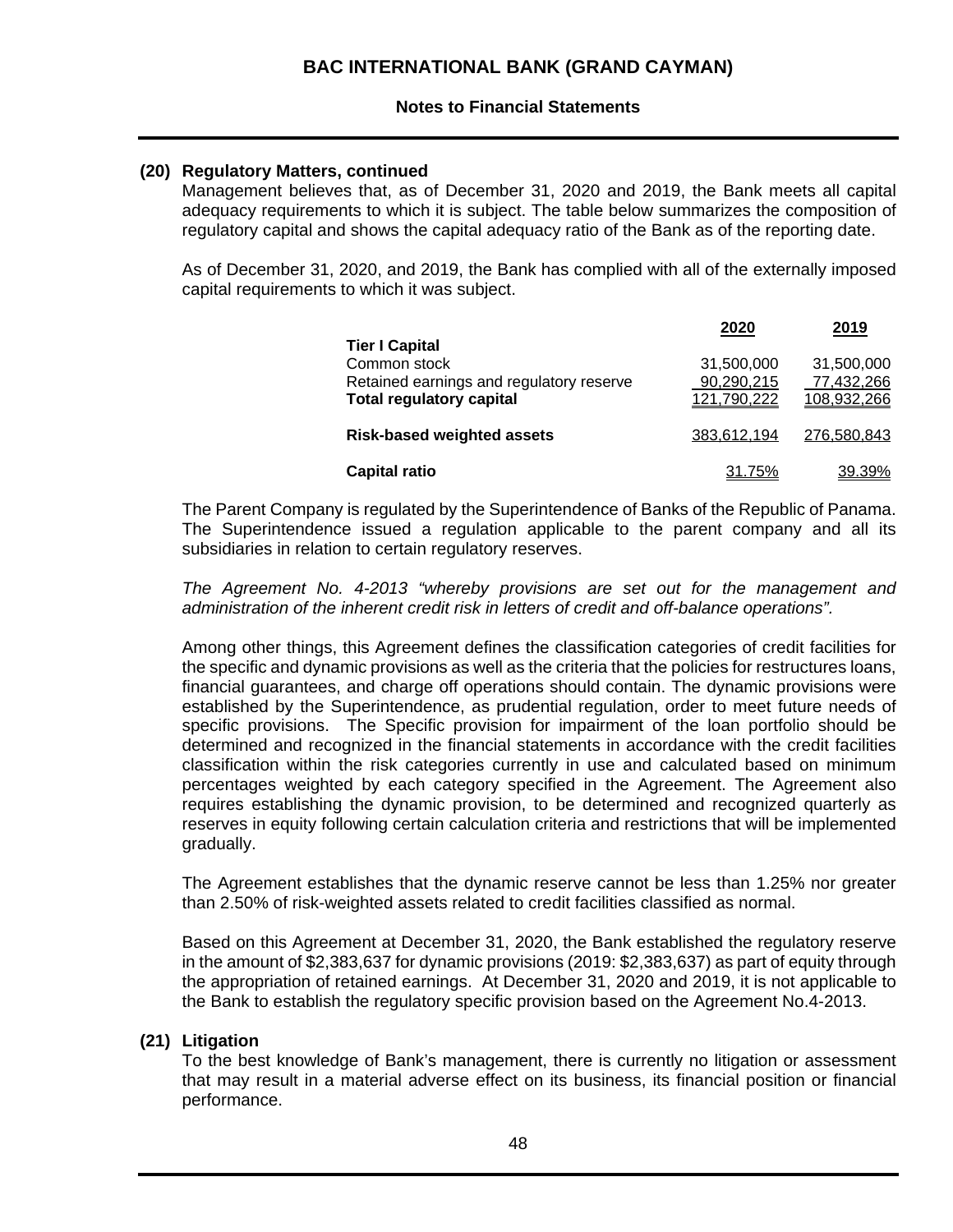### (20) Regulatory Matters, continued

Management believes that, as of December 31, 2020 and 2019, the Bank meets all capital adequacy requirements to which it is subject. The table below summarizes the composition of regulatory capital and shows the capital adequacy ratio of the Bank as of the reporting date.

As of December 31, 2020, and 2019, the Bank has complied with all of the externally imposed capital requirements to which it was subject.

| | 2020 | 2019 |
|---|---|---|
| **Tier I Capital** | | |
| Common stock | 31,500,000 | 31,500,000 |
| Retained earnings and regulatory reserve | 90,290,215 | 77,432,266 |
| **Total regulatory capital** | 121,790,222 | 108,932,266 |
| **Risk-based weighted assets** | 383,612,194 | 276,580,843 |
| **Capital ratio** | 31.75% | 39.39% |

The Parent Company is regulated by the Superintendence of Banks of the Republic of Panama. The Superintendence issued a regulation applicable to the parent company and all its subsidiaries in relation to certain regulatory reserves.

*The Agreement No. 4-2013 "whereby provisions are set out for the management and administration of the inherent credit risk in letters of credit and off-balance operations".*

Among other things, this Agreement defines the classification categories of credit facilities for the specific and dynamic provisions as well as the criteria that the policies for restructures loans, financial guarantees, and charge off operations should contain. The dynamic provisions were established by the Superintendence, as prudential regulation, order to meet future needs of specific provisions. The Specific provision for impairment of the loan portfolio should be determined and recognized in the financial statements in accordance with the credit facilities classification within the risk categories currently in use and calculated based on minimum percentages weighted by each category specified in the Agreement. The Agreement also requires establishing the dynamic provision, to be determined and recognized quarterly as reserves in equity following certain calculation criteria and restrictions that will be implemented gradually.

The Agreement establishes that the dynamic reserve cannot be less than 1.25% nor greater than 2.50% of risk-weighted assets related to credit facilities classified as normal.

Based on this Agreement at December 31, 2020, the Bank established the regulatory reserve in the amount of $2,383,637 for dynamic provisions (2019: $2,383,637) as part of equity through the appropriation of retained earnings. At December 31, 2020 and 2019, it is not applicable to the Bank to establish the regulatory specific provision based on the Agreement No.4-2013.

### (21) Litigation

To the best knowledge of Bank's management, there is currently no litigation or assessment that may result in a material adverse effect on its business, its financial position or financial performance.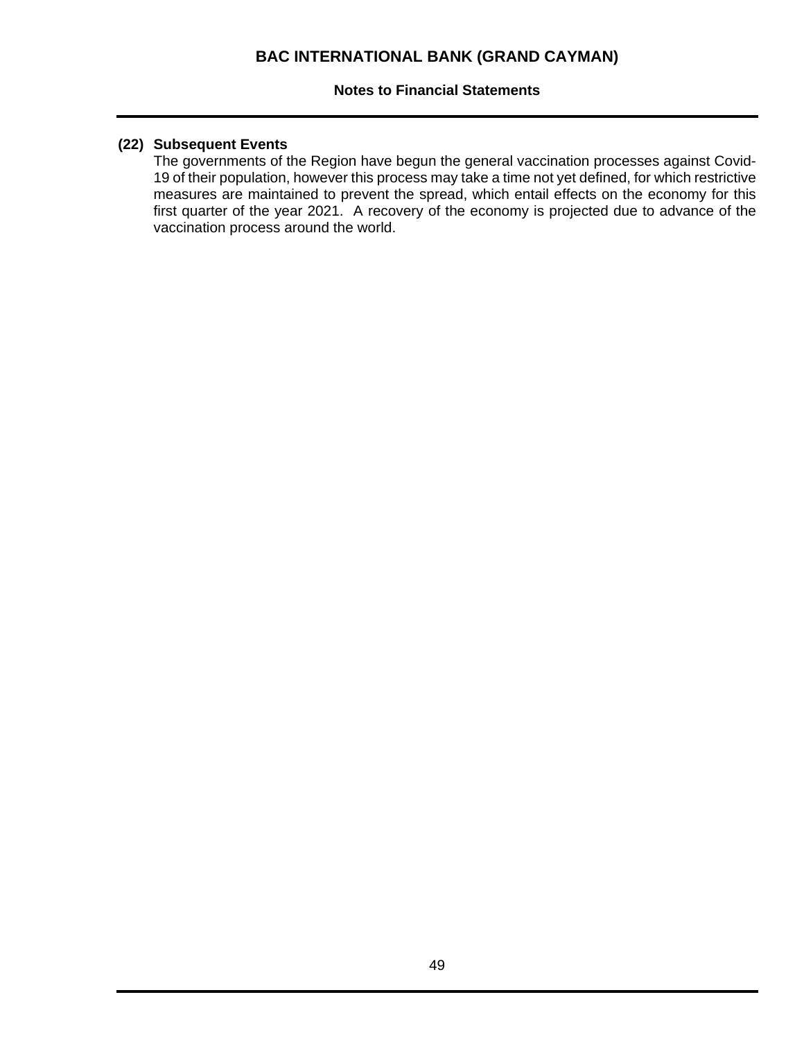## (22) Subsequent Events

The governments of the Region have begun the general vaccination processes against Covid-19 of their population, however this process may take a time not yet defined, for which restrictive measures are maintained to prevent the spread, which entail effects on the economy for this first quarter of the year 2021. A recovery of the economy is projected due to advance of the vaccination process around the world.